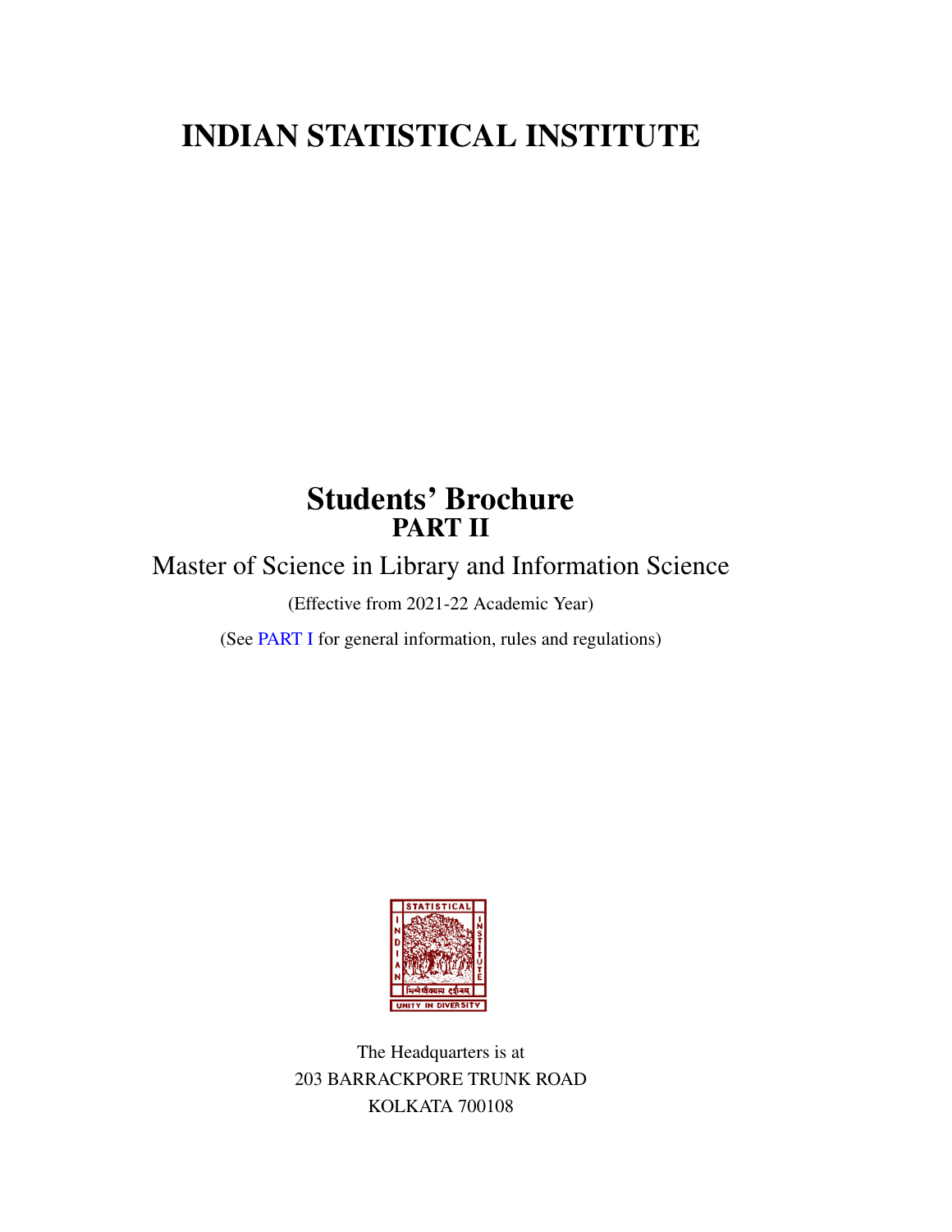# INDIAN STATISTICAL INSTITUTE

## Students' Brochure
### PART II

Master of Science in Library and Information Science

(Effective from 2021-22 Academic Year)

(See PART I for general information, rules and regulations)

The Headquarters is at
203 BARRACKPORE TRUNK ROAD
KOLKATA 700108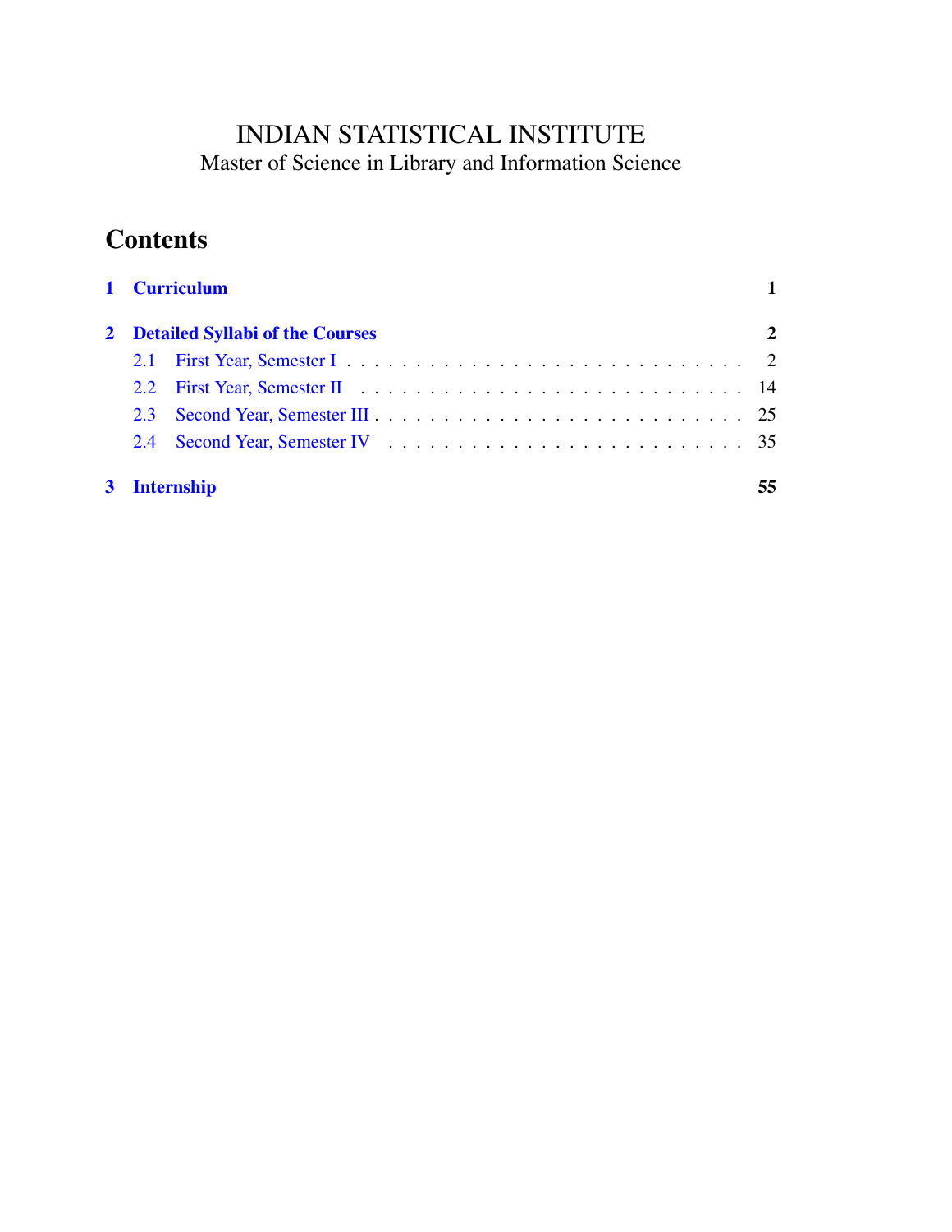# INDIAN STATISTICAL INSTITUTE

Master of Science in Library and Information Science

## Contents

**1 Curriculum** **1**

**2 Detailed Syllabi of the Courses** **2**

- 2.1 First Year, Semester I . . . . . . . . . . . . . . . . . . . . . . . . . . . . 2
- 2.2 First Year, Semester II . . . . . . . . . . . . . . . . . . . . . . . . . . . 14
- 2.3 Second Year, Semester III . . . . . . . . . . . . . . . . . . . . . . . . . . 25
- 2.4 Second Year, Semester IV . . . . . . . . . . . . . . . . . . . . . . . . . . 35

**3 Internship** **55**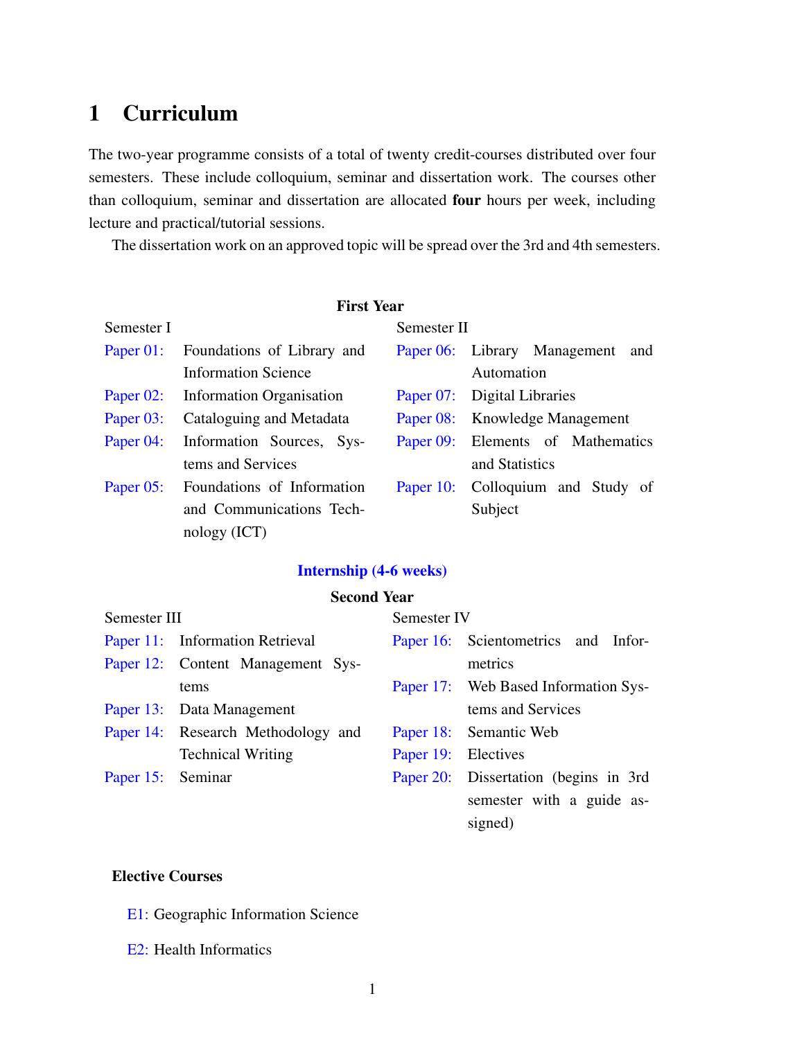# 1 Curriculum

The two-year programme consists of a total of twenty credit-courses distributed over four semesters. These include colloquium, seminar and dissertation work. The courses other than colloquium, seminar and dissertation are allocated **four** hours per week, including lecture and practical/tutorial sessions.

The dissertation work on an approved topic will be spread over the 3rd and 4th semesters.

**First Year**

Semester I

- Paper 01: Foundations of Library and Information Science
- Paper 02: Information Organisation
- Paper 03: Cataloguing and Metadata
- Paper 04: Information Sources, Systems and Services
- Paper 05: Foundations of Information and Communications Technology (ICT)

Semester II

- Paper 06: Library Management and Automation
- Paper 07: Digital Libraries
- Paper 08: Knowledge Management
- Paper 09: Elements of Mathematics and Statistics
- Paper 10: Colloquium and Study of Subject

**Internship (4-6 weeks)**

**Second Year**

Semester III

- Paper 11: Information Retrieval
- Paper 12: Content Management Systems
- Paper 13: Data Management
- Paper 14: Research Methodology and Technical Writing
- Paper 15: Seminar

Semester IV

- Paper 16: Scientometrics and Informetrics
- Paper 17: Web Based Information Systems and Services
- Paper 18: Semantic Web
- Paper 19: Electives
- Paper 20: Dissertation (begins in 3rd semester with a guide assigned)

**Elective Courses**

- E1: Geographic Information Science
- E2: Health Informatics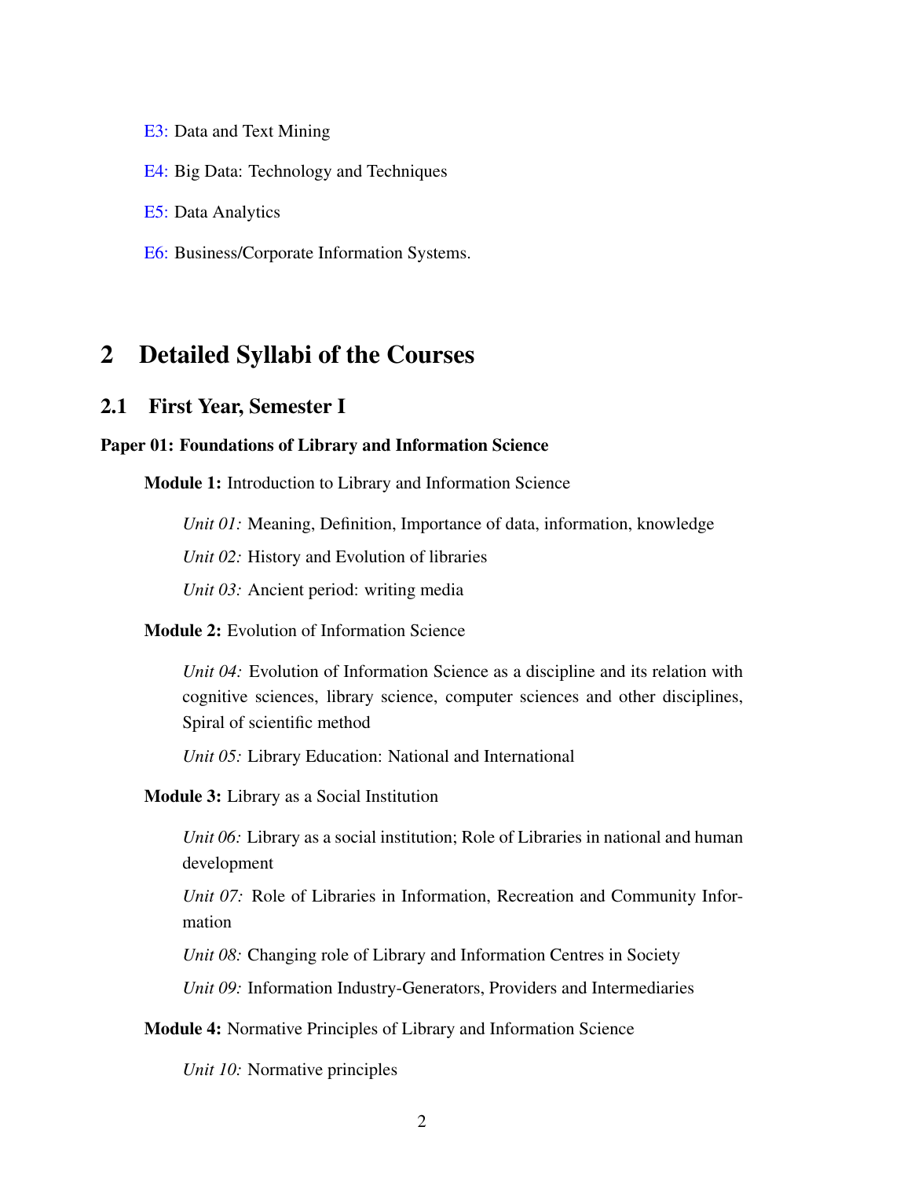E3: Data and Text Mining

E4: Big Data: Technology and Techniques

E5: Data Analytics

E6: Business/Corporate Information Systems.

# 2 Detailed Syllabi of the Courses

## 2.1 First Year, Semester I

**Paper 01: Foundations of Library and Information Science**

**Module 1:** Introduction to Library and Information Science

*Unit 01:* Meaning, Definition, Importance of data, information, knowledge

*Unit 02:* History and Evolution of libraries

*Unit 03:* Ancient period: writing media

**Module 2:** Evolution of Information Science

*Unit 04:* Evolution of Information Science as a discipline and its relation with cognitive sciences, library science, computer sciences and other disciplines, Spiral of scientific method

*Unit 05:* Library Education: National and International

**Module 3:** Library as a Social Institution

*Unit 06:* Library as a social institution; Role of Libraries in national and human development

*Unit 07:* Role of Libraries in Information, Recreation and Community Information

*Unit 08:* Changing role of Library and Information Centres in Society

*Unit 09:* Information Industry-Generators, Providers and Intermediaries

**Module 4:** Normative Principles of Library and Information Science

*Unit 10:* Normative principles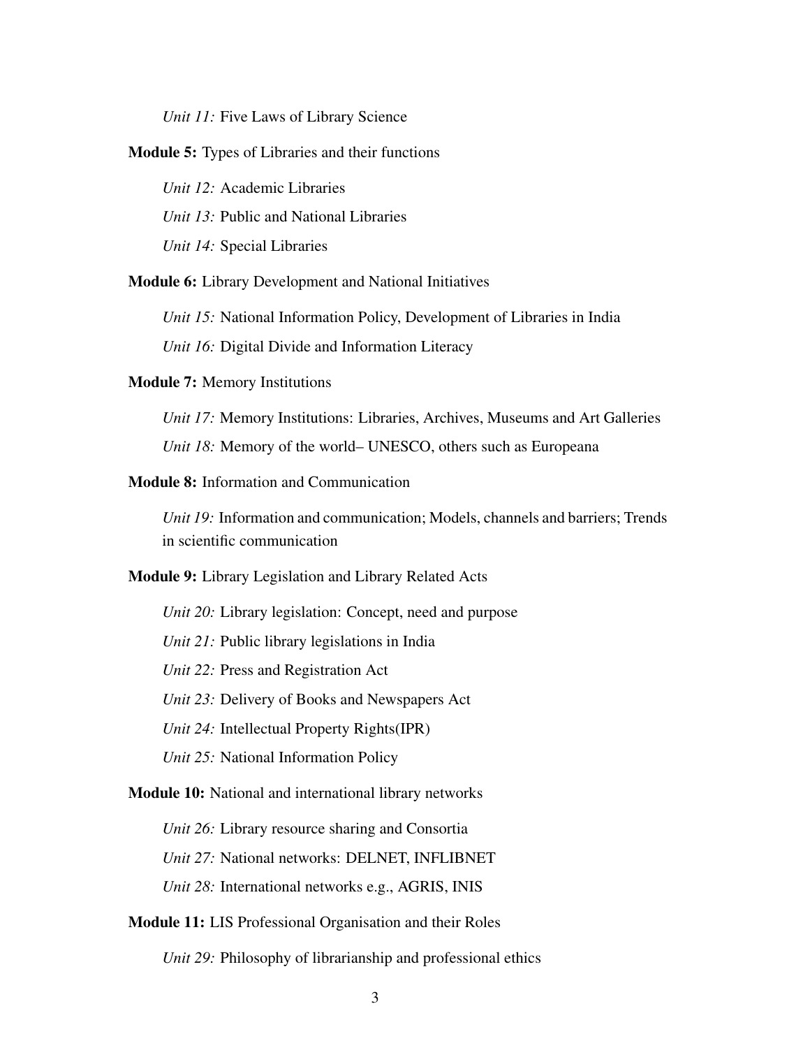*Unit 11:* Five Laws of Library Science

**Module 5:** Types of Libraries and their functions

*Unit 12:* Academic Libraries

*Unit 13:* Public and National Libraries

*Unit 14:* Special Libraries

**Module 6:** Library Development and National Initiatives

*Unit 15:* National Information Policy, Development of Libraries in India

*Unit 16:* Digital Divide and Information Literacy

**Module 7:** Memory Institutions

*Unit 17:* Memory Institutions: Libraries, Archives, Museums and Art Galleries

*Unit 18:* Memory of the world– UNESCO, others such as Europeana

**Module 8:** Information and Communication

*Unit 19:* Information and communication; Models, channels and barriers; Trends in scientific communication

**Module 9:** Library Legislation and Library Related Acts

*Unit 20:* Library legislation: Concept, need and purpose

*Unit 21:* Public library legislations in India

*Unit 22:* Press and Registration Act

*Unit 23:* Delivery of Books and Newspapers Act

*Unit 24:* Intellectual Property Rights(IPR)

*Unit 25:* National Information Policy

**Module 10:** National and international library networks

*Unit 26:* Library resource sharing and Consortia

*Unit 27:* National networks: DELNET, INFLIBNET

*Unit 28:* International networks e.g., AGRIS, INIS

**Module 11:** LIS Professional Organisation and their Roles

*Unit 29:* Philosophy of librarianship and professional ethics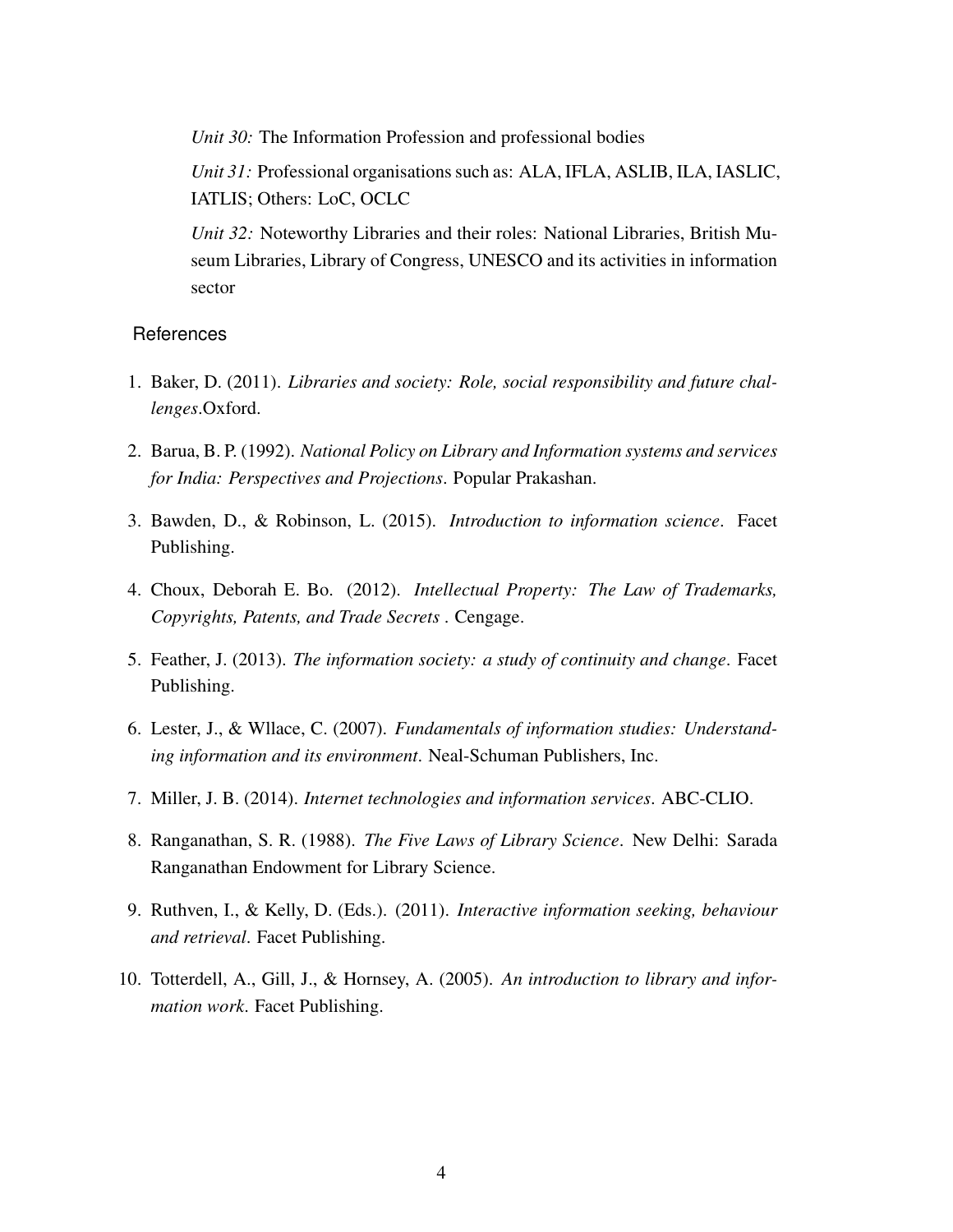*Unit 30:* The Information Profession and professional bodies

*Unit 31:* Professional organisations such as: ALA, IFLA, ASLIB, ILA, IASLIC, IATLIS; Others: LoC, OCLC

*Unit 32:* Noteworthy Libraries and their roles: National Libraries, British Museum Libraries, Library of Congress, UNESCO and its activities in information sector

## References

1. Baker, D. (2011). *Libraries and society: Role, social responsibility and future challenges*.Oxford.
2. Barua, B. P. (1992). *National Policy on Library and Information systems and services for India: Perspectives and Projections*. Popular Prakashan.
3. Bawden, D., & Robinson, L. (2015). *Introduction to information science*. Facet Publishing.
4. Choux, Deborah E. Bo. (2012). *Intellectual Property: The Law of Trademarks, Copyrights, Patents, and Trade Secrets* . Cengage.
5. Feather, J. (2013). *The information society: a study of continuity and change*. Facet Publishing.
6. Lester, J., & Wllace, C. (2007). *Fundamentals of information studies: Understanding information and its environment*. Neal-Schuman Publishers, Inc.
7. Miller, J. B. (2014). *Internet technologies and information services*. ABC-CLIO.
8. Ranganathan, S. R. (1988). *The Five Laws of Library Science*. New Delhi: Sarada Ranganathan Endowment for Library Science.
9. Ruthven, I., & Kelly, D. (Eds.). (2011). *Interactive information seeking, behaviour and retrieval*. Facet Publishing.
10. Totterdell, A., Gill, J., & Hornsey, A. (2005). *An introduction to library and information work*. Facet Publishing.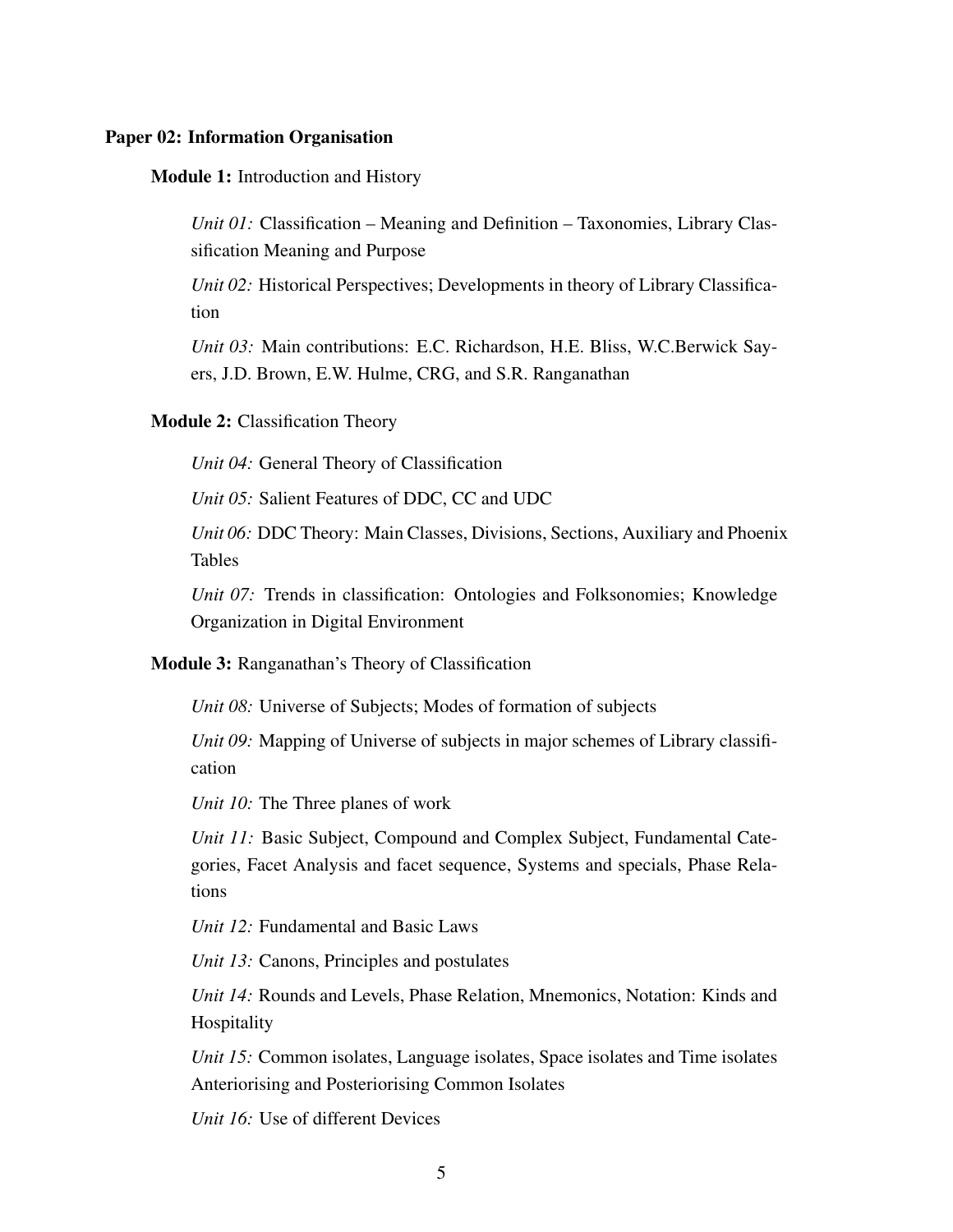**Paper 02: Information Organisation**

**Module 1:** Introduction and History

*Unit 01:* Classification – Meaning and Definition – Taxonomies, Library Classification Meaning and Purpose

*Unit 02:* Historical Perspectives; Developments in theory of Library Classification

*Unit 03:* Main contributions: E.C. Richardson, H.E. Bliss, W.C.Berwick Sayers, J.D. Brown, E.W. Hulme, CRG, and S.R. Ranganathan

**Module 2:** Classification Theory

*Unit 04:* General Theory of Classification

*Unit 05:* Salient Features of DDC, CC and UDC

*Unit 06:* DDC Theory: Main Classes, Divisions, Sections, Auxiliary and Phoenix Tables

*Unit 07:* Trends in classification: Ontologies and Folksonomies; Knowledge Organization in Digital Environment

**Module 3:** Ranganathan's Theory of Classification

*Unit 08:* Universe of Subjects; Modes of formation of subjects

*Unit 09:* Mapping of Universe of subjects in major schemes of Library classification

*Unit 10:* The Three planes of work

*Unit 11:* Basic Subject, Compound and Complex Subject, Fundamental Categories, Facet Analysis and facet sequence, Systems and specials, Phase Relations

*Unit 12:* Fundamental and Basic Laws

*Unit 13:* Canons, Principles and postulates

*Unit 14:* Rounds and Levels, Phase Relation, Mnemonics, Notation: Kinds and Hospitality

*Unit 15:* Common isolates, Language isolates, Space isolates and Time isolates Anteriorising and Posteriorising Common Isolates

*Unit 16:* Use of different Devices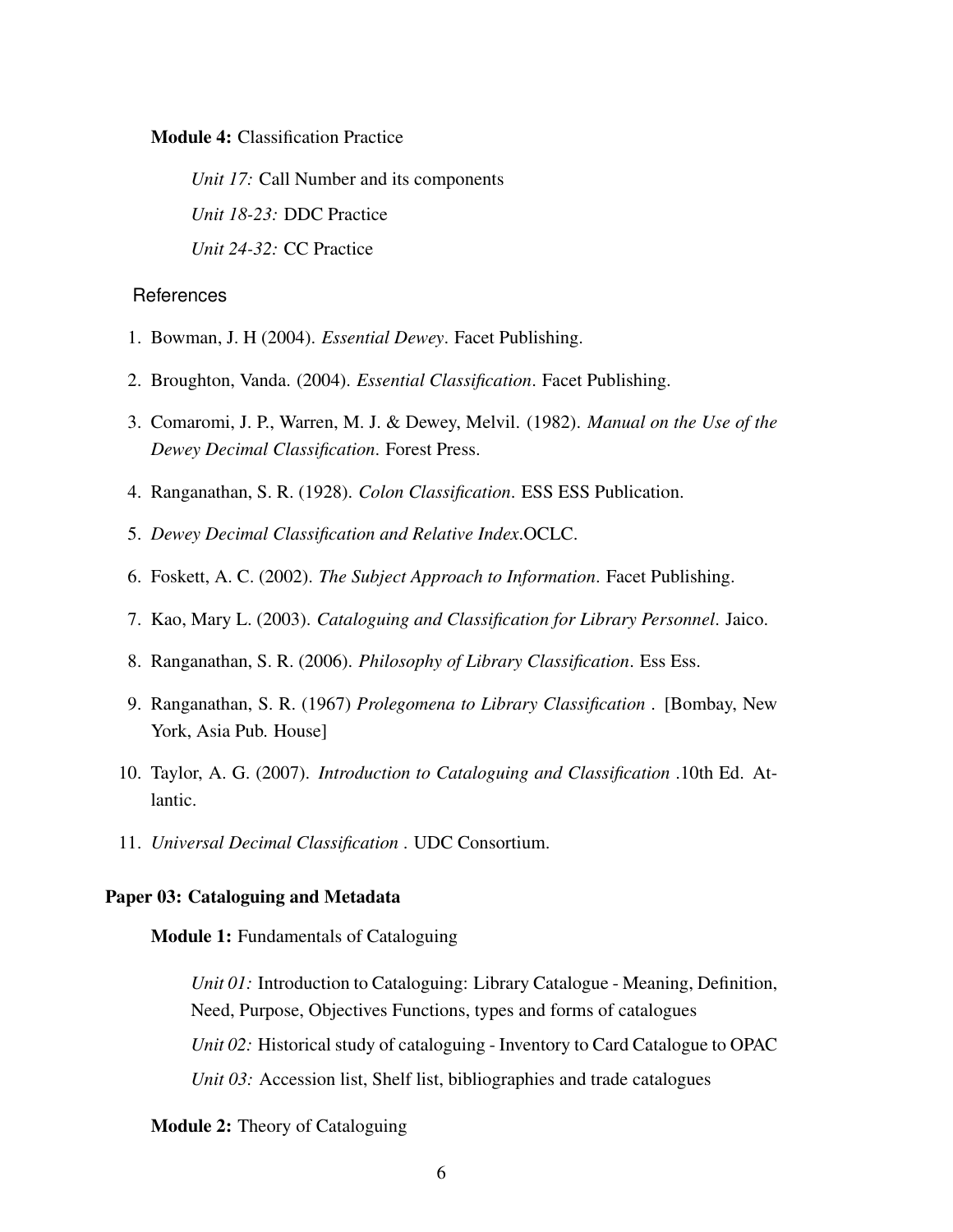**Module 4:** Classification Practice

*Unit 17:* Call Number and its components

*Unit 18-23:* DDC Practice

*Unit 24-32:* CC Practice

References

1. Bowman, J. H (2004). *Essential Dewey*. Facet Publishing.
2. Broughton, Vanda. (2004). *Essential Classification*. Facet Publishing.
3. Comaromi, J. P., Warren, M. J. & Dewey, Melvil. (1982). *Manual on the Use of the Dewey Decimal Classification*. Forest Press.
4. Ranganathan, S. R. (1928). *Colon Classification*. ESS ESS Publication.
5. *Dewey Decimal Classification and Relative Index*.OCLC.
6. Foskett, A. C. (2002). *The Subject Approach to Information*. Facet Publishing.
7. Kao, Mary L. (2003). *Cataloguing and Classification for Library Personnel*. Jaico.
8. Ranganathan, S. R. (2006). *Philosophy of Library Classification*. Ess Ess.
9. Ranganathan, S. R. (1967) *Prolegomena to Library Classification* . [Bombay, New York, Asia Pub. House]
10. Taylor, A. G. (2007). *Introduction to Cataloguing and Classification* .10th Ed. Atlantic.
11. *Universal Decimal Classification* . UDC Consortium.

**Paper 03: Cataloguing and Metadata**

**Module 1:** Fundamentals of Cataloguing

*Unit 01:* Introduction to Cataloguing: Library Catalogue - Meaning, Definition, Need, Purpose, Objectives Functions, types and forms of catalogues

*Unit 02:* Historical study of cataloguing - Inventory to Card Catalogue to OPAC

*Unit 03:* Accession list, Shelf list, bibliographies and trade catalogues

**Module 2:** Theory of Cataloguing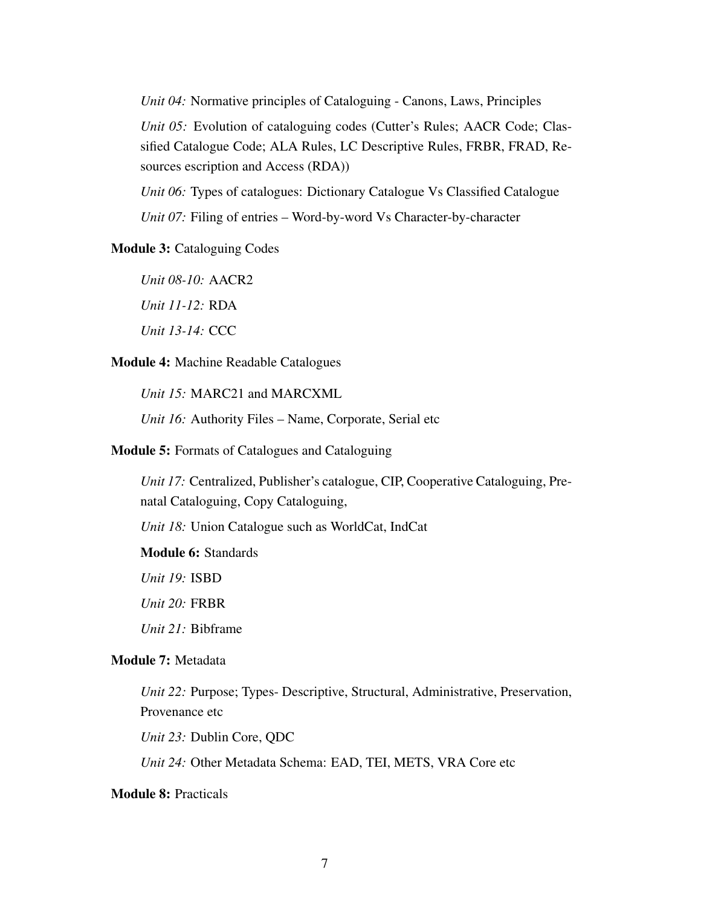*Unit 04:* Normative principles of Cataloguing - Canons, Laws, Principles

*Unit 05:* Evolution of cataloguing codes (Cutter's Rules; AACR Code; Classified Catalogue Code; ALA Rules, LC Descriptive Rules, FRBR, FRAD, Resources escription and Access (RDA))

*Unit 06:* Types of catalogues: Dictionary Catalogue Vs Classified Catalogue

*Unit 07:* Filing of entries – Word-by-word Vs Character-by-character

**Module 3:** Cataloguing Codes

*Unit 08-10:* AACR2

*Unit 11-12:* RDA

*Unit 13-14:* CCC

**Module 4:** Machine Readable Catalogues

*Unit 15:* MARC21 and MARCXML

*Unit 16:* Authority Files – Name, Corporate, Serial etc

**Module 5:** Formats of Catalogues and Cataloguing

*Unit 17:* Centralized, Publisher's catalogue, CIP, Cooperative Cataloguing, Prenatal Cataloguing, Copy Cataloguing,

*Unit 18:* Union Catalogue such as WorldCat, IndCat

**Module 6:** Standards

*Unit 19:* ISBD

*Unit 20:* FRBR

*Unit 21:* Bibframe

**Module 7:** Metadata

*Unit 22:* Purpose; Types- Descriptive, Structural, Administrative, Preservation, Provenance etc

*Unit 23:* Dublin Core, QDC

*Unit 24:* Other Metadata Schema: EAD, TEI, METS, VRA Core etc

**Module 8:** Practicals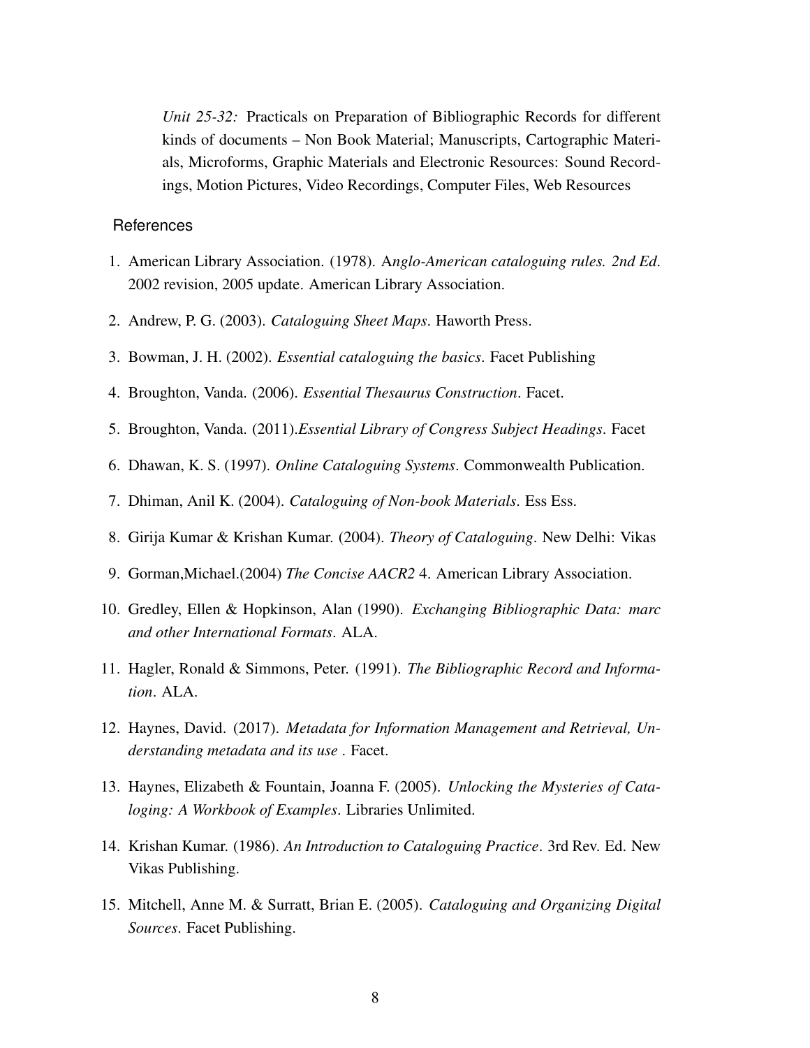*Unit 25-32:* Practicals on Preparation of Bibliographic Records for different kinds of documents – Non Book Material; Manuscripts, Cartographic Materials, Microforms, Graphic Materials and Electronic Resources: Sound Recordings, Motion Pictures, Video Recordings, Computer Files, Web Resources

## References

1. American Library Association. (1978). A*nglo-American cataloguing rules. 2nd Ed*. 2002 revision, 2005 update. American Library Association.
2. Andrew, P. G. (2003). *Cataloguing Sheet Maps*. Haworth Press.
3. Bowman, J. H. (2002). *Essential cataloguing the basics*. Facet Publishing
4. Broughton, Vanda. (2006). *Essential Thesaurus Construction*. Facet.
5. Broughton, Vanda. (2011).*Essential Library of Congress Subject Headings*. Facet
6. Dhawan, K. S. (1997). *Online Cataloguing Systems*. Commonwealth Publication.
7. Dhiman, Anil K. (2004). *Cataloguing of Non-book Materials*. Ess Ess.
8. Girija Kumar & Krishan Kumar. (2004). *Theory of Cataloguing*. New Delhi: Vikas
9. Gorman,Michael.(2004) *The Concise AACR2* 4. American Library Association.
10. Gredley, Ellen & Hopkinson, Alan (1990). *Exchanging Bibliographic Data: marc and other International Formats*. ALA.
11. Hagler, Ronald & Simmons, Peter. (1991). *The Bibliographic Record and Information*. ALA.
12. Haynes, David. (2017). *Metadata for Information Management and Retrieval, Understanding metadata and its use* . Facet.
13. Haynes, Elizabeth & Fountain, Joanna F. (2005). *Unlocking the Mysteries of Cataloging: A Workbook of Examples*. Libraries Unlimited.
14. Krishan Kumar. (1986). *An Introduction to Cataloguing Practice*. 3rd Rev. Ed. New Vikas Publishing.
15. Mitchell, Anne M. & Surratt, Brian E. (2005). *Cataloguing and Organizing Digital Sources*. Facet Publishing.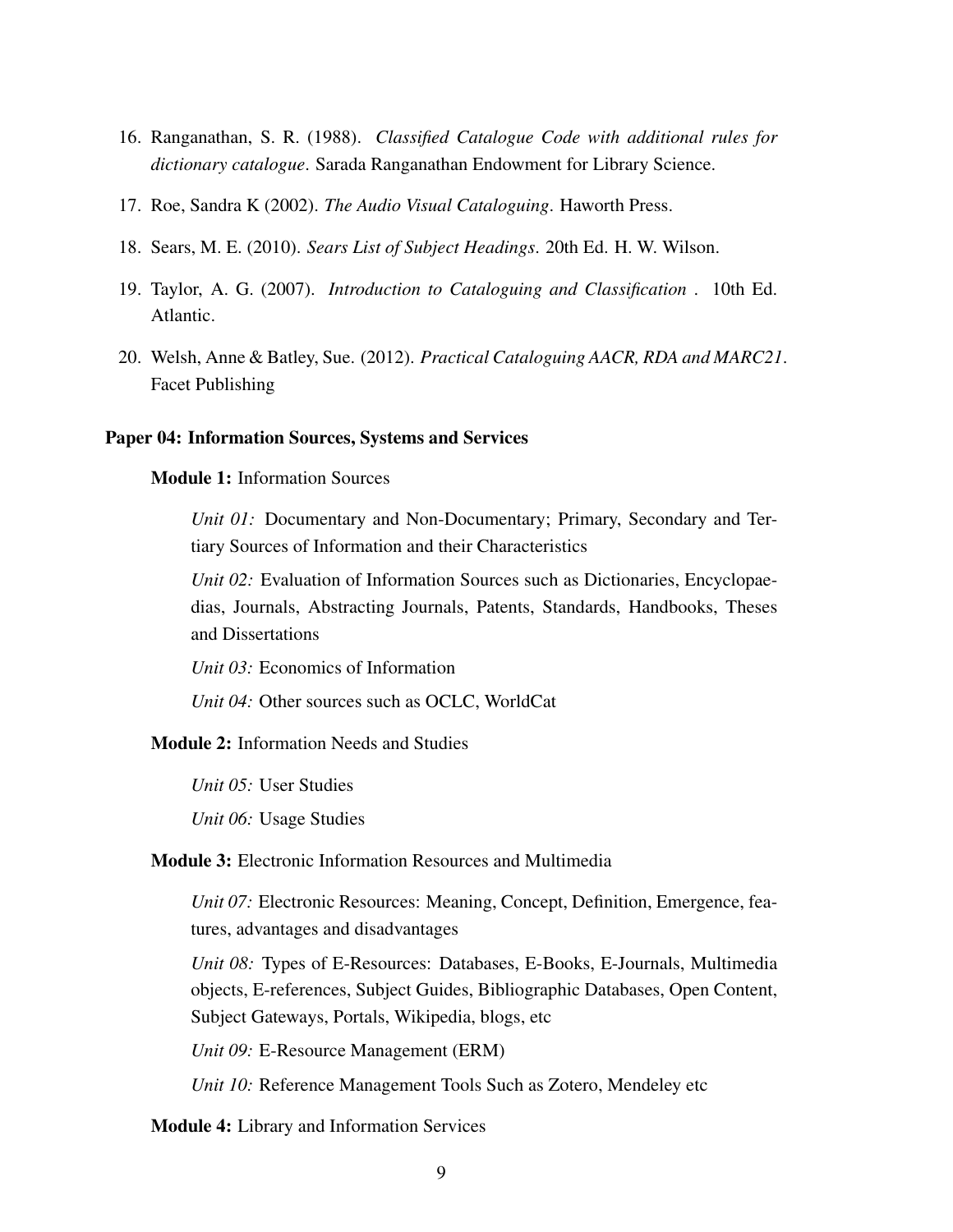16. Ranganathan, S. R. (1988). *Classified Catalogue Code with additional rules for dictionary catalogue*. Sarada Ranganathan Endowment for Library Science.

17. Roe, Sandra K (2002). *The Audio Visual Cataloguing*. Haworth Press.

18. Sears, M. E. (2010). *Sears List of Subject Headings*. 20th Ed. H. W. Wilson.

19. Taylor, A. G. (2007). *Introduction to Cataloguing and Classification* . 10th Ed. Atlantic.

20. Welsh, Anne & Batley, Sue. (2012). *Practical Cataloguing AACR, RDA and MARC21*. Facet Publishing

**Paper 04: Information Sources, Systems and Services**

**Module 1:** Information Sources

*Unit 01:* Documentary and Non-Documentary; Primary, Secondary and Tertiary Sources of Information and their Characteristics

*Unit 02:* Evaluation of Information Sources such as Dictionaries, Encyclopaedias, Journals, Abstracting Journals, Patents, Standards, Handbooks, Theses and Dissertations

*Unit 03:* Economics of Information

*Unit 04:* Other sources such as OCLC, WorldCat

**Module 2:** Information Needs and Studies

*Unit 05:* User Studies

*Unit 06:* Usage Studies

**Module 3:** Electronic Information Resources and Multimedia

*Unit 07:* Electronic Resources: Meaning, Concept, Definition, Emergence, features, advantages and disadvantages

*Unit 08:* Types of E-Resources: Databases, E-Books, E-Journals, Multimedia objects, E-references, Subject Guides, Bibliographic Databases, Open Content, Subject Gateways, Portals, Wikipedia, blogs, etc

*Unit 09:* E-Resource Management (ERM)

*Unit 10:* Reference Management Tools Such as Zotero, Mendeley etc

**Module 4:** Library and Information Services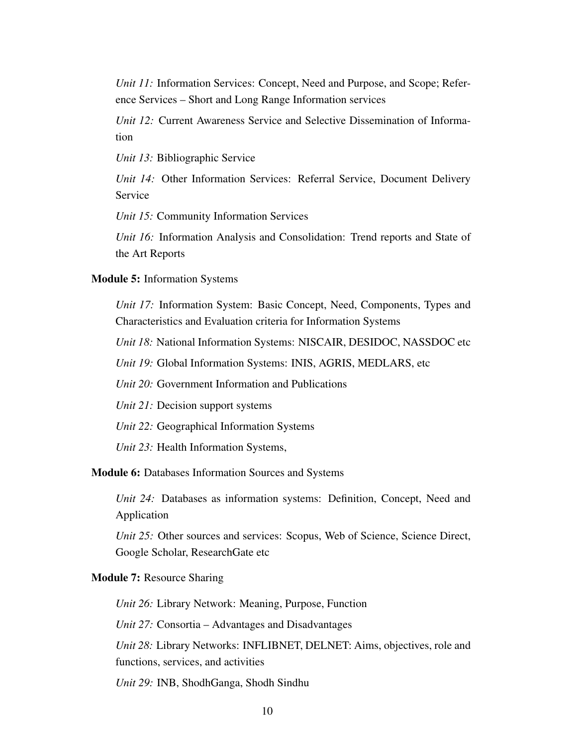*Unit 11:* Information Services: Concept, Need and Purpose, and Scope; Reference Services – Short and Long Range Information services

*Unit 12:* Current Awareness Service and Selective Dissemination of Information

*Unit 13:* Bibliographic Service

*Unit 14:* Other Information Services: Referral Service, Document Delivery Service

*Unit 15:* Community Information Services

*Unit 16:* Information Analysis and Consolidation: Trend reports and State of the Art Reports

**Module 5:** Information Systems

*Unit 17:* Information System: Basic Concept, Need, Components, Types and Characteristics and Evaluation criteria for Information Systems

*Unit 18:* National Information Systems: NISCAIR, DESIDOC, NASSDOC etc

*Unit 19:* Global Information Systems: INIS, AGRIS, MEDLARS, etc

*Unit 20:* Government Information and Publications

*Unit 21:* Decision support systems

*Unit 22:* Geographical Information Systems

*Unit 23:* Health Information Systems,

**Module 6:** Databases Information Sources and Systems

*Unit 24:* Databases as information systems: Definition, Concept, Need and Application

*Unit 25:* Other sources and services: Scopus, Web of Science, Science Direct, Google Scholar, ResearchGate etc

**Module 7:** Resource Sharing

*Unit 26:* Library Network: Meaning, Purpose, Function

*Unit 27:* Consortia – Advantages and Disadvantages

*Unit 28:* Library Networks: INFLIBNET, DELNET: Aims, objectives, role and functions, services, and activities

*Unit 29:* INB, ShodhGanga, Shodh Sindhu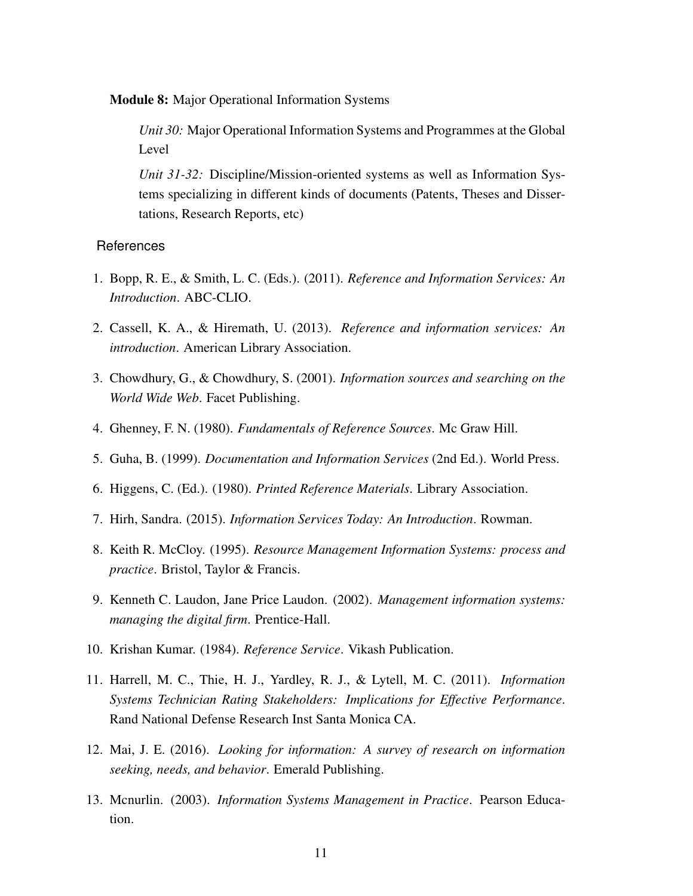**Module 8:** Major Operational Information Systems

*Unit 30:* Major Operational Information Systems and Programmes at the Global Level

*Unit 31-32:* Discipline/Mission-oriented systems as well as Information Systems specializing in different kinds of documents (Patents, Theses and Dissertations, Research Reports, etc)

## References

1. Bopp, R. E., & Smith, L. C. (Eds.). (2011). *Reference and Information Services: An Introduction*. ABC-CLIO.
2. Cassell, K. A., & Hiremath, U. (2013). *Reference and information services: An introduction*. American Library Association.
3. Chowdhury, G., & Chowdhury, S. (2001). *Information sources and searching on the World Wide Web*. Facet Publishing.
4. Ghenney, F. N. (1980). *Fundamentals of Reference Sources*. Mc Graw Hill.
5. Guha, B. (1999). *Documentation and Information Services* (2nd Ed.). World Press.
6. Higgens, C. (Ed.). (1980). *Printed Reference Materials*. Library Association.
7. Hirh, Sandra. (2015). *Information Services Today: An Introduction*. Rowman.
8. Keith R. McCloy. (1995). *Resource Management Information Systems: process and practice*. Bristol, Taylor & Francis.
9. Kenneth C. Laudon, Jane Price Laudon. (2002). *Management information systems: managing the digital firm*. Prentice-Hall.
10. Krishan Kumar. (1984). *Reference Service*. Vikash Publication.
11. Harrell, M. C., Thie, H. J., Yardley, R. J., & Lytell, M. C. (2011). *Information Systems Technician Rating Stakeholders: Implications for Effective Performance*. Rand National Defense Research Inst Santa Monica CA.
12. Mai, J. E. (2016). *Looking for information: A survey of research on information seeking, needs, and behavior*. Emerald Publishing.
13. Mcnurlin. (2003). *Information Systems Management in Practice*. Pearson Education.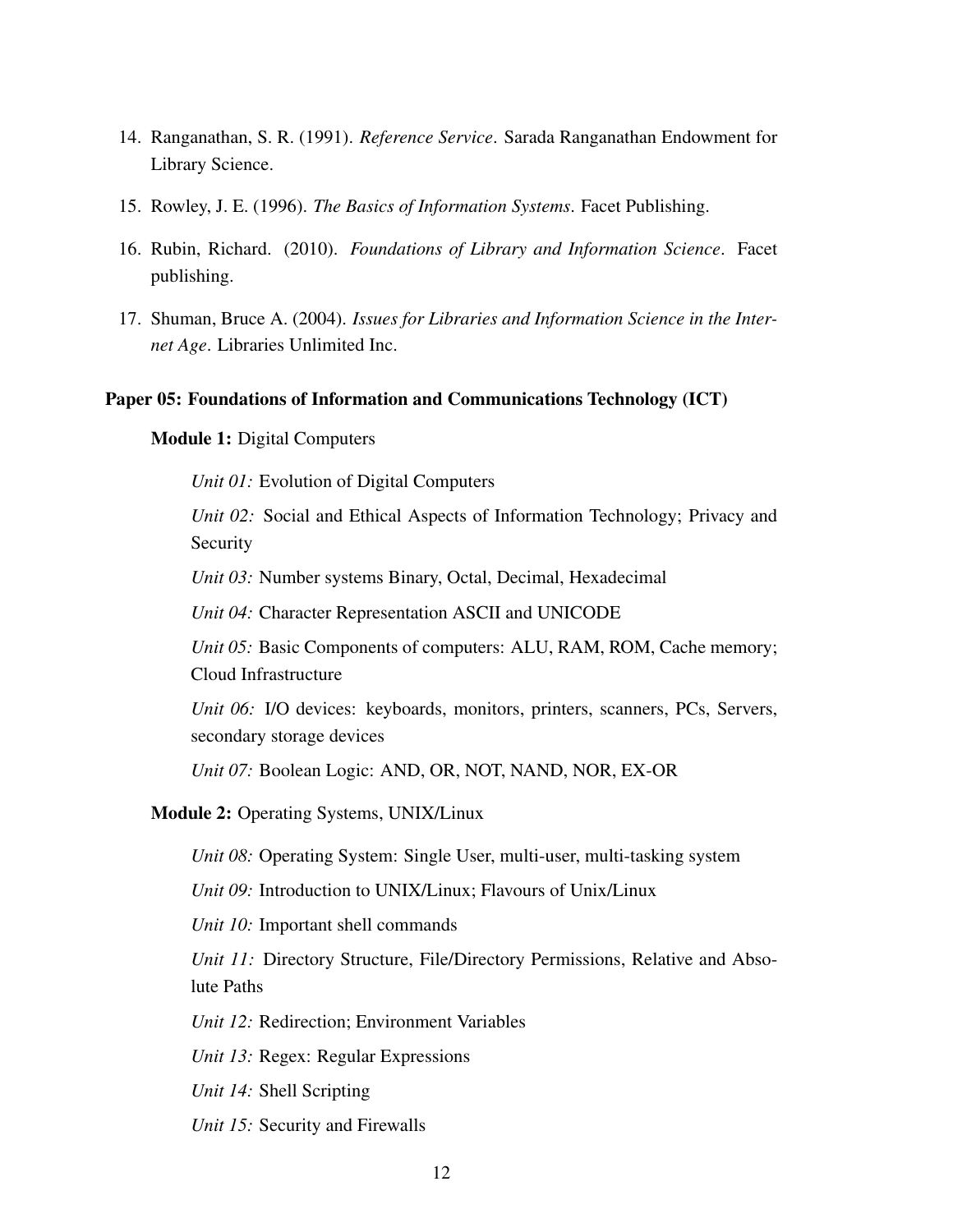14. Ranganathan, S. R. (1991). *Reference Service*. Sarada Ranganathan Endowment for Library Science.

15. Rowley, J. E. (1996). *The Basics of Information Systems*. Facet Publishing.

16. Rubin, Richard. (2010). *Foundations of Library and Information Science*. Facet publishing.

17. Shuman, Bruce A. (2004). *Issues for Libraries and Information Science in the Internet Age*. Libraries Unlimited Inc.

### Paper 05: Foundations of Information and Communications Technology (ICT)

**Module 1:** Digital Computers

*Unit 01:* Evolution of Digital Computers

*Unit 02:* Social and Ethical Aspects of Information Technology; Privacy and Security

*Unit 03:* Number systems Binary, Octal, Decimal, Hexadecimal

*Unit 04:* Character Representation ASCII and UNICODE

*Unit 05:* Basic Components of computers: ALU, RAM, ROM, Cache memory; Cloud Infrastructure

*Unit 06:* I/O devices: keyboards, monitors, printers, scanners, PCs, Servers, secondary storage devices

*Unit 07:* Boolean Logic: AND, OR, NOT, NAND, NOR, EX-OR

**Module 2:** Operating Systems, UNIX/Linux

*Unit 08:* Operating System: Single User, multi-user, multi-tasking system

*Unit 09:* Introduction to UNIX/Linux; Flavours of Unix/Linux

*Unit 10:* Important shell commands

*Unit 11:* Directory Structure, File/Directory Permissions, Relative and Absolute Paths

*Unit 12:* Redirection; Environment Variables

*Unit 13:* Regex: Regular Expressions

*Unit 14:* Shell Scripting

*Unit 15:* Security and Firewalls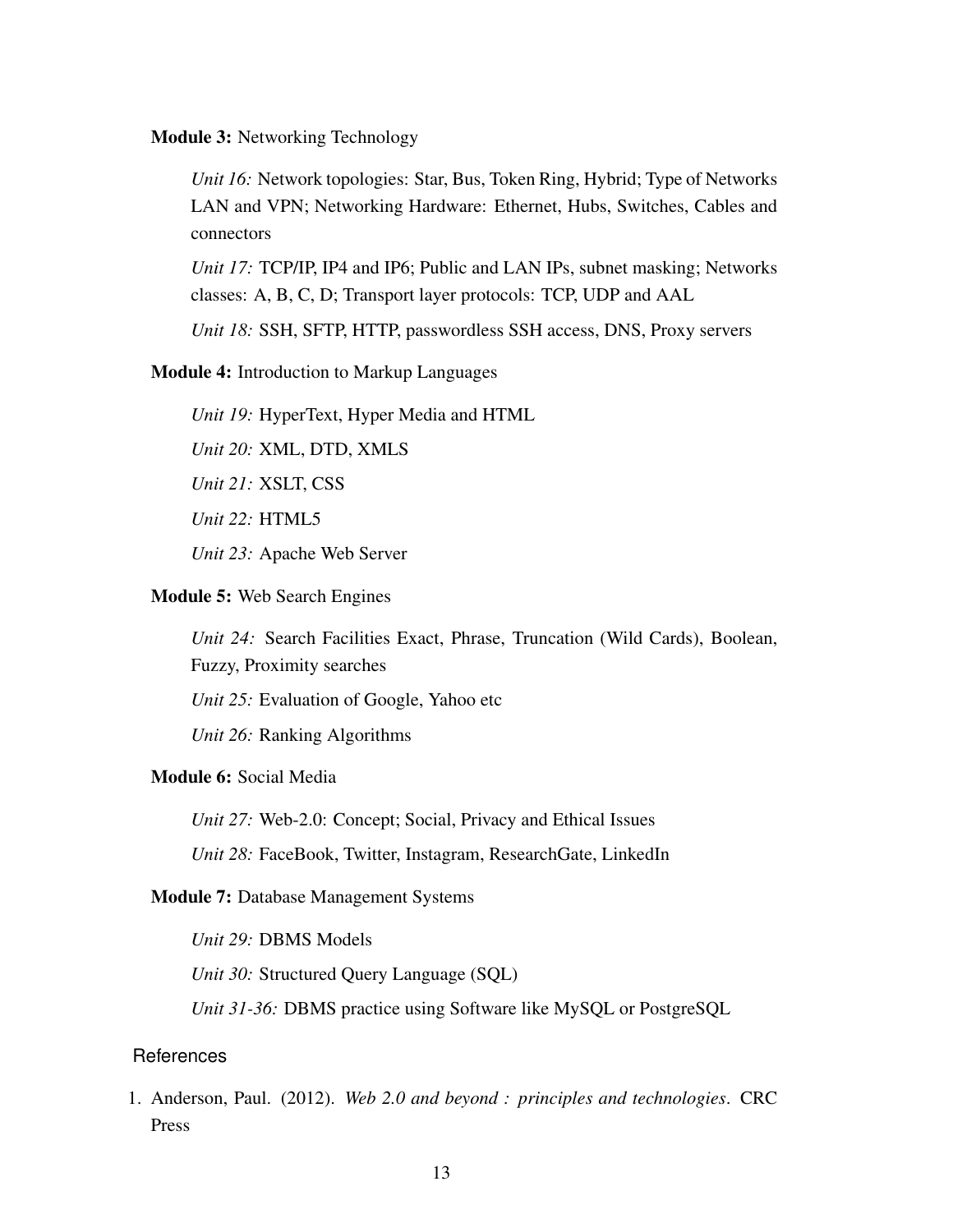**Module 3:** Networking Technology

*Unit 16:* Network topologies: Star, Bus, Token Ring, Hybrid; Type of Networks LAN and VPN; Networking Hardware: Ethernet, Hubs, Switches, Cables and connectors

*Unit 17:* TCP/IP, IP4 and IP6; Public and LAN IPs, subnet masking; Networks classes: A, B, C, D; Transport layer protocols: TCP, UDP and AAL

*Unit 18:* SSH, SFTP, HTTP, passwordless SSH access, DNS, Proxy servers

**Module 4:** Introduction to Markup Languages

*Unit 19:* HyperText, Hyper Media and HTML

*Unit 20:* XML, DTD, XMLS

*Unit 21:* XSLT, CSS

*Unit 22:* HTML5

*Unit 23:* Apache Web Server

**Module 5:** Web Search Engines

*Unit 24:* Search Facilities Exact, Phrase, Truncation (Wild Cards), Boolean, Fuzzy, Proximity searches

*Unit 25:* Evaluation of Google, Yahoo etc

*Unit 26:* Ranking Algorithms

**Module 6:** Social Media

*Unit 27:* Web-2.0: Concept; Social, Privacy and Ethical Issues

*Unit 28:* FaceBook, Twitter, Instagram, ResearchGate, LinkedIn

**Module 7:** Database Management Systems

*Unit 29:* DBMS Models

*Unit 30:* Structured Query Language (SQL)

*Unit 31-36:* DBMS practice using Software like MySQL or PostgreSQL

## References

1. Anderson, Paul. (2012). *Web 2.0 and beyond : principles and technologies*. CRC Press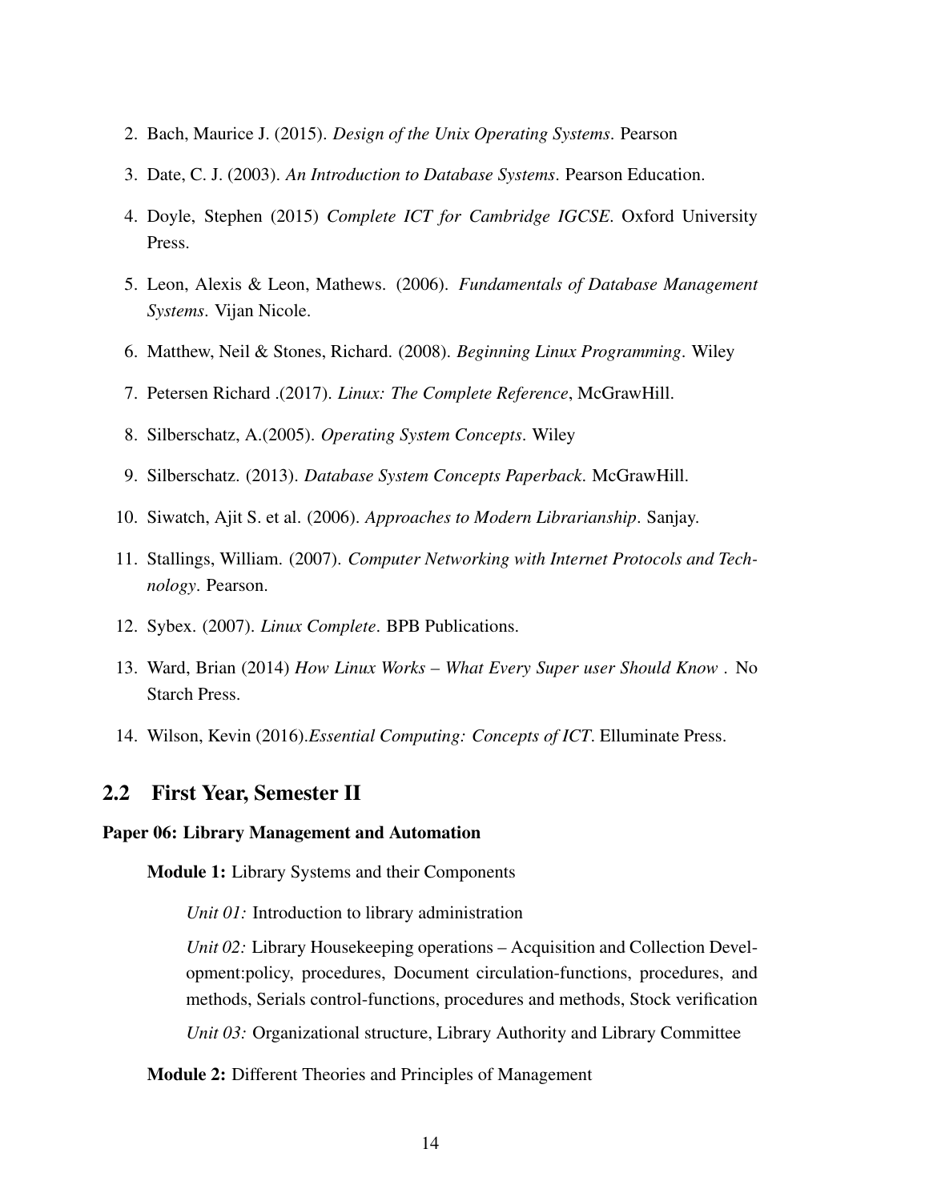2. Bach, Maurice J. (2015). *Design of the Unix Operating Systems*. Pearson
3. Date, C. J. (2003). *An Introduction to Database Systems*. Pearson Education.
4. Doyle, Stephen (2015) *Complete ICT for Cambridge IGCSE*. Oxford University Press.
5. Leon, Alexis & Leon, Mathews. (2006). *Fundamentals of Database Management Systems*. Vijan Nicole.
6. Matthew, Neil & Stones, Richard. (2008). *Beginning Linux Programming*. Wiley
7. Petersen Richard .(2017). *Linux: The Complete Reference*, McGrawHill.
8. Silberschatz, A.(2005). *Operating System Concepts*. Wiley
9. Silberschatz. (2013). *Database System Concepts Paperback*. McGrawHill.
10. Siwatch, Ajit S. et al. (2006). *Approaches to Modern Librarianship*. Sanjay.
11. Stallings, William. (2007). *Computer Networking with Internet Protocols and Technology*. Pearson.
12. Sybex. (2007). *Linux Complete*. BPB Publications.
13. Ward, Brian (2014) *How Linux Works – What Every Super user Should Know* . No Starch Press.
14. Wilson, Kevin (2016).*Essential Computing: Concepts of ICT*. Elluminate Press.

## 2.2 First Year, Semester II

**Paper 06: Library Management and Automation**

**Module 1:** Library Systems and their Components

*Unit 01:* Introduction to library administration

*Unit 02:* Library Housekeeping operations – Acquisition and Collection Development:policy, procedures, Document circulation-functions, procedures, and methods, Serials control-functions, procedures and methods, Stock verification

*Unit 03:* Organizational structure, Library Authority and Library Committee

**Module 2:** Different Theories and Principles of Management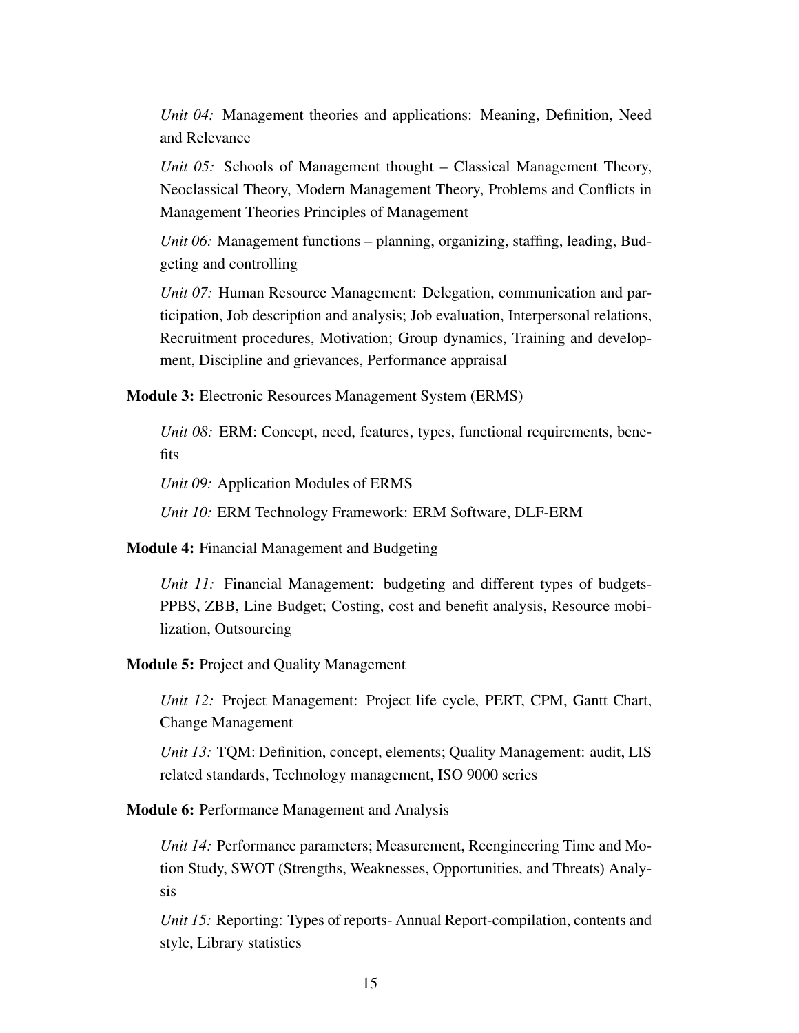*Unit 04:* Management theories and applications: Meaning, Definition, Need and Relevance

*Unit 05:* Schools of Management thought – Classical Management Theory, Neoclassical Theory, Modern Management Theory, Problems and Conflicts in Management Theories Principles of Management

*Unit 06:* Management functions – planning, organizing, staffing, leading, Budgeting and controlling

*Unit 07:* Human Resource Management: Delegation, communication and participation, Job description and analysis; Job evaluation, Interpersonal relations, Recruitment procedures, Motivation; Group dynamics, Training and development, Discipline and grievances, Performance appraisal

**Module 3:** Electronic Resources Management System (ERMS)

*Unit 08:* ERM: Concept, need, features, types, functional requirements, benefits

*Unit 09:* Application Modules of ERMS

*Unit 10:* ERM Technology Framework: ERM Software, DLF-ERM

**Module 4:** Financial Management and Budgeting

*Unit 11:* Financial Management: budgeting and different types of budgets-PPBS, ZBB, Line Budget; Costing, cost and benefit analysis, Resource mobilization, Outsourcing

**Module 5:** Project and Quality Management

*Unit 12:* Project Management: Project life cycle, PERT, CPM, Gantt Chart, Change Management

*Unit 13:* TQM: Definition, concept, elements; Quality Management: audit, LIS related standards, Technology management, ISO 9000 series

**Module 6:** Performance Management and Analysis

*Unit 14:* Performance parameters; Measurement, Reengineering Time and Motion Study, SWOT (Strengths, Weaknesses, Opportunities, and Threats) Analysis

*Unit 15:* Reporting: Types of reports- Annual Report-compilation, contents and style, Library statistics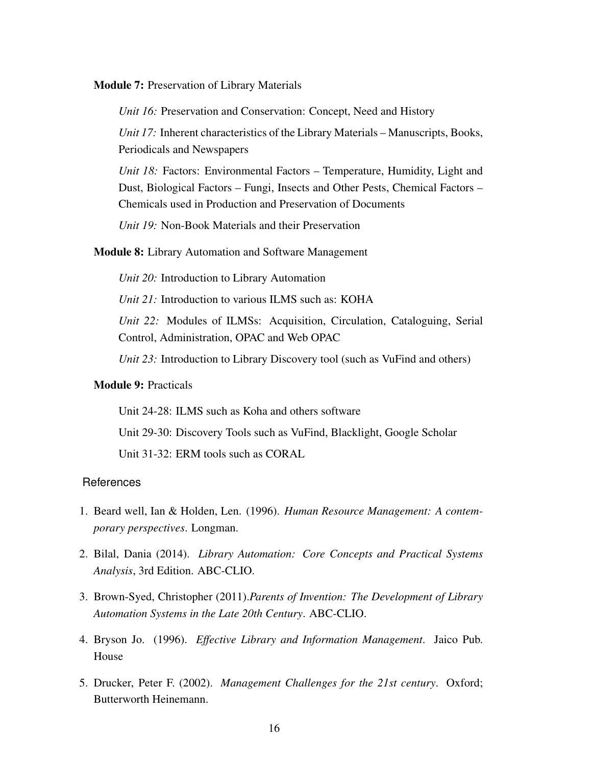**Module 7:** Preservation of Library Materials

*Unit 16:* Preservation and Conservation: Concept, Need and History

*Unit 17:* Inherent characteristics of the Library Materials – Manuscripts, Books, Periodicals and Newspapers

*Unit 18:* Factors: Environmental Factors – Temperature, Humidity, Light and Dust, Biological Factors – Fungi, Insects and Other Pests, Chemical Factors – Chemicals used in Production and Preservation of Documents

*Unit 19:* Non-Book Materials and their Preservation

**Module 8:** Library Automation and Software Management

*Unit 20:* Introduction to Library Automation

*Unit 21:* Introduction to various ILMS such as: KOHA

*Unit 22:* Modules of ILMSs: Acquisition, Circulation, Cataloguing, Serial Control, Administration, OPAC and Web OPAC

*Unit 23:* Introduction to Library Discovery tool (such as VuFind and others)

**Module 9:** Practicals

Unit 24-28: ILMS such as Koha and others software

Unit 29-30: Discovery Tools such as VuFind, Blacklight, Google Scholar

Unit 31-32: ERM tools such as CORAL

## References

1. Beard well, Ian & Holden, Len. (1996). *Human Resource Management: A contemporary perspectives*. Longman.

2. Bilal, Dania (2014). *Library Automation: Core Concepts and Practical Systems Analysis*, 3rd Edition. ABC-CLIO.

3. Brown-Syed, Christopher (2011).*Parents of Invention: The Development of Library Automation Systems in the Late 20th Century*. ABC-CLIO.

4. Bryson Jo. (1996). *Effective Library and Information Management*. Jaico Pub. House

5. Drucker, Peter F. (2002). *Management Challenges for the 21st century*. Oxford; Butterworth Heinemann.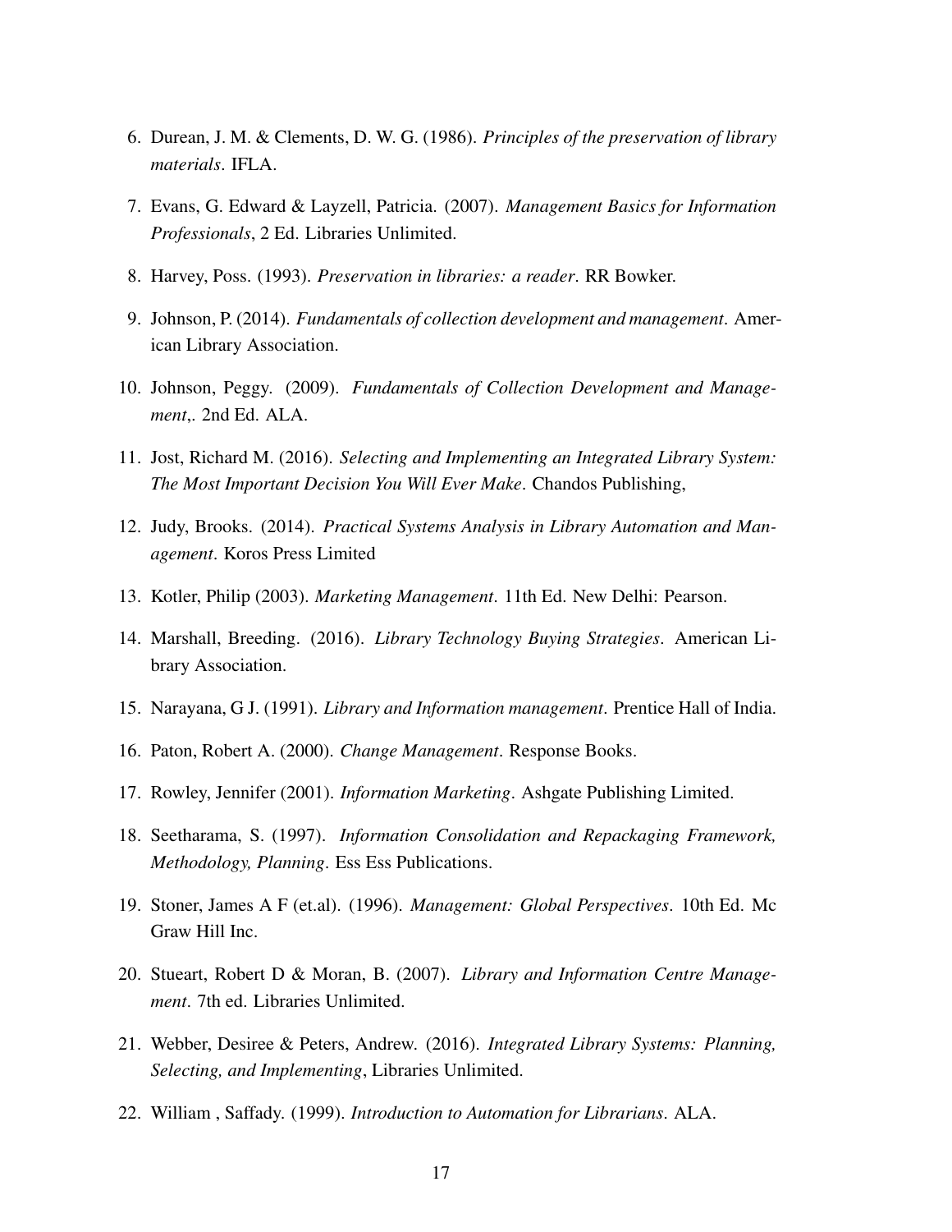6. Durean, J. M. & Clements, D. W. G. (1986). *Principles of the preservation of library materials*. IFLA.
7. Evans, G. Edward & Layzell, Patricia. (2007). *Management Basics for Information Professionals*, 2 Ed. Libraries Unlimited.
8. Harvey, Poss. (1993). *Preservation in libraries: a reader*. RR Bowker.
9. Johnson, P. (2014). *Fundamentals of collection development and management*. American Library Association.
10. Johnson, Peggy. (2009). *Fundamentals of Collection Development and Management,*. 2nd Ed. ALA.
11. Jost, Richard M. (2016). *Selecting and Implementing an Integrated Library System: The Most Important Decision You Will Ever Make*. Chandos Publishing,
12. Judy, Brooks. (2014). *Practical Systems Analysis in Library Automation and Management*. Koros Press Limited
13. Kotler, Philip (2003). *Marketing Management*. 11th Ed. New Delhi: Pearson.
14. Marshall, Breeding. (2016). *Library Technology Buying Strategies*. American Library Association.
15. Narayana, G J. (1991). *Library and Information management*. Prentice Hall of India.
16. Paton, Robert A. (2000). *Change Management*. Response Books.
17. Rowley, Jennifer (2001). *Information Marketing*. Ashgate Publishing Limited.
18. Seetharama, S. (1997). *Information Consolidation and Repackaging Framework, Methodology, Planning*. Ess Ess Publications.
19. Stoner, James A F (et.al). (1996). *Management: Global Perspectives*. 10th Ed. Mc Graw Hill Inc.
20. Stueart, Robert D & Moran, B. (2007). *Library and Information Centre Management*. 7th ed. Libraries Unlimited.
21. Webber, Desiree & Peters, Andrew. (2016). *Integrated Library Systems: Planning, Selecting, and Implementing*, Libraries Unlimited.
22. William , Saffady. (1999). *Introduction to Automation for Librarians*. ALA.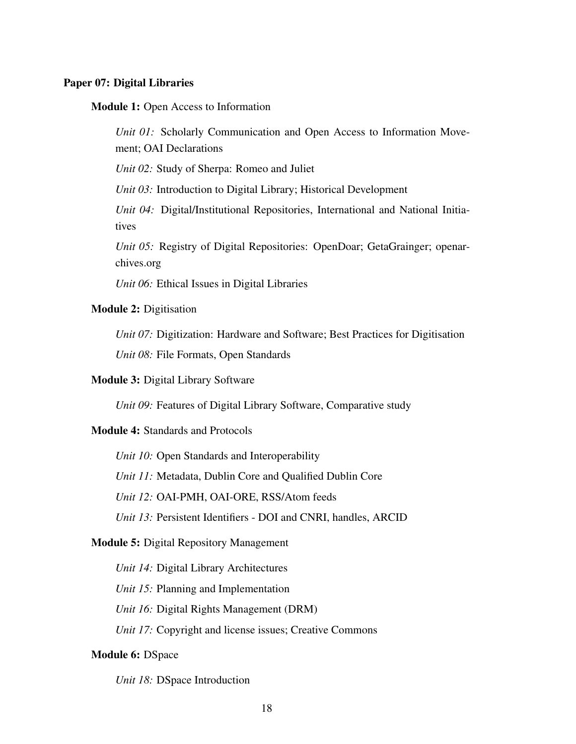**Paper 07: Digital Libraries**

**Module 1:** Open Access to Information

*Unit 01:* Scholarly Communication and Open Access to Information Movement; OAI Declarations

*Unit 02:* Study of Sherpa: Romeo and Juliet

*Unit 03:* Introduction to Digital Library; Historical Development

*Unit 04:* Digital/Institutional Repositories, International and National Initiatives

*Unit 05:* Registry of Digital Repositories: OpenDoar; GetaGrainger; openarchives.org

*Unit 06:* Ethical Issues in Digital Libraries

**Module 2:** Digitisation

*Unit 07:* Digitization: Hardware and Software; Best Practices for Digitisation

*Unit 08:* File Formats, Open Standards

**Module 3:** Digital Library Software

*Unit 09:* Features of Digital Library Software, Comparative study

**Module 4:** Standards and Protocols

*Unit 10:* Open Standards and Interoperability

*Unit 11:* Metadata, Dublin Core and Qualified Dublin Core

*Unit 12:* OAI-PMH, OAI-ORE, RSS/Atom feeds

*Unit 13:* Persistent Identifiers - DOI and CNRI, handles, ARCID

**Module 5:** Digital Repository Management

*Unit 14:* Digital Library Architectures

*Unit 15:* Planning and Implementation

*Unit 16:* Digital Rights Management (DRM)

*Unit 17:* Copyright and license issues; Creative Commons

**Module 6:** DSpace

*Unit 18:* DSpace Introduction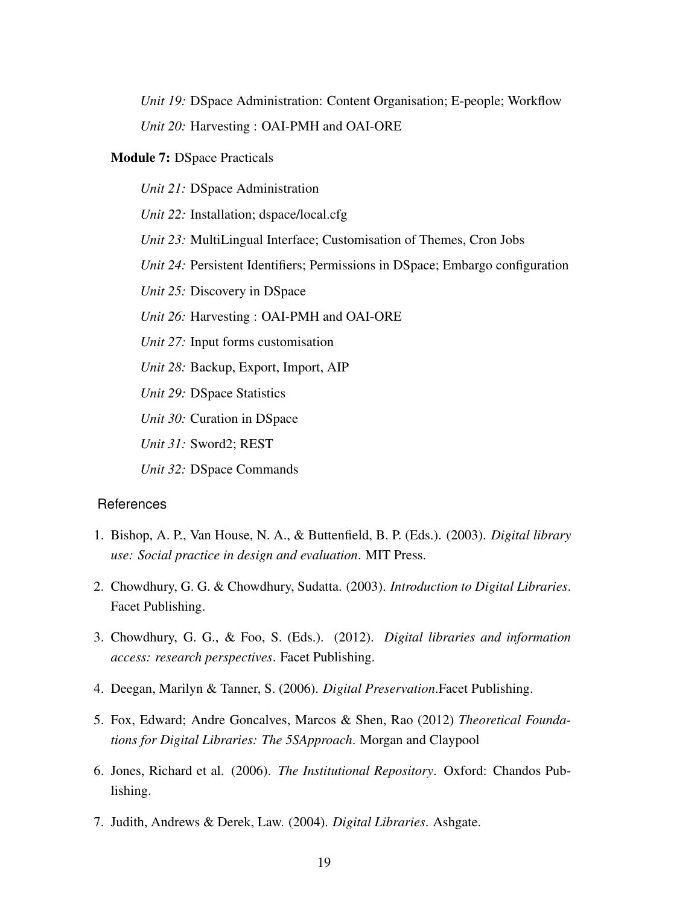*Unit 19:* DSpace Administration: Content Organisation; E-people; Workflow

*Unit 20:* Harvesting : OAI-PMH and OAI-ORE

**Module 7:** DSpace Practicals

*Unit 21:* DSpace Administration

*Unit 22:* Installation; dspace/local.cfg

*Unit 23:* MultiLingual Interface; Customisation of Themes, Cron Jobs

*Unit 24:* Persistent Identifiers; Permissions in DSpace; Embargo configuration

*Unit 25:* Discovery in DSpace

*Unit 26:* Harvesting : OAI-PMH and OAI-ORE

*Unit 27:* Input forms customisation

*Unit 28:* Backup, Export, Import, AIP

*Unit 29:* DSpace Statistics

*Unit 30:* Curation in DSpace

*Unit 31:* Sword2; REST

*Unit 32:* DSpace Commands

## References

1. Bishop, A. P., Van House, N. A., & Buttenfield, B. P. (Eds.). (2003). *Digital library use: Social practice in design and evaluation*. MIT Press.
2. Chowdhury, G. G. & Chowdhury, Sudatta. (2003). *Introduction to Digital Libraries*. Facet Publishing.
3. Chowdhury, G. G., & Foo, S. (Eds.). (2012). *Digital libraries and information access: research perspectives*. Facet Publishing.
4. Deegan, Marilyn & Tanner, S. (2006). *Digital Preservation*.Facet Publishing.
5. Fox, Edward; Andre Goncalves, Marcos & Shen, Rao (2012) *Theoretical Foundations for Digital Libraries: The 5SApproach*. Morgan and Claypool
6. Jones, Richard et al. (2006). *The Institutional Repository*. Oxford: Chandos Publishing.
7. Judith, Andrews & Derek, Law. (2004). *Digital Libraries*. Ashgate.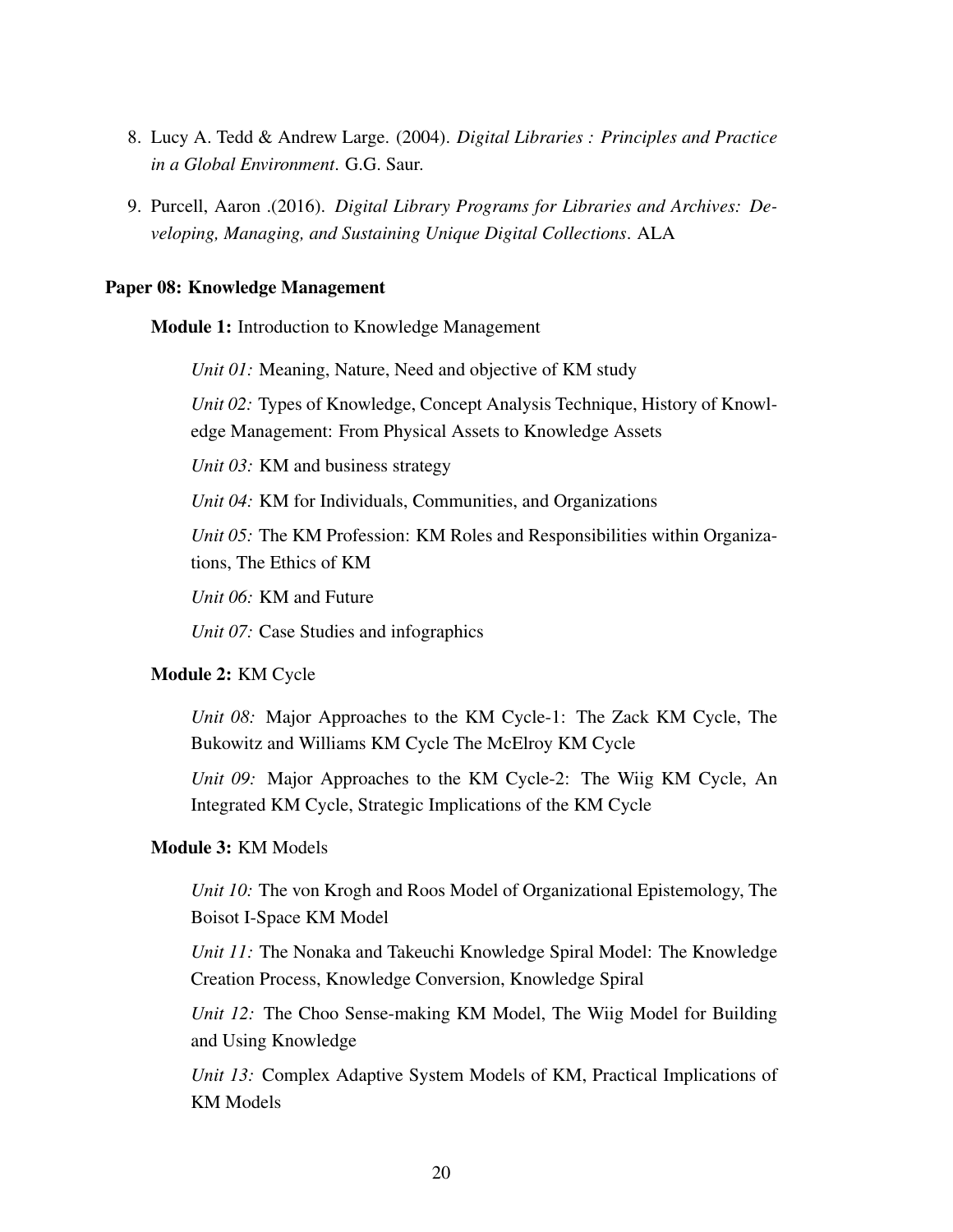8. Lucy A. Tedd & Andrew Large. (2004). *Digital Libraries : Principles and Practice in a Global Environment*. G.G. Saur.

9. Purcell, Aaron .(2016). *Digital Library Programs for Libraries and Archives: Developing, Managing, and Sustaining Unique Digital Collections*. ALA

**Paper 08: Knowledge Management**

**Module 1:** Introduction to Knowledge Management

*Unit 01:* Meaning, Nature, Need and objective of KM study

*Unit 02:* Types of Knowledge, Concept Analysis Technique, History of Knowledge Management: From Physical Assets to Knowledge Assets

*Unit 03:* KM and business strategy

*Unit 04:* KM for Individuals, Communities, and Organizations

*Unit 05:* The KM Profession: KM Roles and Responsibilities within Organizations, The Ethics of KM

*Unit 06:* KM and Future

*Unit 07:* Case Studies and infographics

**Module 2:** KM Cycle

*Unit 08:* Major Approaches to the KM Cycle-1: The Zack KM Cycle, The Bukowitz and Williams KM Cycle The McElroy KM Cycle

*Unit 09:* Major Approaches to the KM Cycle-2: The Wiig KM Cycle, An Integrated KM Cycle, Strategic Implications of the KM Cycle

**Module 3:** KM Models

*Unit 10:* The von Krogh and Roos Model of Organizational Epistemology, The Boisot I-Space KM Model

*Unit 11:* The Nonaka and Takeuchi Knowledge Spiral Model: The Knowledge Creation Process, Knowledge Conversion, Knowledge Spiral

*Unit 12:* The Choo Sense-making KM Model, The Wiig Model for Building and Using Knowledge

*Unit 13:* Complex Adaptive System Models of KM, Practical Implications of KM Models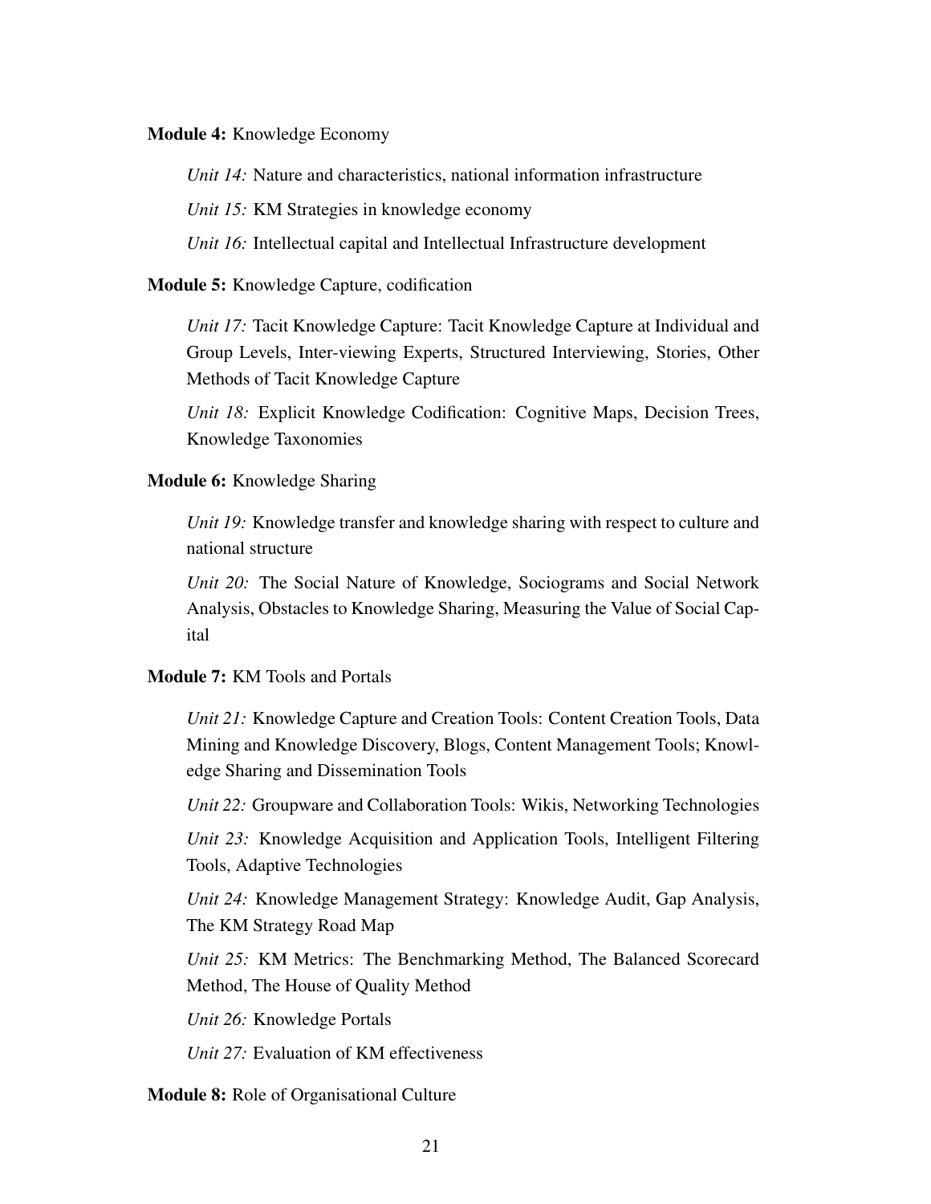**Module 4:** Knowledge Economy

*Unit 14:* Nature and characteristics, national information infrastructure

*Unit 15:* KM Strategies in knowledge economy

*Unit 16:* Intellectual capital and Intellectual Infrastructure development

**Module 5:** Knowledge Capture, codification

*Unit 17:* Tacit Knowledge Capture: Tacit Knowledge Capture at Individual and Group Levels, Inter-viewing Experts, Structured Interviewing, Stories, Other Methods of Tacit Knowledge Capture

*Unit 18:* Explicit Knowledge Codification: Cognitive Maps, Decision Trees, Knowledge Taxonomies

**Module 6:** Knowledge Sharing

*Unit 19:* Knowledge transfer and knowledge sharing with respect to culture and national structure

*Unit 20:* The Social Nature of Knowledge, Sociograms and Social Network Analysis, Obstacles to Knowledge Sharing, Measuring the Value of Social Capital

**Module 7:** KM Tools and Portals

*Unit 21:* Knowledge Capture and Creation Tools: Content Creation Tools, Data Mining and Knowledge Discovery, Blogs, Content Management Tools; Knowledge Sharing and Dissemination Tools

*Unit 22:* Groupware and Collaboration Tools: Wikis, Networking Technologies

*Unit 23:* Knowledge Acquisition and Application Tools, Intelligent Filtering Tools, Adaptive Technologies

*Unit 24:* Knowledge Management Strategy: Knowledge Audit, Gap Analysis, The KM Strategy Road Map

*Unit 25:* KM Metrics: The Benchmarking Method, The Balanced Scorecard Method, The House of Quality Method

*Unit 26:* Knowledge Portals

*Unit 27:* Evaluation of KM effectiveness

**Module 8:** Role of Organisational Culture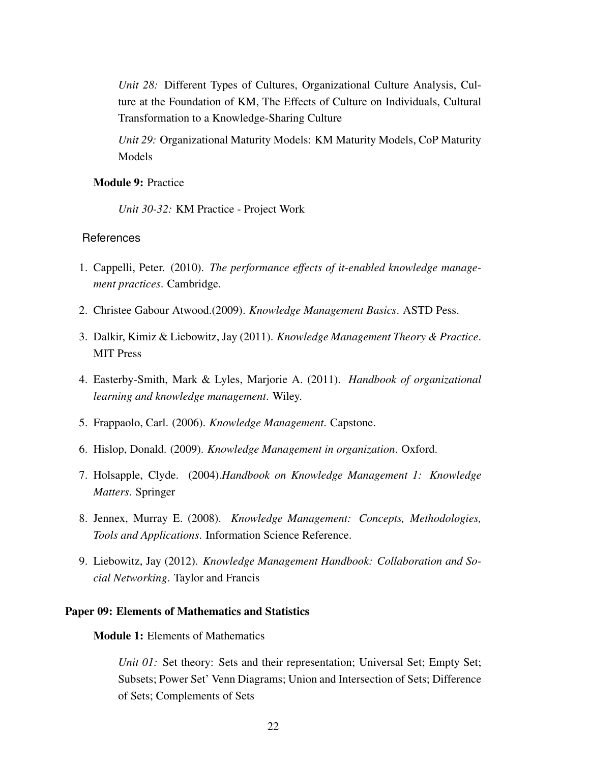*Unit 28:* Different Types of Cultures, Organizational Culture Analysis, Culture at the Foundation of KM, The Effects of Culture on Individuals, Cultural Transformation to a Knowledge-Sharing Culture

*Unit 29:* Organizational Maturity Models: KM Maturity Models, CoP Maturity Models

**Module 9:** Practice

*Unit 30-32:* KM Practice - Project Work

References

1. Cappelli, Peter. (2010). *The performance effects of it-enabled knowledge management practices*. Cambridge.
2. Christee Gabour Atwood.(2009). *Knowledge Management Basics*. ASTD Pess.
3. Dalkir, Kimiz & Liebowitz, Jay (2011). *Knowledge Management Theory & Practice*. MIT Press
4. Easterby-Smith, Mark & Lyles, Marjorie A. (2011). *Handbook of organizational learning and knowledge management*. Wiley.
5. Frappaolo, Carl. (2006). *Knowledge Management*. Capstone.
6. Hislop, Donald. (2009). *Knowledge Management in organization*. Oxford.
7. Holsapple, Clyde. (2004).*Handbook on Knowledge Management 1: Knowledge Matters*. Springer
8. Jennex, Murray E. (2008). *Knowledge Management: Concepts, Methodologies, Tools and Applications*. Information Science Reference.
9. Liebowitz, Jay (2012). *Knowledge Management Handbook: Collaboration and Social Networking*. Taylor and Francis

### Paper 09: Elements of Mathematics and Statistics

**Module 1:** Elements of Mathematics

*Unit 01:* Set theory: Sets and their representation; Universal Set; Empty Set; Subsets; Power Set' Venn Diagrams; Union and Intersection of Sets; Difference of Sets; Complements of Sets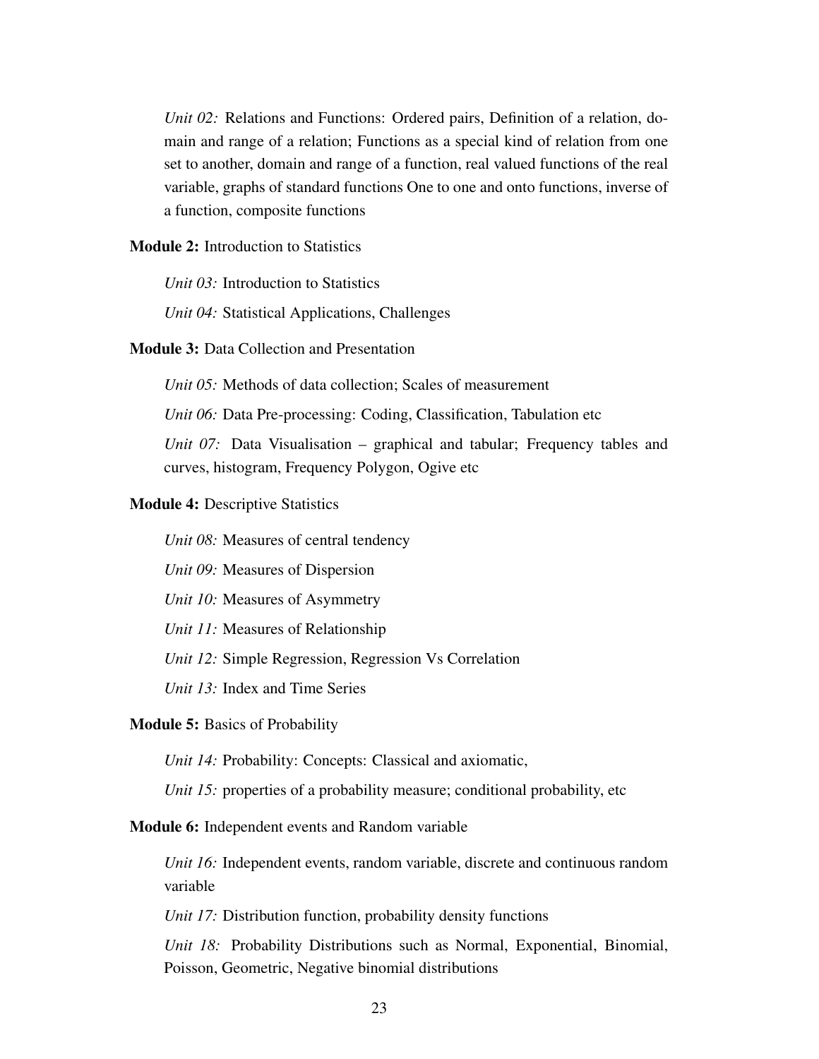*Unit 02:* Relations and Functions: Ordered pairs, Definition of a relation, domain and range of a relation; Functions as a special kind of relation from one set to another, domain and range of a function, real valued functions of the real variable, graphs of standard functions One to one and onto functions, inverse of a function, composite functions

**Module 2:** Introduction to Statistics

*Unit 03:* Introduction to Statistics

*Unit 04:* Statistical Applications, Challenges

**Module 3:** Data Collection and Presentation

*Unit 05:* Methods of data collection; Scales of measurement

*Unit 06:* Data Pre-processing: Coding, Classification, Tabulation etc

*Unit 07:* Data Visualisation – graphical and tabular; Frequency tables and curves, histogram, Frequency Polygon, Ogive etc

**Module 4:** Descriptive Statistics

*Unit 08:* Measures of central tendency

*Unit 09:* Measures of Dispersion

*Unit 10:* Measures of Asymmetry

*Unit 11:* Measures of Relationship

*Unit 12:* Simple Regression, Regression Vs Correlation

*Unit 13:* Index and Time Series

**Module 5:** Basics of Probability

*Unit 14:* Probability: Concepts: Classical and axiomatic,

*Unit 15:* properties of a probability measure; conditional probability, etc

**Module 6:** Independent events and Random variable

*Unit 16:* Independent events, random variable, discrete and continuous random variable

*Unit 17:* Distribution function, probability density functions

*Unit 18:* Probability Distributions such as Normal, Exponential, Binomial, Poisson, Geometric, Negative binomial distributions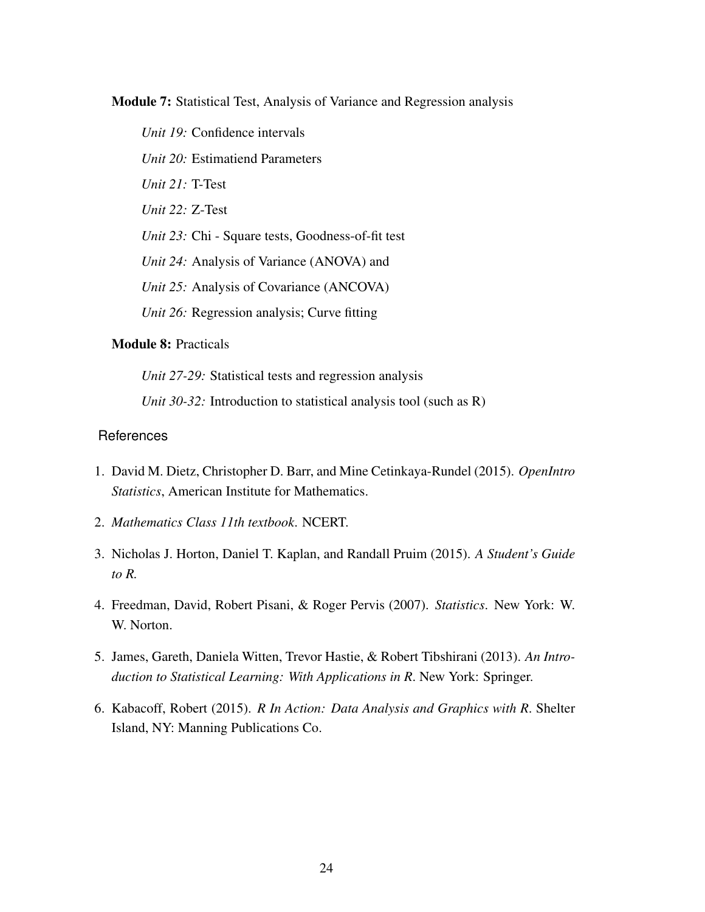**Module 7:** Statistical Test, Analysis of Variance and Regression analysis

*Unit 19:* Confidence intervals

*Unit 20:* Estimatiend Parameters

*Unit 21:* T-Test

*Unit 22:* Z-Test

*Unit 23:* Chi - Square tests, Goodness-of-fit test

*Unit 24:* Analysis of Variance (ANOVA) and

*Unit 25:* Analysis of Covariance (ANCOVA)

*Unit 26:* Regression analysis; Curve fitting

**Module 8:** Practicals

*Unit 27-29:* Statistical tests and regression analysis

*Unit 30-32:* Introduction to statistical analysis tool (such as R)

## References

1. David M. Dietz, Christopher D. Barr, and Mine Cetinkaya-Rundel (2015). *OpenIntro Statistics*, American Institute for Mathematics.
2. *Mathematics Class 11th textbook*. NCERT.
3. Nicholas J. Horton, Daniel T. Kaplan, and Randall Pruim (2015). *A Student's Guide to R.*
4. Freedman, David, Robert Pisani, & Roger Pervis (2007). *Statistics*. New York: W. W. Norton.
5. James, Gareth, Daniela Witten, Trevor Hastie, & Robert Tibshirani (2013). *An Introduction to Statistical Learning: With Applications in R*. New York: Springer.
6. Kabacoff, Robert (2015). *R In Action: Data Analysis and Graphics with R*. Shelter Island, NY: Manning Publications Co.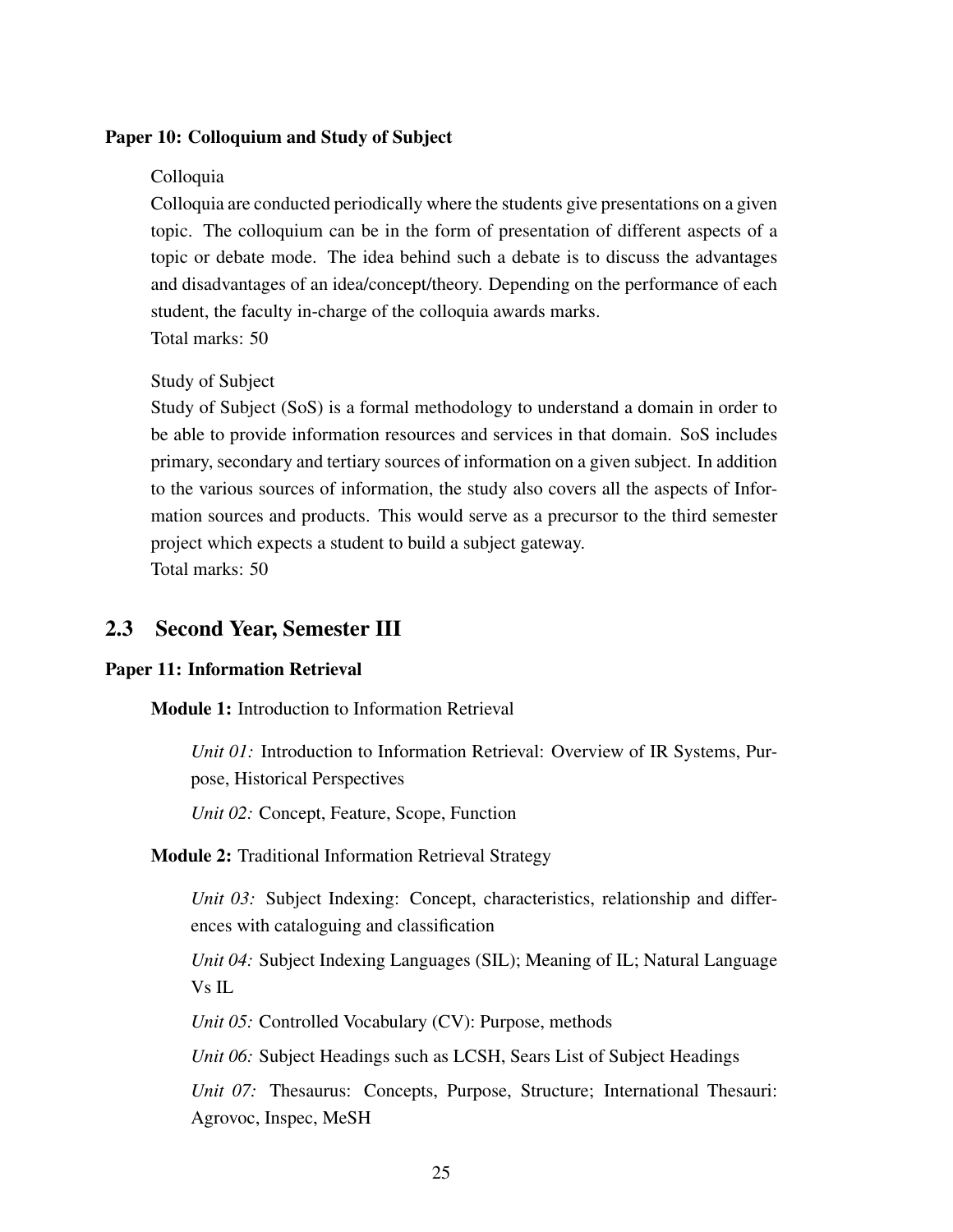**Paper 10: Colloquium and Study of Subject**

Colloquia

Colloquia are conducted periodically where the students give presentations on a given topic. The colloquium can be in the form of presentation of different aspects of a topic or debate mode. The idea behind such a debate is to discuss the advantages and disadvantages of an idea/concept/theory. Depending on the performance of each student, the faculty in-charge of the colloquia awards marks.
Total marks: 50

Study of Subject

Study of Subject (SoS) is a formal methodology to understand a domain in order to be able to provide information resources and services in that domain. SoS includes primary, secondary and tertiary sources of information on a given subject. In addition to the various sources of information, the study also covers all the aspects of Information sources and products. This would serve as a precursor to the third semester project which expects a student to build a subject gateway.
Total marks: 50

## 2.3 Second Year, Semester III

**Paper 11: Information Retrieval**

**Module 1:** Introduction to Information Retrieval

*Unit 01:* Introduction to Information Retrieval: Overview of IR Systems, Purpose, Historical Perspectives

*Unit 02:* Concept, Feature, Scope, Function

**Module 2:** Traditional Information Retrieval Strategy

*Unit 03:* Subject Indexing: Concept, characteristics, relationship and differences with cataloguing and classification

*Unit 04:* Subject Indexing Languages (SIL); Meaning of IL; Natural Language Vs IL

*Unit 05:* Controlled Vocabulary (CV): Purpose, methods

*Unit 06:* Subject Headings such as LCSH, Sears List of Subject Headings

*Unit 07:* Thesaurus: Concepts, Purpose, Structure; International Thesauri: Agrovoc, Inspec, MeSH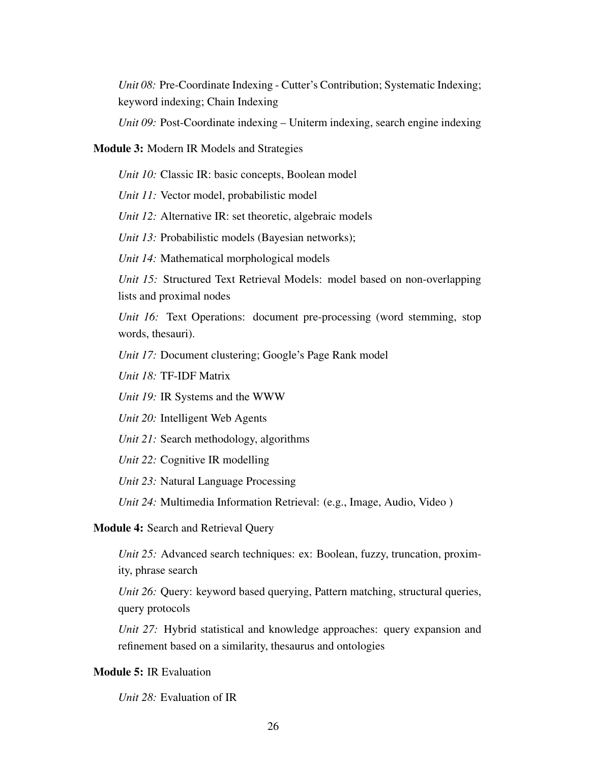*Unit 08:* Pre-Coordinate Indexing - Cutter's Contribution; Systematic Indexing; keyword indexing; Chain Indexing

*Unit 09:* Post-Coordinate indexing – Uniterm indexing, search engine indexing

**Module 3:** Modern IR Models and Strategies

*Unit 10:* Classic IR: basic concepts, Boolean model

*Unit 11:* Vector model, probabilistic model

*Unit 12:* Alternative IR: set theoretic, algebraic models

*Unit 13:* Probabilistic models (Bayesian networks);

*Unit 14:* Mathematical morphological models

*Unit 15:* Structured Text Retrieval Models: model based on non-overlapping lists and proximal nodes

*Unit 16:* Text Operations: document pre-processing (word stemming, stop words, thesauri).

*Unit 17:* Document clustering; Google's Page Rank model

*Unit 18:* TF-IDF Matrix

*Unit 19:* IR Systems and the WWW

*Unit 20:* Intelligent Web Agents

*Unit 21:* Search methodology, algorithms

*Unit 22:* Cognitive IR modelling

*Unit 23:* Natural Language Processing

*Unit 24:* Multimedia Information Retrieval: (e.g., Image, Audio, Video )

**Module 4:** Search and Retrieval Query

*Unit 25:* Advanced search techniques: ex: Boolean, fuzzy, truncation, proximity, phrase search

*Unit 26:* Query: keyword based querying, Pattern matching, structural queries, query protocols

*Unit 27:* Hybrid statistical and knowledge approaches: query expansion and refinement based on a similarity, thesaurus and ontologies

**Module 5:** IR Evaluation

*Unit 28:* Evaluation of IR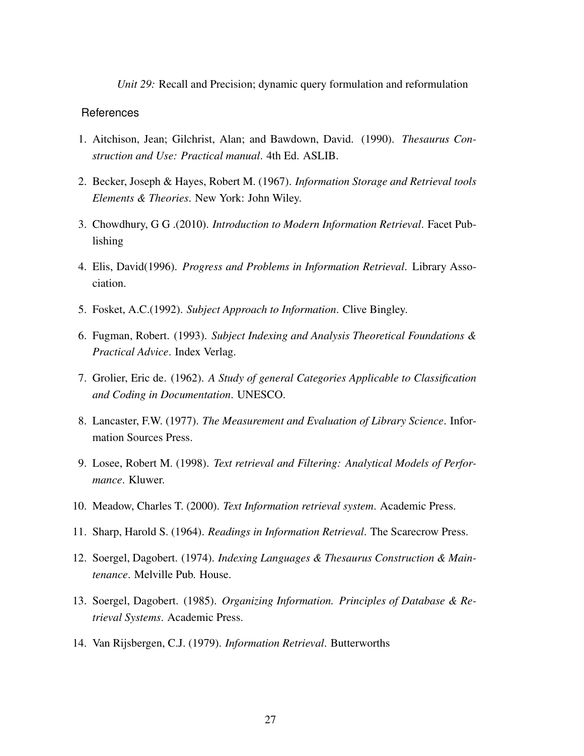*Unit 29:* Recall and Precision; dynamic query formulation and reformulation

## References

1. Aitchison, Jean; Gilchrist, Alan; and Bawdown, David. (1990). *Thesaurus Construction and Use: Practical manual*. 4th Ed. ASLIB.

2. Becker, Joseph & Hayes, Robert M. (1967). *Information Storage and Retrieval tools Elements & Theories*. New York: John Wiley.

3. Chowdhury, G G .(2010). *Introduction to Modern Information Retrieval*. Facet Publishing

4. Elis, David(1996). *Progress and Problems in Information Retrieval*. Library Association.

5. Fosket, A.C.(1992). *Subject Approach to Information*. Clive Bingley.

6. Fugman, Robert. (1993). *Subject Indexing and Analysis Theoretical Foundations & Practical Advice*. Index Verlag.

7. Grolier, Eric de. (1962). *A Study of general Categories Applicable to Classification and Coding in Documentation*. UNESCO.

8. Lancaster, F.W. (1977). *The Measurement and Evaluation of Library Science*. Information Sources Press.

9. Losee, Robert M. (1998). *Text retrieval and Filtering: Analytical Models of Performance*. Kluwer.

10. Meadow, Charles T. (2000). *Text Information retrieval system*. Academic Press.

11. Sharp, Harold S. (1964). *Readings in Information Retrieval*. The Scarecrow Press.

12. Soergel, Dagobert. (1974). *Indexing Languages & Thesaurus Construction & Maintenance*. Melville Pub. House.

13. Soergel, Dagobert. (1985). *Organizing Information. Principles of Database & Retrieval Systems*. Academic Press.

14. Van Rijsbergen, C.J. (1979). *Information Retrieval*. Butterworths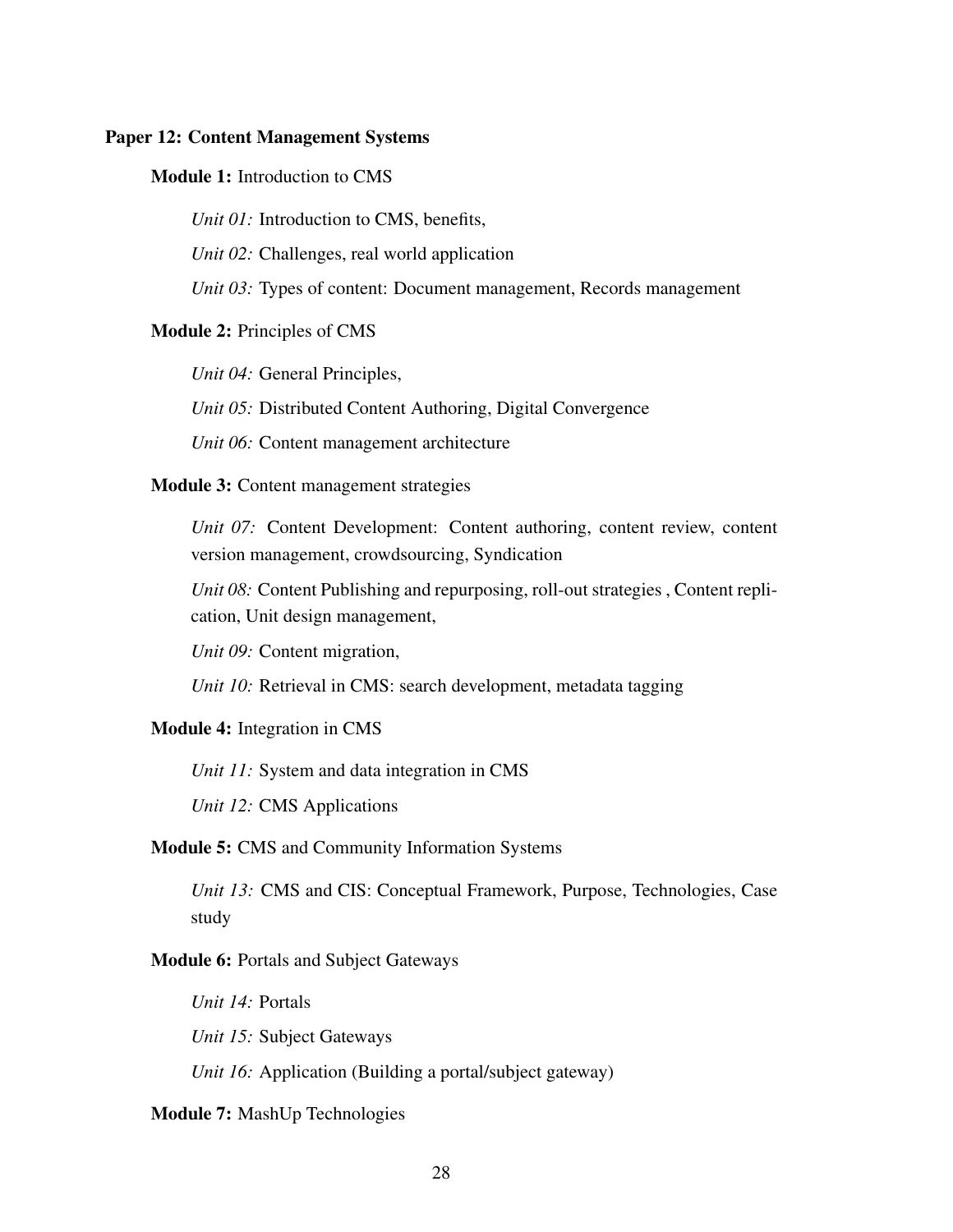**Paper 12: Content Management Systems**

**Module 1:** Introduction to CMS

*Unit 01:* Introduction to CMS, benefits,

*Unit 02:* Challenges, real world application

*Unit 03:* Types of content: Document management, Records management

**Module 2:** Principles of CMS

*Unit 04:* General Principles,

*Unit 05:* Distributed Content Authoring, Digital Convergence

*Unit 06:* Content management architecture

**Module 3:** Content management strategies

*Unit 07:* Content Development: Content authoring, content review, content version management, crowdsourcing, Syndication

*Unit 08:* Content Publishing and repurposing, roll-out strategies , Content replication, Unit design management,

*Unit 09:* Content migration,

*Unit 10:* Retrieval in CMS: search development, metadata tagging

**Module 4:** Integration in CMS

*Unit 11:* System and data integration in CMS

*Unit 12:* CMS Applications

**Module 5:** CMS and Community Information Systems

*Unit 13:* CMS and CIS: Conceptual Framework, Purpose, Technologies, Case study

**Module 6:** Portals and Subject Gateways

*Unit 14:* Portals

*Unit 15:* Subject Gateways

*Unit 16:* Application (Building a portal/subject gateway)

**Module 7:** MashUp Technologies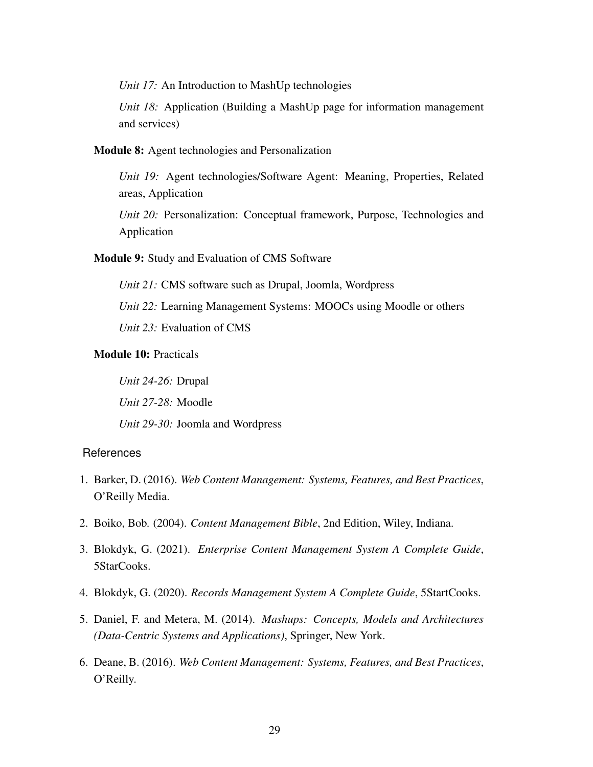*Unit 17:* An Introduction to MashUp technologies

*Unit 18:* Application (Building a MashUp page for information management and services)

**Module 8:** Agent technologies and Personalization

*Unit 19:* Agent technologies/Software Agent: Meaning, Properties, Related areas, Application

*Unit 20:* Personalization: Conceptual framework, Purpose, Technologies and Application

**Module 9:** Study and Evaluation of CMS Software

*Unit 21:* CMS software such as Drupal, Joomla, Wordpress

*Unit 22:* Learning Management Systems: MOOCs using Moodle or others

*Unit 23:* Evaluation of CMS

**Module 10:** Practicals

*Unit 24-26:* Drupal

*Unit 27-28:* Moodle

*Unit 29-30:* Joomla and Wordpress

## References

1. Barker, D. (2016). *Web Content Management: Systems, Features, and Best Practices*, O'Reilly Media.
2. Boiko, Bob. (2004). *Content Management Bible*, 2nd Edition, Wiley, Indiana.
3. Blokdyk, G. (2021). *Enterprise Content Management System A Complete Guide*, 5StarCooks.
4. Blokdyk, G. (2020). *Records Management System A Complete Guide*, 5StartCooks.
5. Daniel, F. and Metera, M. (2014). *Mashups: Concepts, Models and Architectures (Data-Centric Systems and Applications)*, Springer, New York.
6. Deane, B. (2016). *Web Content Management: Systems, Features, and Best Practices*, O'Reilly.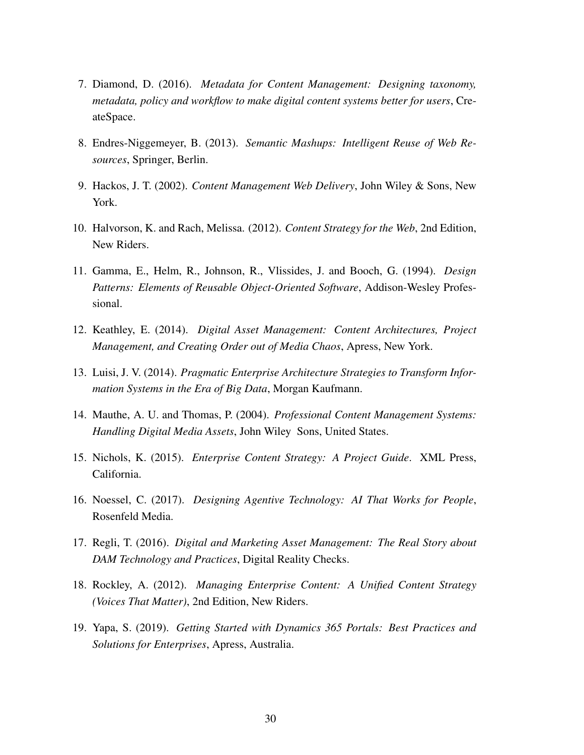7. Diamond, D. (2016). *Metadata for Content Management: Designing taxonomy, metadata, policy and workflow to make digital content systems better for users*, CreateSpace.

8. Endres-Niggemeyer, B. (2013). *Semantic Mashups: Intelligent Reuse of Web Resources*, Springer, Berlin.

9. Hackos, J. T. (2002). *Content Management Web Delivery*, John Wiley & Sons, New York.

10. Halvorson, K. and Rach, Melissa. (2012). *Content Strategy for the Web*, 2nd Edition, New Riders.

11. Gamma, E., Helm, R., Johnson, R., Vlissides, J. and Booch, G. (1994). *Design Patterns: Elements of Reusable Object-Oriented Software*, Addison-Wesley Professional.

12. Keathley, E. (2014). *Digital Asset Management: Content Architectures, Project Management, and Creating Order out of Media Chaos*, Apress, New York.

13. Luisi, J. V. (2014). *Pragmatic Enterprise Architecture Strategies to Transform Information Systems in the Era of Big Data*, Morgan Kaufmann.

14. Mauthe, A. U. and Thomas, P. (2004). *Professional Content Management Systems: Handling Digital Media Assets*, John Wiley Sons, United States.

15. Nichols, K. (2015). *Enterprise Content Strategy: A Project Guide*. XML Press, California.

16. Noessel, C. (2017). *Designing Agentive Technology: AI That Works for People*, Rosenfeld Media.

17. Regli, T. (2016). *Digital and Marketing Asset Management: The Real Story about DAM Technology and Practices*, Digital Reality Checks.

18. Rockley, A. (2012). *Managing Enterprise Content: A Unified Content Strategy (Voices That Matter)*, 2nd Edition, New Riders.

19. Yapa, S. (2019). *Getting Started with Dynamics 365 Portals: Best Practices and Solutions for Enterprises*, Apress, Australia.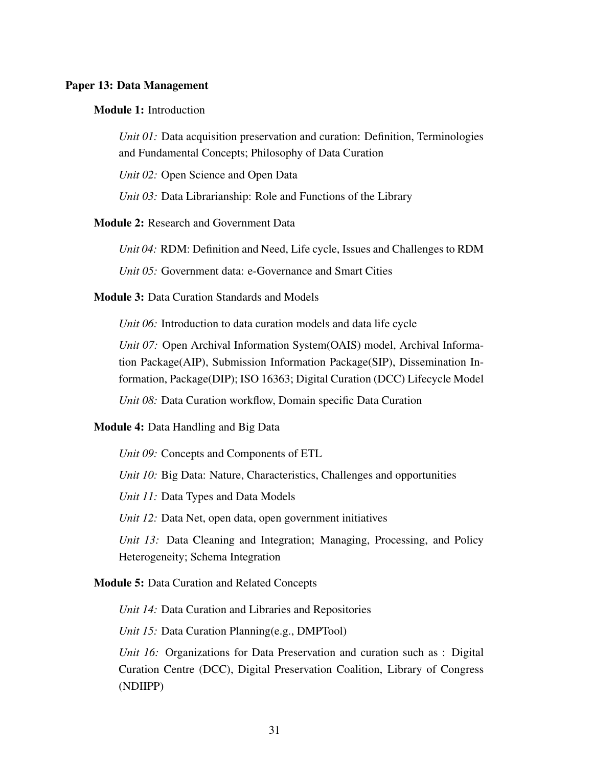**Paper 13: Data Management**

**Module 1:** Introduction

*Unit 01:* Data acquisition preservation and curation: Definition, Terminologies and Fundamental Concepts; Philosophy of Data Curation

*Unit 02:* Open Science and Open Data

*Unit 03:* Data Librarianship: Role and Functions of the Library

**Module 2:** Research and Government Data

*Unit 04:* RDM: Definition and Need, Life cycle, Issues and Challenges to RDM

*Unit 05:* Government data: e-Governance and Smart Cities

**Module 3:** Data Curation Standards and Models

*Unit 06:* Introduction to data curation models and data life cycle

*Unit 07:* Open Archival Information System(OAIS) model, Archival Information Package(AIP), Submission Information Package(SIP), Dissemination Information, Package(DIP); ISO 16363; Digital Curation (DCC) Lifecycle Model

*Unit 08:* Data Curation workflow, Domain specific Data Curation

**Module 4:** Data Handling and Big Data

*Unit 09:* Concepts and Components of ETL

*Unit 10:* Big Data: Nature, Characteristics, Challenges and opportunities

*Unit 11:* Data Types and Data Models

*Unit 12:* Data Net, open data, open government initiatives

*Unit 13:* Data Cleaning and Integration; Managing, Processing, and Policy Heterogeneity; Schema Integration

**Module 5:** Data Curation and Related Concepts

*Unit 14:* Data Curation and Libraries and Repositories

*Unit 15:* Data Curation Planning(e.g., DMPTool)

*Unit 16:* Organizations for Data Preservation and curation such as : Digital Curation Centre (DCC), Digital Preservation Coalition, Library of Congress (NDIIPP)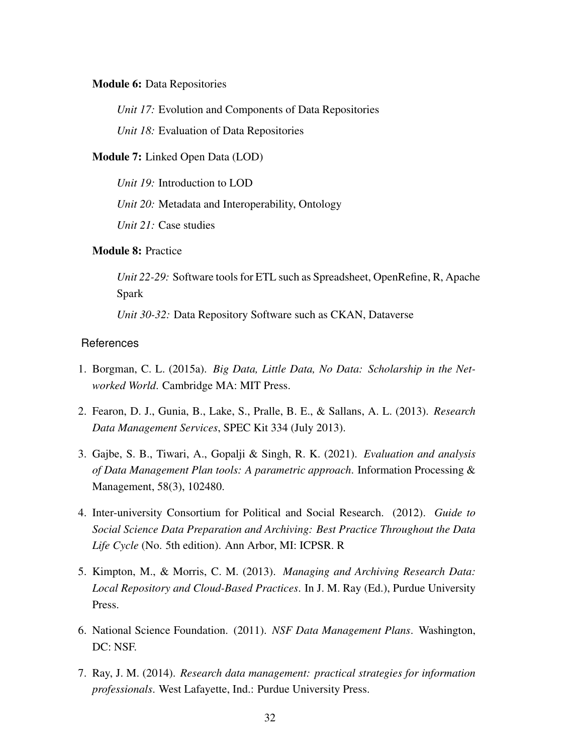**Module 6:** Data Repositories

*Unit 17:* Evolution and Components of Data Repositories

*Unit 18:* Evaluation of Data Repositories

**Module 7:** Linked Open Data (LOD)

*Unit 19:* Introduction to LOD

*Unit 20:* Metadata and Interoperability, Ontology

*Unit 21:* Case studies

**Module 8:** Practice

*Unit 22-29:* Software tools for ETL such as Spreadsheet, OpenRefine, R, Apache Spark

*Unit 30-32:* Data Repository Software such as CKAN, Dataverse

## References

1. Borgman, C. L. (2015a). *Big Data, Little Data, No Data: Scholarship in the Networked World*. Cambridge MA: MIT Press.

2. Fearon, D. J., Gunia, B., Lake, S., Pralle, B. E., & Sallans, A. L. (2013). *Research Data Management Services*, SPEC Kit 334 (July 2013).

3. Gajbe, S. B., Tiwari, A., Gopalji & Singh, R. K. (2021). *Evaluation and analysis of Data Management Plan tools: A parametric approach*. Information Processing & Management, 58(3), 102480.

4. Inter-university Consortium for Political and Social Research. (2012). *Guide to Social Science Data Preparation and Archiving: Best Practice Throughout the Data Life Cycle* (No. 5th edition). Ann Arbor, MI: ICPSR. R

5. Kimpton, M., & Morris, C. M. (2013). *Managing and Archiving Research Data: Local Repository and Cloud-Based Practices*. In J. M. Ray (Ed.), Purdue University Press.

6. National Science Foundation. (2011). *NSF Data Management Plans*. Washington, DC: NSF.

7. Ray, J. M. (2014). *Research data management: practical strategies for information professionals*. West Lafayette, Ind.: Purdue University Press.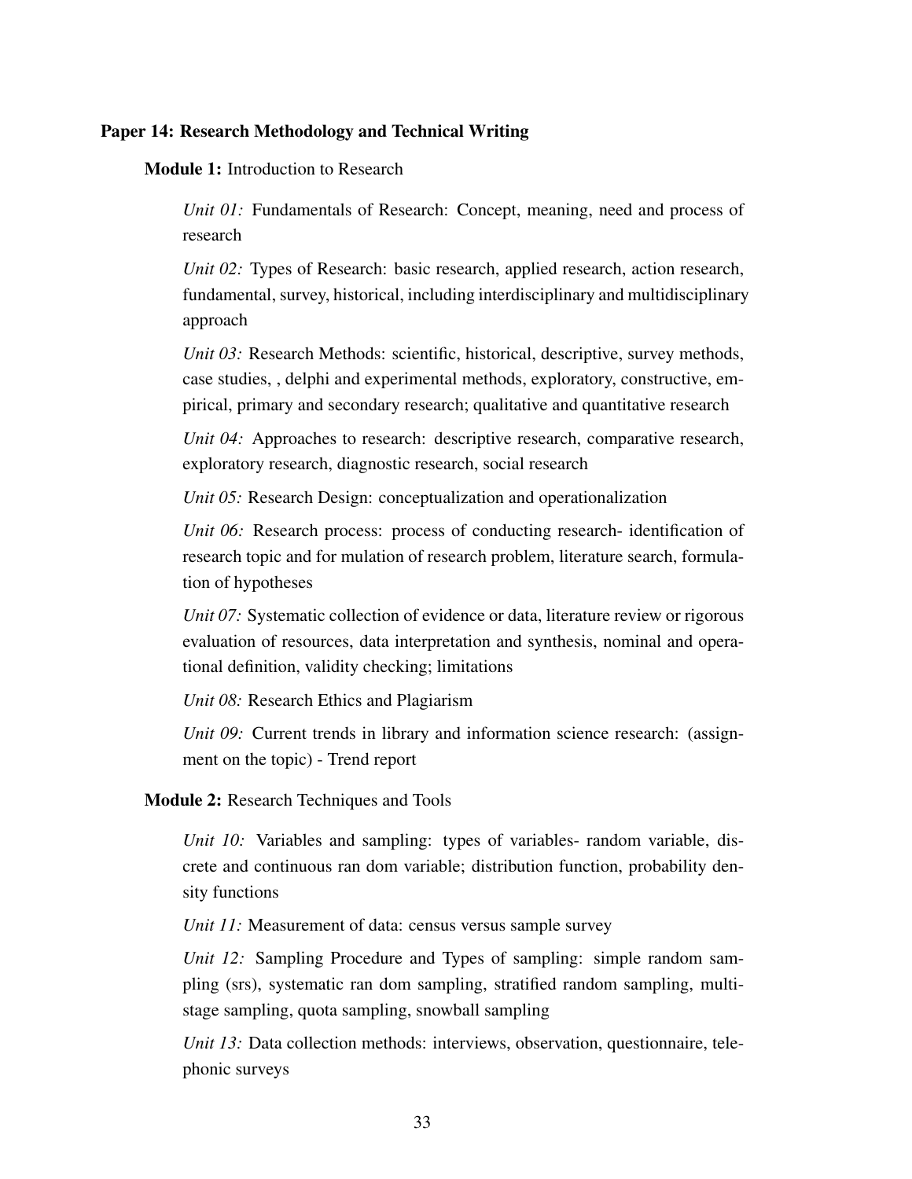**Paper 14: Research Methodology and Technical Writing**

**Module 1:** Introduction to Research

*Unit 01:* Fundamentals of Research: Concept, meaning, need and process of research

*Unit 02:* Types of Research: basic research, applied research, action research, fundamental, survey, historical, including interdisciplinary and multidisciplinary approach

*Unit 03:* Research Methods: scientific, historical, descriptive, survey methods, case studies, , delphi and experimental methods, exploratory, constructive, empirical, primary and secondary research; qualitative and quantitative research

*Unit 04:* Approaches to research: descriptive research, comparative research, exploratory research, diagnostic research, social research

*Unit 05:* Research Design: conceptualization and operationalization

*Unit 06:* Research process: process of conducting research- identification of research topic and for mulation of research problem, literature search, formulation of hypotheses

*Unit 07:* Systematic collection of evidence or data, literature review or rigorous evaluation of resources, data interpretation and synthesis, nominal and operational definition, validity checking; limitations

*Unit 08:* Research Ethics and Plagiarism

*Unit 09:* Current trends in library and information science research: (assignment on the topic) - Trend report

**Module 2:** Research Techniques and Tools

*Unit 10:* Variables and sampling: types of variables- random variable, discrete and continuous ran dom variable; distribution function, probability density functions

*Unit 11:* Measurement of data: census versus sample survey

*Unit 12:* Sampling Procedure and Types of sampling: simple random sampling (srs), systematic ran dom sampling, stratified random sampling, multistage sampling, quota sampling, snowball sampling

*Unit 13:* Data collection methods: interviews, observation, questionnaire, telephonic surveys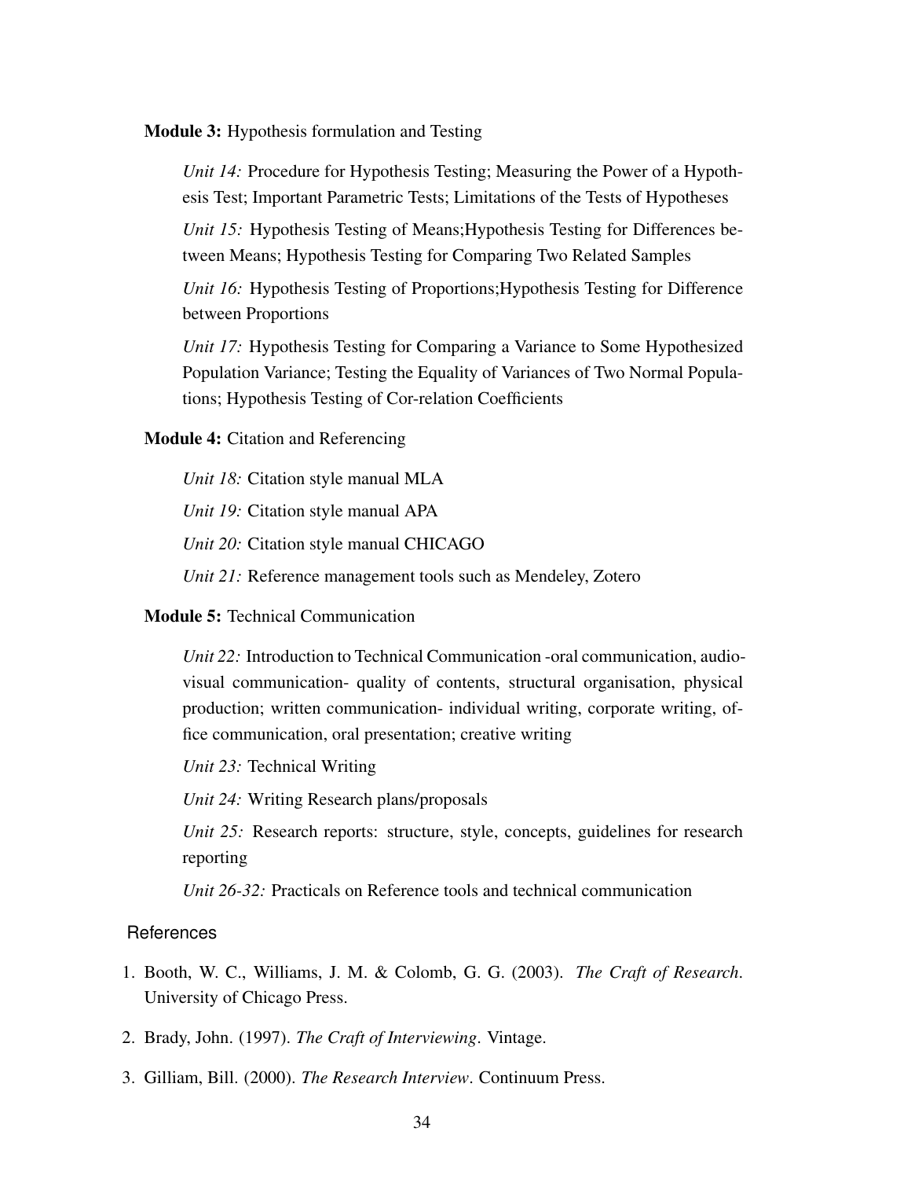**Module 3:** Hypothesis formulation and Testing

*Unit 14:* Procedure for Hypothesis Testing; Measuring the Power of a Hypothesis Test; Important Parametric Tests; Limitations of the Tests of Hypotheses

*Unit 15:* Hypothesis Testing of Means;Hypothesis Testing for Differences between Means; Hypothesis Testing for Comparing Two Related Samples

*Unit 16:* Hypothesis Testing of Proportions;Hypothesis Testing for Difference between Proportions

*Unit 17:* Hypothesis Testing for Comparing a Variance to Some Hypothesized Population Variance; Testing the Equality of Variances of Two Normal Populations; Hypothesis Testing of Cor-relation Coefficients

**Module 4:** Citation and Referencing

*Unit 18:* Citation style manual MLA

*Unit 19:* Citation style manual APA

*Unit 20:* Citation style manual CHICAGO

*Unit 21:* Reference management tools such as Mendeley, Zotero

**Module 5:** Technical Communication

*Unit 22:* Introduction to Technical Communication -oral communication, audio-visual communication- quality of contents, structural organisation, physical production; written communication- individual writing, corporate writing, office communication, oral presentation; creative writing

*Unit 23:* Technical Writing

*Unit 24:* Writing Research plans/proposals

*Unit 25:* Research reports: structure, style, concepts, guidelines for research reporting

*Unit 26-32:* Practicals on Reference tools and technical communication

## References

1. Booth, W. C., Williams, J. M. & Colomb, G. G. (2003). *The Craft of Research*. University of Chicago Press.
2. Brady, John. (1997). *The Craft of Interviewing*. Vintage.
3. Gilliam, Bill. (2000). *The Research Interview*. Continuum Press.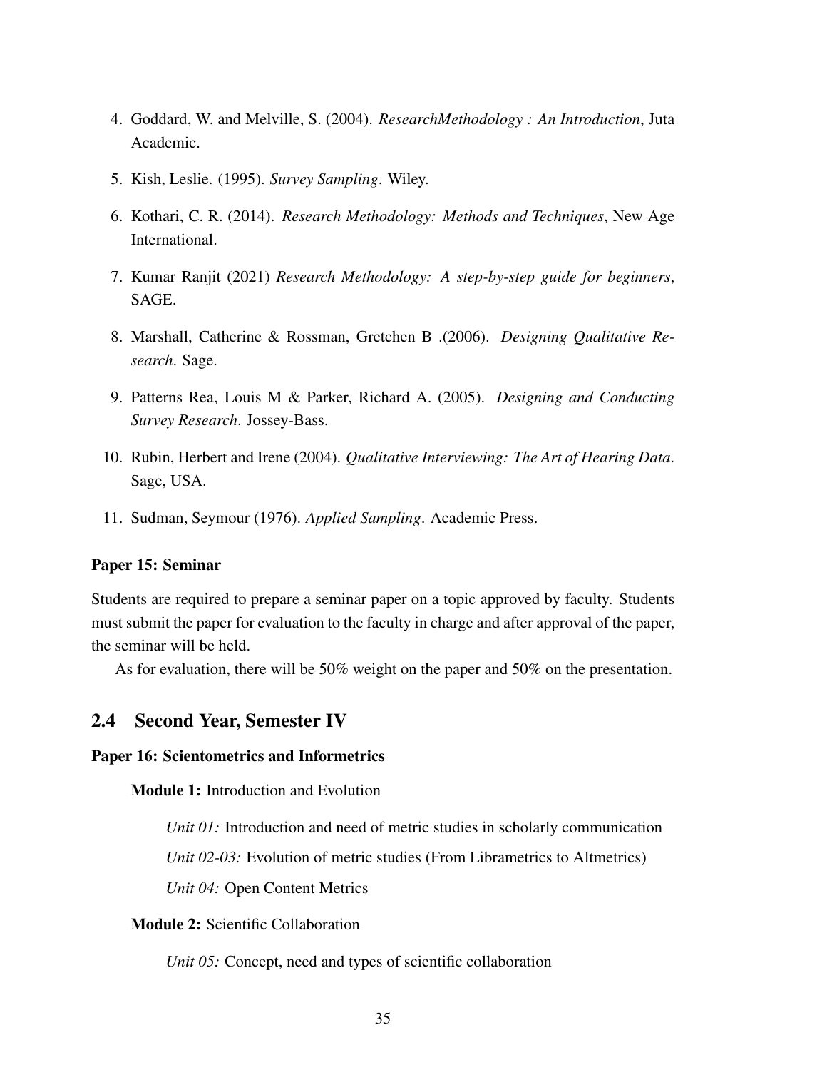4. Goddard, W. and Melville, S. (2004). *ResearchMethodology : An Introduction*, Juta Academic.
5. Kish, Leslie. (1995). *Survey Sampling*. Wiley.
6. Kothari, C. R. (2014). *Research Methodology: Methods and Techniques*, New Age International.
7. Kumar Ranjit (2021) *Research Methodology: A step-by-step guide for beginners*, SAGE.
8. Marshall, Catherine & Rossman, Gretchen B .(2006). *Designing Qualitative Research*. Sage.
9. Patterns Rea, Louis M & Parker, Richard A. (2005). *Designing and Conducting Survey Research*. Jossey-Bass.
10. Rubin, Herbert and Irene (2004). *Qualitative Interviewing: The Art of Hearing Data*. Sage, USA.
11. Sudman, Seymour (1976). *Applied Sampling*. Academic Press.

**Paper 15: Seminar**

Students are required to prepare a seminar paper on a topic approved by faculty. Students must submit the paper for evaluation to the faculty in charge and after approval of the paper, the seminar will be held.

As for evaluation, there will be 50% weight on the paper and 50% on the presentation.

## 2.4 Second Year, Semester IV

**Paper 16: Scientometrics and Informetrics**

**Module 1:** Introduction and Evolution

*Unit 01:* Introduction and need of metric studies in scholarly communication

*Unit 02-03:* Evolution of metric studies (From Librametrics to Altmetrics)

*Unit 04:* Open Content Metrics

**Module 2:** Scientific Collaboration

*Unit 05:* Concept, need and types of scientific collaboration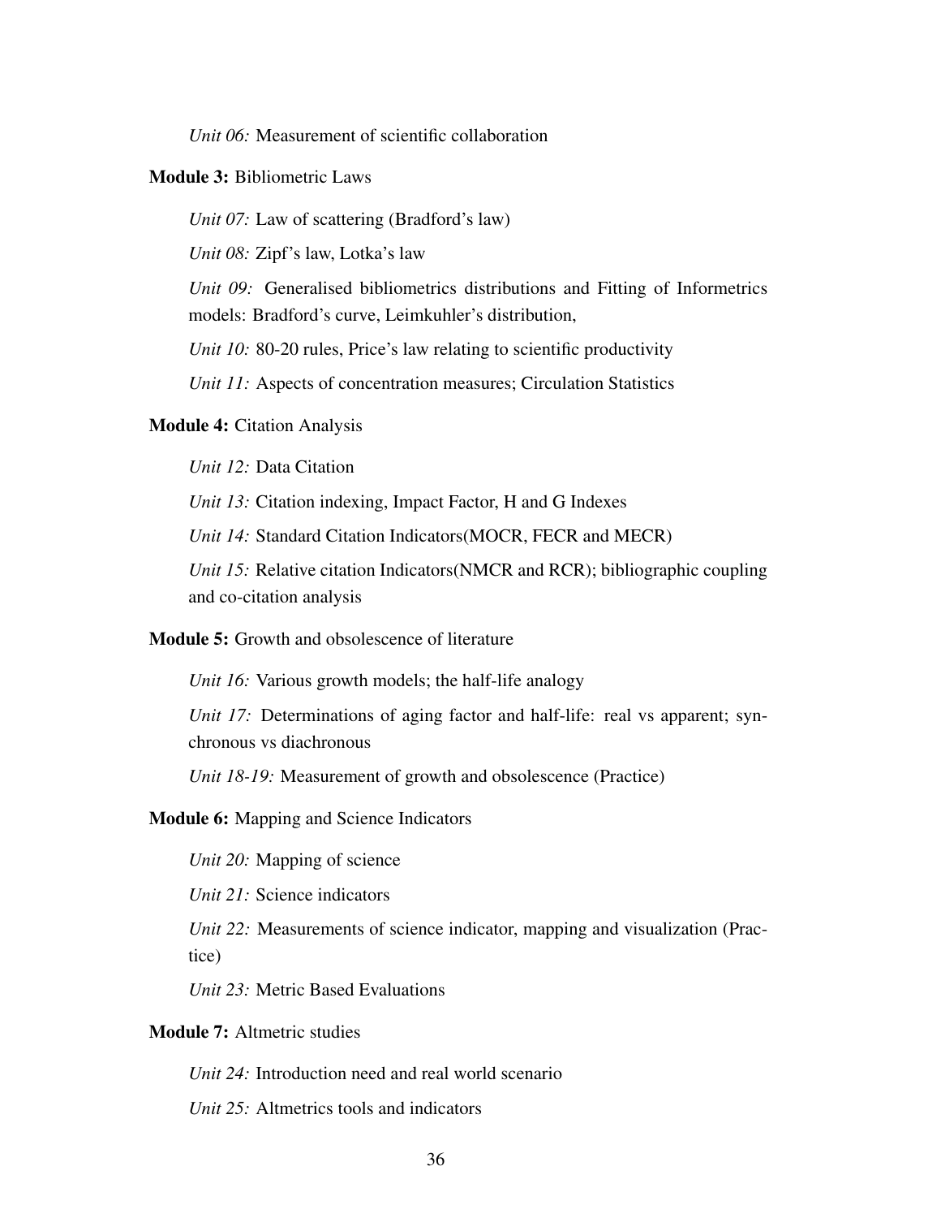*Unit 06:* Measurement of scientific collaboration

**Module 3:** Bibliometric Laws

*Unit 07:* Law of scattering (Bradford's law)

*Unit 08:* Zipf's law, Lotka's law

*Unit 09:* Generalised bibliometrics distributions and Fitting of Informetrics models: Bradford's curve, Leimkuhler's distribution,

*Unit 10:* 80-20 rules, Price's law relating to scientific productivity

*Unit 11:* Aspects of concentration measures; Circulation Statistics

**Module 4:** Citation Analysis

*Unit 12:* Data Citation

*Unit 13:* Citation indexing, Impact Factor, H and G Indexes

*Unit 14:* Standard Citation Indicators(MOCR, FECR and MECR)

*Unit 15:* Relative citation Indicators(NMCR and RCR); bibliographic coupling and co-citation analysis

**Module 5:** Growth and obsolescence of literature

*Unit 16:* Various growth models; the half-life analogy

*Unit 17:* Determinations of aging factor and half-life: real vs apparent; synchronous vs diachronous

*Unit 18-19:* Measurement of growth and obsolescence (Practice)

**Module 6:** Mapping and Science Indicators

*Unit 20:* Mapping of science

*Unit 21:* Science indicators

*Unit 22:* Measurements of science indicator, mapping and visualization (Practice)

*Unit 23:* Metric Based Evaluations

**Module 7:** Altmetric studies

*Unit 24:* Introduction need and real world scenario

*Unit 25:* Altmetrics tools and indicators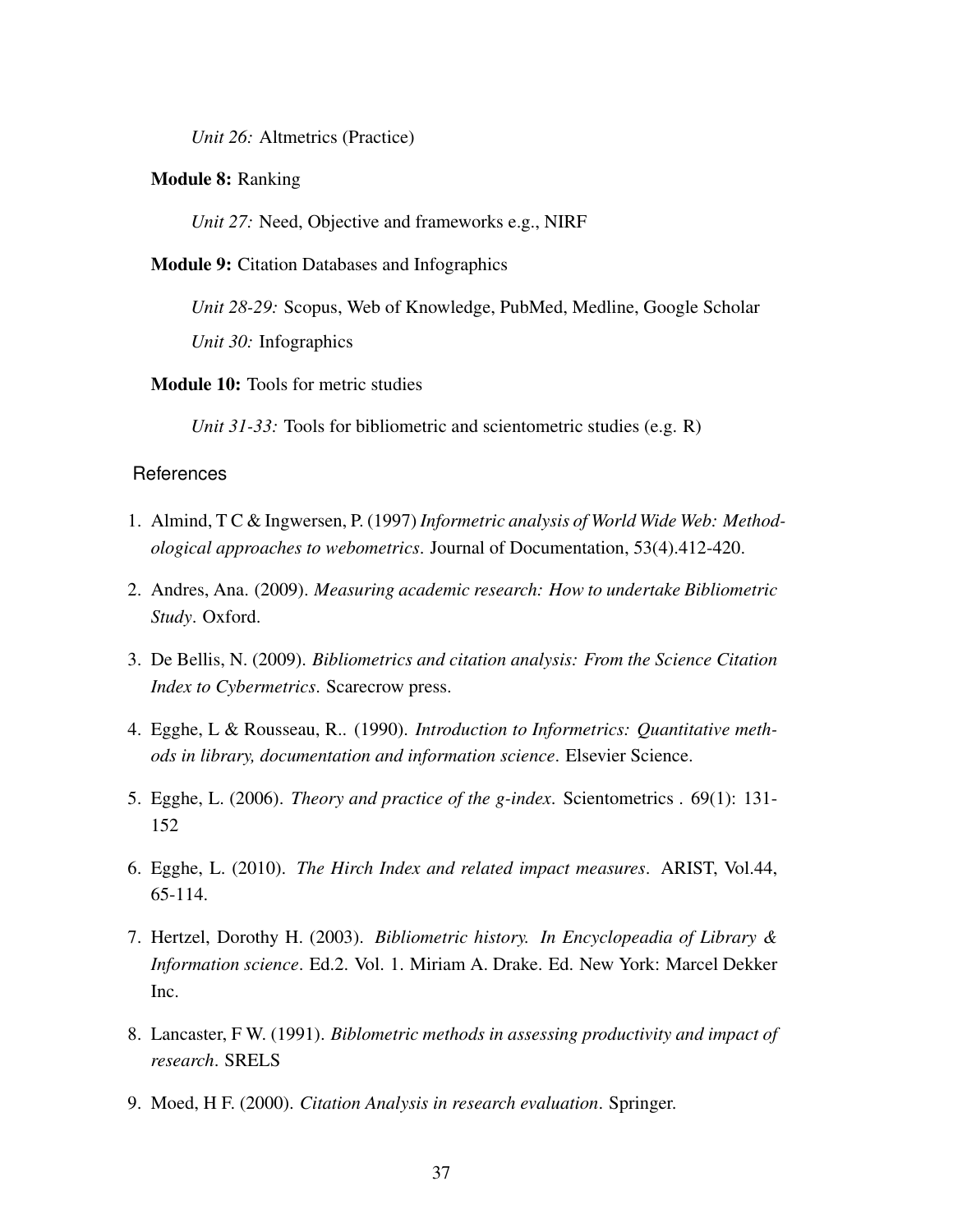*Unit 26:* Altmetrics (Practice)

**Module 8:** Ranking

*Unit 27:* Need, Objective and frameworks e.g., NIRF

**Module 9:** Citation Databases and Infographics

*Unit 28-29:* Scopus, Web of Knowledge, PubMed, Medline, Google Scholar

*Unit 30:* Infographics

**Module 10:** Tools for metric studies

*Unit 31-33:* Tools for bibliometric and scientometric studies (e.g. R)

### References

1. Almind, T C & Ingwersen, P. (1997) *Informetric analysis of World Wide Web: Methodological approaches to webometrics*. Journal of Documentation, 53(4).412-420.
2. Andres, Ana. (2009). *Measuring academic research: How to undertake Bibliometric Study*. Oxford.
3. De Bellis, N. (2009). *Bibliometrics and citation analysis: From the Science Citation Index to Cybermetrics*. Scarecrow press.
4. Egghe, L & Rousseau, R.. (1990). *Introduction to Informetrics: Quantitative methods in library, documentation and information science*. Elsevier Science.
5. Egghe, L. (2006). *Theory and practice of the g-index*. Scientometrics . 69(1): 131-152
6. Egghe, L. (2010). *The Hirch Index and related impact measures*. ARIST, Vol.44, 65-114.
7. Hertzel, Dorothy H. (2003). *Bibliometric history. In Encyclopeadia of Library & Information science*. Ed.2. Vol. 1. Miriam A. Drake. Ed. New York: Marcel Dekker Inc.
8. Lancaster, F W. (1991). *Biblometric methods in assessing productivity and impact of research*. SRELS
9. Moed, H F. (2000). *Citation Analysis in research evaluation*. Springer.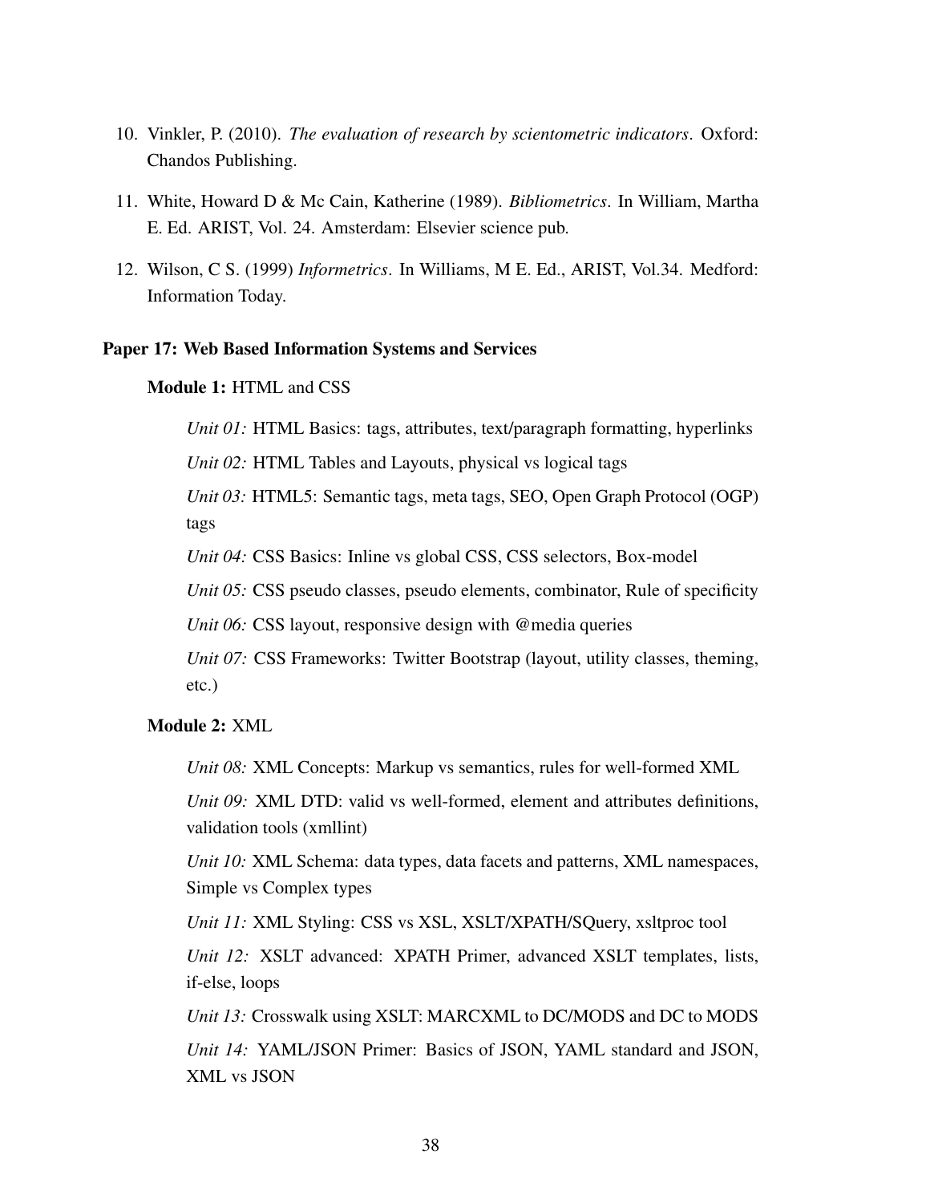10. Vinkler, P. (2010). *The evaluation of research by scientometric indicators*. Oxford: Chandos Publishing.

11. White, Howard D & Mc Cain, Katherine (1989). *Bibliometrics*. In William, Martha E. Ed. ARIST, Vol. 24. Amsterdam: Elsevier science pub.

12. Wilson, C S. (1999) *Informetrics*. In Williams, M E. Ed., ARIST, Vol.34. Medford: Information Today.

**Paper 17: Web Based Information Systems and Services**

**Module 1:** HTML and CSS

*Unit 01:* HTML Basics: tags, attributes, text/paragraph formatting, hyperlinks

*Unit 02:* HTML Tables and Layouts, physical vs logical tags

*Unit 03:* HTML5: Semantic tags, meta tags, SEO, Open Graph Protocol (OGP) tags

*Unit 04:* CSS Basics: Inline vs global CSS, CSS selectors, Box-model

*Unit 05:* CSS pseudo classes, pseudo elements, combinator, Rule of specificity

*Unit 06:* CSS layout, responsive design with @media queries

*Unit 07:* CSS Frameworks: Twitter Bootstrap (layout, utility classes, theming, etc.)

**Module 2:** XML

*Unit 08:* XML Concepts: Markup vs semantics, rules for well-formed XML

*Unit 09:* XML DTD: valid vs well-formed, element and attributes definitions, validation tools (xmllint)

*Unit 10:* XML Schema: data types, data facets and patterns, XML namespaces, Simple vs Complex types

*Unit 11:* XML Styling: CSS vs XSL, XSLT/XPATH/SQuery, xsltproc tool

*Unit 12:* XSLT advanced: XPATH Primer, advanced XSLT templates, lists, if-else, loops

*Unit 13:* Crosswalk using XSLT: MARCXML to DC/MODS and DC to MODS

*Unit 14:* YAML/JSON Primer: Basics of JSON, YAML standard and JSON, XML vs JSON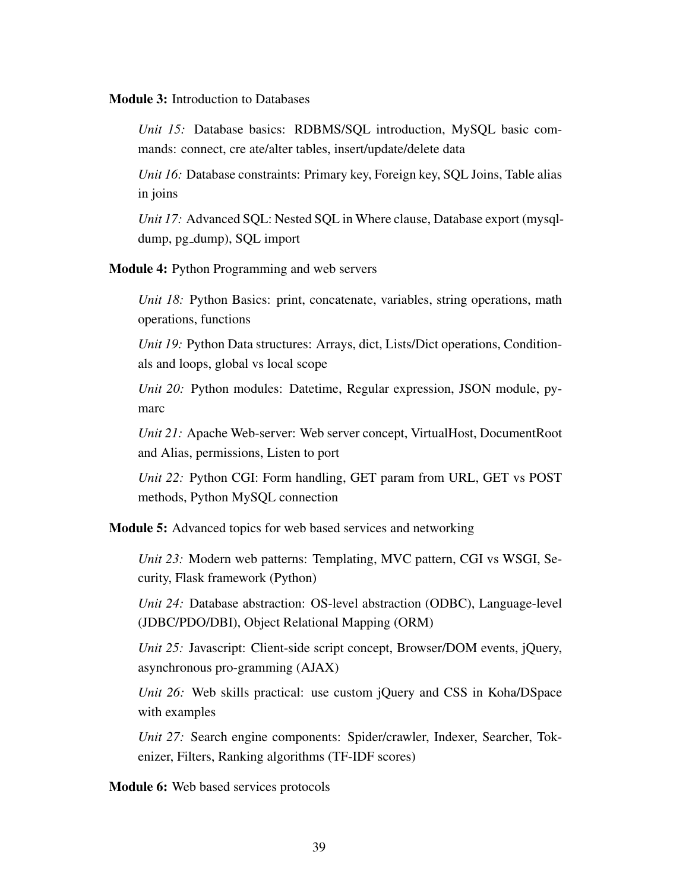**Module 3:** Introduction to Databases

*Unit 15:* Database basics: RDBMS/SQL introduction, MySQL basic commands: connect, cre ate/alter tables, insert/update/delete data

*Unit 16:* Database constraints: Primary key, Foreign key, SQL Joins, Table alias in joins

*Unit 17:* Advanced SQL: Nested SQL in Where clause, Database export (mysqldump, pg_dump), SQL import

**Module 4:** Python Programming and web servers

*Unit 18:* Python Basics: print, concatenate, variables, string operations, math operations, functions

*Unit 19:* Python Data structures: Arrays, dict, Lists/Dict operations, Conditionals and loops, global vs local scope

*Unit 20:* Python modules: Datetime, Regular expression, JSON module, pymarc

*Unit 21:* Apache Web-server: Web server concept, VirtualHost, DocumentRoot and Alias, permissions, Listen to port

*Unit 22:* Python CGI: Form handling, GET param from URL, GET vs POST methods, Python MySQL connection

**Module 5:** Advanced topics for web based services and networking

*Unit 23:* Modern web patterns: Templating, MVC pattern, CGI vs WSGI, Security, Flask framework (Python)

*Unit 24:* Database abstraction: OS-level abstraction (ODBC), Language-level (JDBC/PDO/DBI), Object Relational Mapping (ORM)

*Unit 25:* Javascript: Client-side script concept, Browser/DOM events, jQuery, asynchronous pro-gramming (AJAX)

*Unit 26:* Web skills practical: use custom jQuery and CSS in Koha/DSpace with examples

*Unit 27:* Search engine components: Spider/crawler, Indexer, Searcher, Tokenizer, Filters, Ranking algorithms (TF-IDF scores)

**Module 6:** Web based services protocols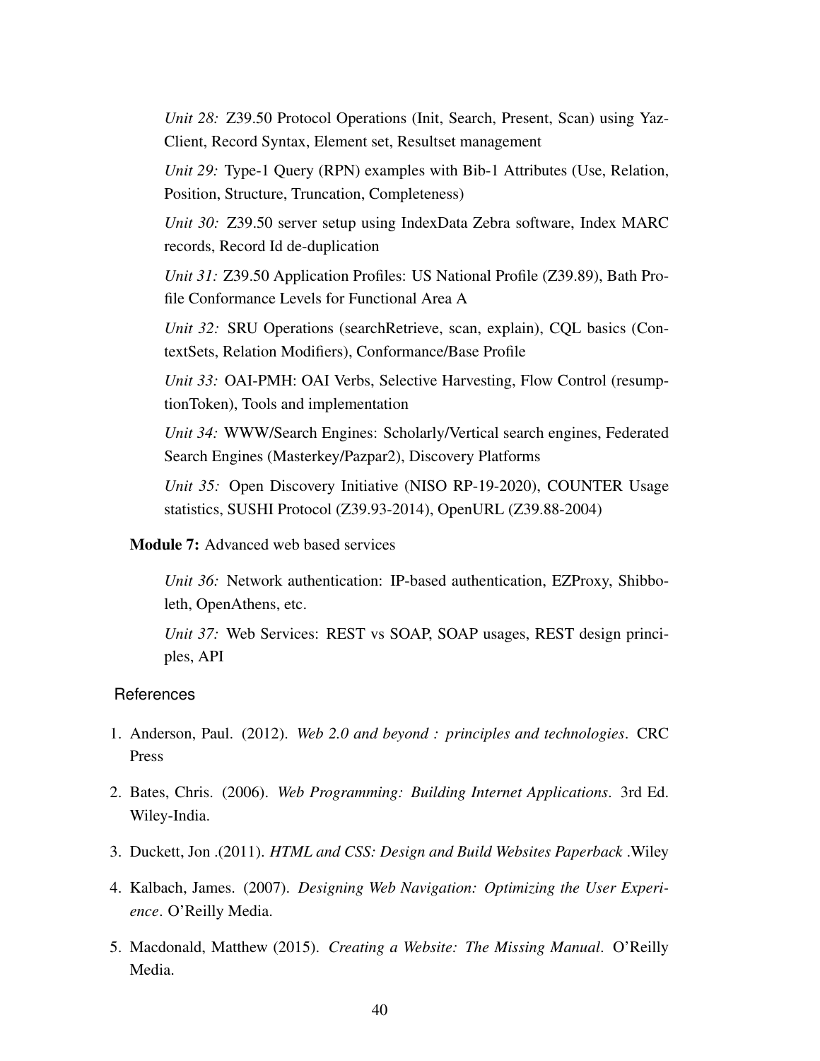*Unit 28:* Z39.50 Protocol Operations (Init, Search, Present, Scan) using Yaz-Client, Record Syntax, Element set, Resultset management

*Unit 29:* Type-1 Query (RPN) examples with Bib-1 Attributes (Use, Relation, Position, Structure, Truncation, Completeness)

*Unit 30:* Z39.50 server setup using IndexData Zebra software, Index MARC records, Record Id de-duplication

*Unit 31:* Z39.50 Application Profiles: US National Profile (Z39.89), Bath Profile Conformance Levels for Functional Area A

*Unit 32:* SRU Operations (searchRetrieve, scan, explain), CQL basics (ContextSets, Relation Modifiers), Conformance/Base Profile

*Unit 33:* OAI-PMH: OAI Verbs, Selective Harvesting, Flow Control (resumptionToken), Tools and implementation

*Unit 34:* WWW/Search Engines: Scholarly/Vertical search engines, Federated Search Engines (Masterkey/Pazpar2), Discovery Platforms

*Unit 35:* Open Discovery Initiative (NISO RP-19-2020), COUNTER Usage statistics, SUSHI Protocol (Z39.93-2014), OpenURL (Z39.88-2004)

**Module 7:** Advanced web based services

*Unit 36:* Network authentication: IP-based authentication, EZProxy, Shibboleth, OpenAthens, etc.

*Unit 37:* Web Services: REST vs SOAP, SOAP usages, REST design principles, API

## References

1. Anderson, Paul. (2012). *Web 2.0 and beyond : principles and technologies*. CRC Press
2. Bates, Chris. (2006). *Web Programming: Building Internet Applications*. 3rd Ed. Wiley-India.
3. Duckett, Jon .(2011). *HTML and CSS: Design and Build Websites Paperback* .Wiley
4. Kalbach, James. (2007). *Designing Web Navigation: Optimizing the User Experience*. O'Reilly Media.
5. Macdonald, Matthew (2015). *Creating a Website: The Missing Manual*. O'Reilly Media.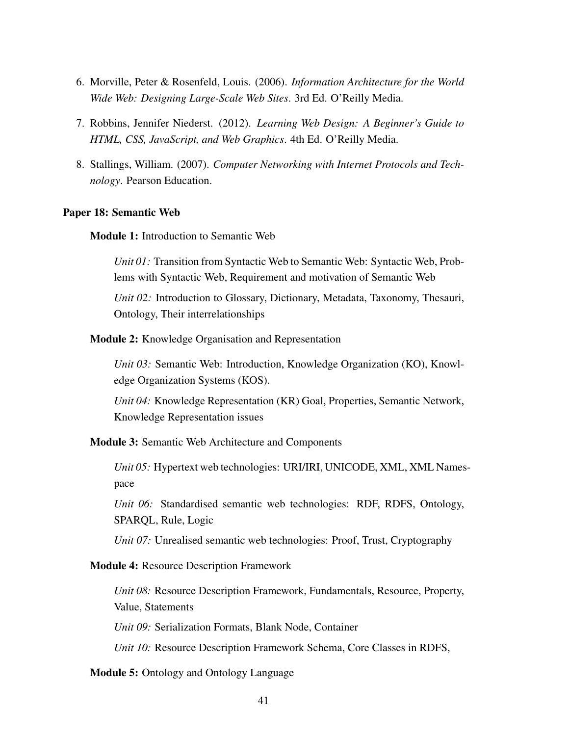6. Morville, Peter & Rosenfeld, Louis. (2006). *Information Architecture for the World Wide Web: Designing Large-Scale Web Sites*. 3rd Ed. O'Reilly Media.
7. Robbins, Jennifer Niederst. (2012). *Learning Web Design: A Beginner's Guide to HTML, CSS, JavaScript, and Web Graphics*. 4th Ed. O'Reilly Media.
8. Stallings, William. (2007). *Computer Networking with Internet Protocols and Technology*. Pearson Education.

**Paper 18: Semantic Web**

**Module 1:** Introduction to Semantic Web

*Unit 01:* Transition from Syntactic Web to Semantic Web: Syntactic Web, Problems with Syntactic Web, Requirement and motivation of Semantic Web

*Unit 02:* Introduction to Glossary, Dictionary, Metadata, Taxonomy, Thesauri, Ontology, Their interrelationships

**Module 2:** Knowledge Organisation and Representation

*Unit 03:* Semantic Web: Introduction, Knowledge Organization (KO), Knowledge Organization Systems (KOS).

*Unit 04:* Knowledge Representation (KR) Goal, Properties, Semantic Network, Knowledge Representation issues

**Module 3:** Semantic Web Architecture and Components

*Unit 05:* Hypertext web technologies: URI/IRI, UNICODE, XML, XML Namespace

*Unit 06:* Standardised semantic web technologies: RDF, RDFS, Ontology, SPARQL, Rule, Logic

*Unit 07:* Unrealised semantic web technologies: Proof, Trust, Cryptography

**Module 4:** Resource Description Framework

*Unit 08:* Resource Description Framework, Fundamentals, Resource, Property, Value, Statements

*Unit 09:* Serialization Formats, Blank Node, Container

*Unit 10:* Resource Description Framework Schema, Core Classes in RDFS,

**Module 5:** Ontology and Ontology Language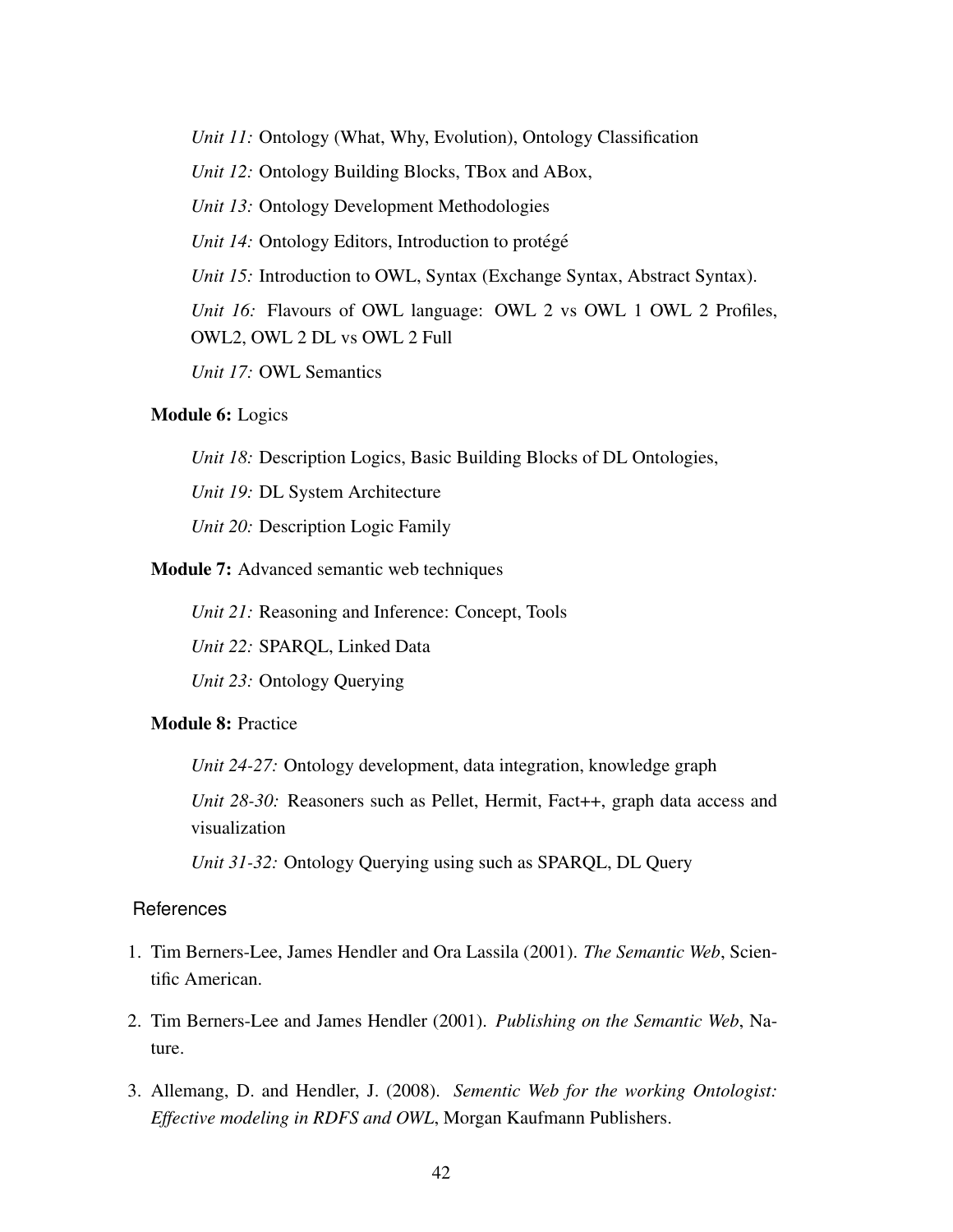*Unit 11:* Ontology (What, Why, Evolution), Ontology Classification

*Unit 12:* Ontology Building Blocks, TBox and ABox,

*Unit 13:* Ontology Development Methodologies

*Unit 14:* Ontology Editors, Introduction to protégé

*Unit 15:* Introduction to OWL, Syntax (Exchange Syntax, Abstract Syntax).

*Unit 16:* Flavours of OWL language: OWL 2 vs OWL 1 OWL 2 Profiles, OWL2, OWL 2 DL vs OWL 2 Full

*Unit 17:* OWL Semantics

**Module 6:** Logics

*Unit 18:* Description Logics, Basic Building Blocks of DL Ontologies,

*Unit 19:* DL System Architecture

*Unit 20:* Description Logic Family

**Module 7:** Advanced semantic web techniques

*Unit 21:* Reasoning and Inference: Concept, Tools

*Unit 22:* SPARQL, Linked Data

*Unit 23:* Ontology Querying

**Module 8:** Practice

*Unit 24-27:* Ontology development, data integration, knowledge graph

*Unit 28-30:* Reasoners such as Pellet, Hermit, Fact++, graph data access and visualization

*Unit 31-32:* Ontology Querying using such as SPARQL, DL Query

## References

1. Tim Berners-Lee, James Hendler and Ora Lassila (2001). *The Semantic Web*, Scientific American.
2. Tim Berners-Lee and James Hendler (2001). *Publishing on the Semantic Web*, Nature.
3. Allemang, D. and Hendler, J. (2008). *Sementic Web for the working Ontologist: Effective modeling in RDFS and OWL*, Morgan Kaufmann Publishers.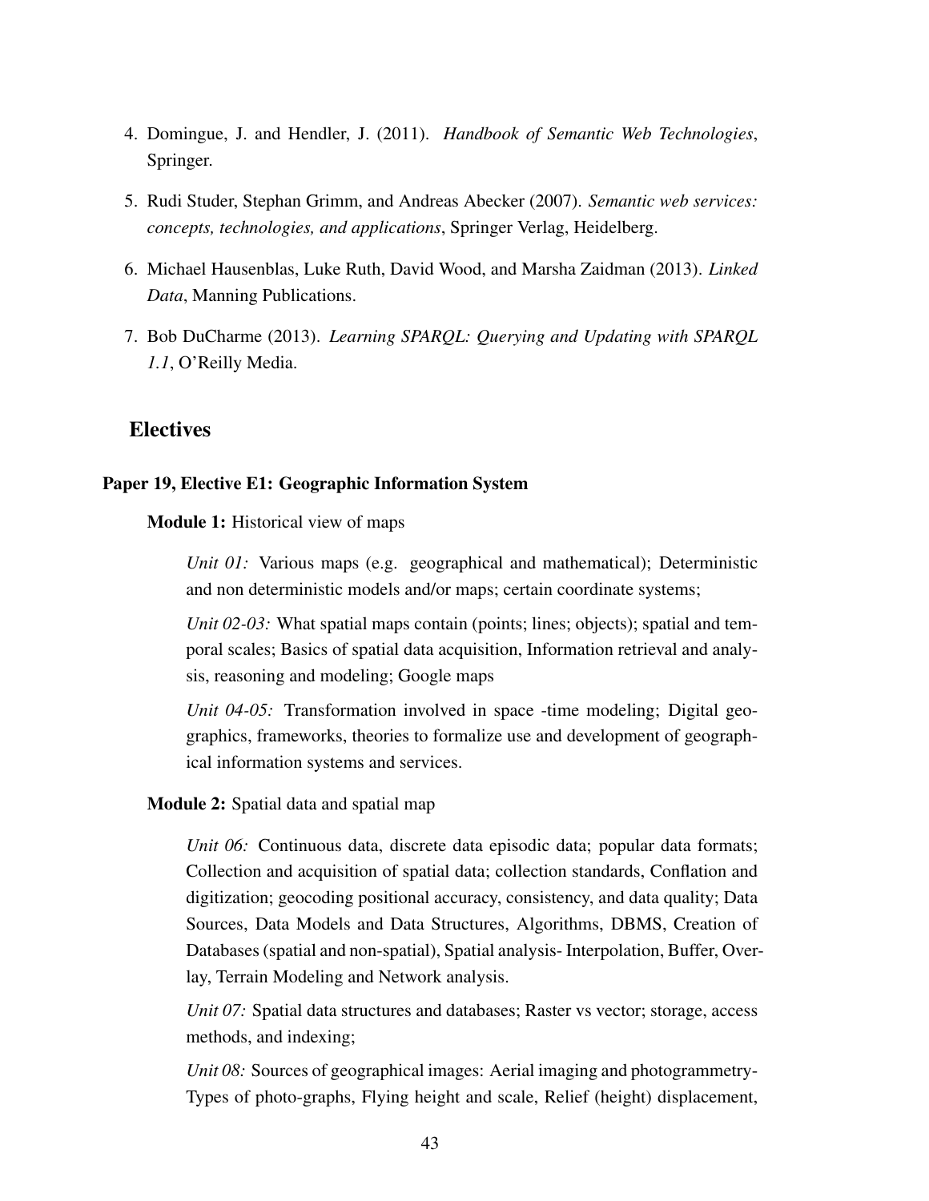4. Domingue, J. and Hendler, J. (2011). *Handbook of Semantic Web Technologies*, Springer.

5. Rudi Studer, Stephan Grimm, and Andreas Abecker (2007). *Semantic web services: concepts, technologies, and applications*, Springer Verlag, Heidelberg.

6. Michael Hausenblas, Luke Ruth, David Wood, and Marsha Zaidman (2013). *Linked Data*, Manning Publications.

7. Bob DuCharme (2013). *Learning SPARQL: Querying and Updating with SPARQL 1.1*, O'Reilly Media.

## Electives

### Paper 19, Elective E1: Geographic Information System

**Module 1:** Historical view of maps

> *Unit 01:* Various maps (e.g. geographical and mathematical); Deterministic and non deterministic models and/or maps; certain coordinate systems;
>
> *Unit 02-03:* What spatial maps contain (points; lines; objects); spatial and temporal scales; Basics of spatial data acquisition, Information retrieval and analysis, reasoning and modeling; Google maps
>
> *Unit 04-05:* Transformation involved in space -time modeling; Digital geographics, frameworks, theories to formalize use and development of geographical information systems and services.

**Module 2:** Spatial data and spatial map

> *Unit 06:* Continuous data, discrete data episodic data; popular data formats; Collection and acquisition of spatial data; collection standards, Conflation and digitization; geocoding positional accuracy, consistency, and data quality; Data Sources, Data Models and Data Structures, Algorithms, DBMS, Creation of Databases (spatial and non-spatial), Spatial analysis- Interpolation, Buffer, Overlay, Terrain Modeling and Network analysis.
>
> *Unit 07:* Spatial data structures and databases; Raster vs vector; storage, access methods, and indexing;
>
> *Unit 08:* Sources of geographical images: Aerial imaging and photogrammetry-Types of photo-graphs, Flying height and scale, Relief (height) displacement,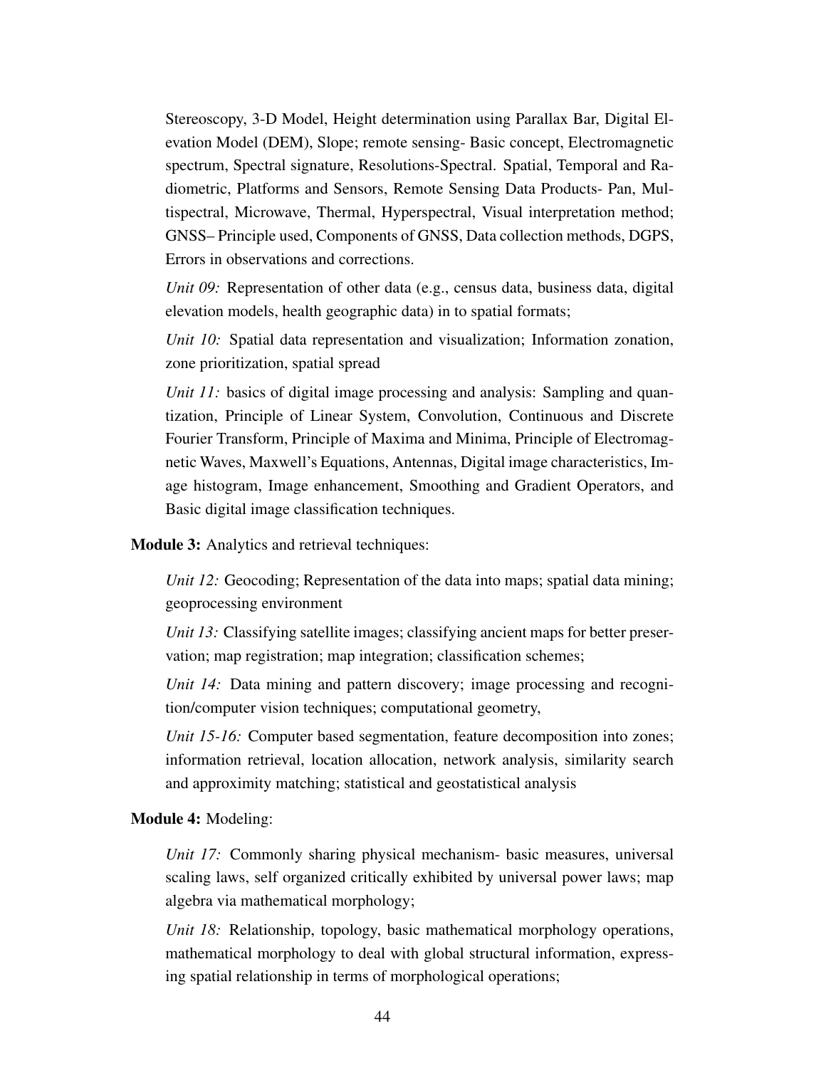Stereoscopy, 3-D Model, Height determination using Parallax Bar, Digital Elevation Model (DEM), Slope; remote sensing- Basic concept, Electromagnetic spectrum, Spectral signature, Resolutions-Spectral. Spatial, Temporal and Radiometric, Platforms and Sensors, Remote Sensing Data Products- Pan, Multispectral, Microwave, Thermal, Hyperspectral, Visual interpretation method; GNSS– Principle used, Components of GNSS, Data collection methods, DGPS, Errors in observations and corrections.

*Unit 09:* Representation of other data (e.g., census data, business data, digital elevation models, health geographic data) in to spatial formats;

*Unit 10:* Spatial data representation and visualization; Information zonation, zone prioritization, spatial spread

*Unit 11:* basics of digital image processing and analysis: Sampling and quantization, Principle of Linear System, Convolution, Continuous and Discrete Fourier Transform, Principle of Maxima and Minima, Principle of Electromagnetic Waves, Maxwell's Equations, Antennas, Digital image characteristics, Image histogram, Image enhancement, Smoothing and Gradient Operators, and Basic digital image classification techniques.

**Module 3:** Analytics and retrieval techniques:

*Unit 12:* Geocoding; Representation of the data into maps; spatial data mining; geoprocessing environment

*Unit 13:* Classifying satellite images; classifying ancient maps for better preservation; map registration; map integration; classification schemes;

*Unit 14:* Data mining and pattern discovery; image processing and recognition/computer vision techniques; computational geometry,

*Unit 15-16:* Computer based segmentation, feature decomposition into zones; information retrieval, location allocation, network analysis, similarity search and approximity matching; statistical and geostatistical analysis

**Module 4:** Modeling:

*Unit 17:* Commonly sharing physical mechanism- basic measures, universal scaling laws, self organized critically exhibited by universal power laws; map algebra via mathematical morphology;

*Unit 18:* Relationship, topology, basic mathematical morphology operations, mathematical morphology to deal with global structural information, expressing spatial relationship in terms of morphological operations;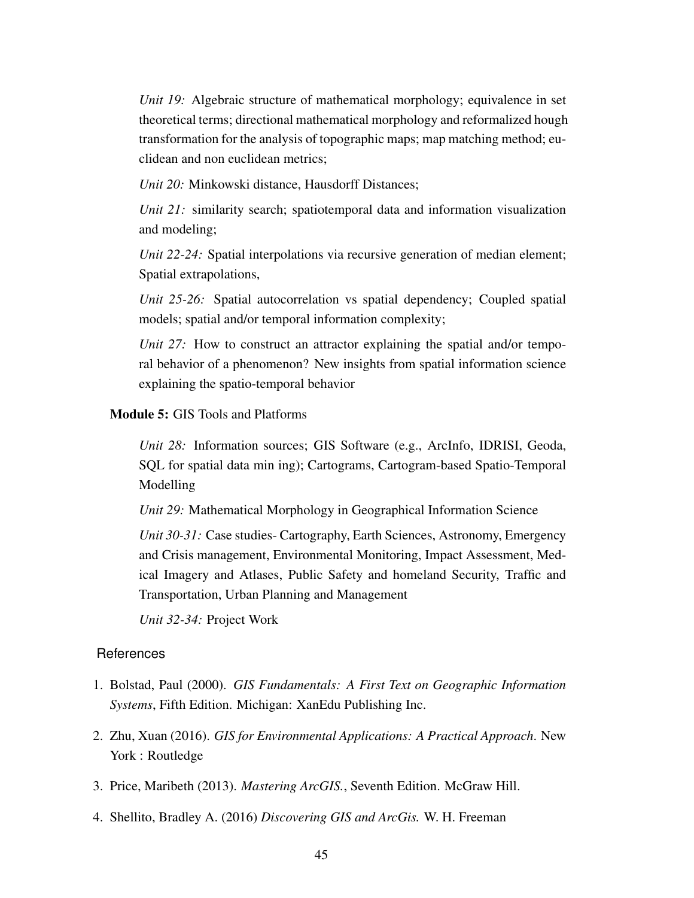*Unit 19:* Algebraic structure of mathematical morphology; equivalence in set theoretical terms; directional mathematical morphology and reformalized hough transformation for the analysis of topographic maps; map matching method; euclidean and non euclidean metrics;

*Unit 20:* Minkowski distance, Hausdorff Distances;

*Unit 21:* similarity search; spatiotemporal data and information visualization and modeling;

*Unit 22-24:* Spatial interpolations via recursive generation of median element; Spatial extrapolations,

*Unit 25-26:* Spatial autocorrelation vs spatial dependency; Coupled spatial models; spatial and/or temporal information complexity;

*Unit 27:* How to construct an attractor explaining the spatial and/or temporal behavior of a phenomenon? New insights from spatial information science explaining the spatio-temporal behavior

**Module 5:** GIS Tools and Platforms

*Unit 28:* Information sources; GIS Software (e.g., ArcInfo, IDRISI, Geoda, SQL for spatial data min ing); Cartograms, Cartogram-based Spatio-Temporal Modelling

*Unit 29:* Mathematical Morphology in Geographical Information Science

*Unit 30-31:* Case studies- Cartography, Earth Sciences, Astronomy, Emergency and Crisis management, Environmental Monitoring, Impact Assessment, Medical Imagery and Atlases, Public Safety and homeland Security, Traffic and Transportation, Urban Planning and Management

*Unit 32-34:* Project Work

## References

1. Bolstad, Paul (2000). *GIS Fundamentals: A First Text on Geographic Information Systems*, Fifth Edition. Michigan: XanEdu Publishing Inc.

2. Zhu, Xuan (2016). *GIS for Environmental Applications: A Practical Approach*. New York : Routledge

3. Price, Maribeth (2013). *Mastering ArcGIS.*, Seventh Edition. McGraw Hill.

4. Shellito, Bradley A. (2016) *Discovering GIS and ArcGis.* W. H. Freeman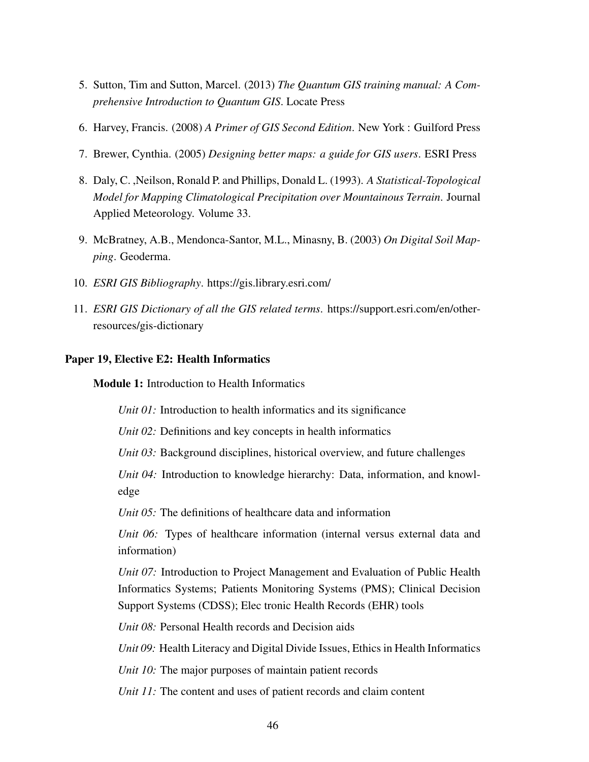5. Sutton, Tim and Sutton, Marcel. (2013) *The Quantum GIS training manual: A Comprehensive Introduction to Quantum GIS*. Locate Press

6. Harvey, Francis. (2008) *A Primer of GIS Second Edition*. New York : Guilford Press

7. Brewer, Cynthia. (2005) *Designing better maps: a guide for GIS users*. ESRI Press

8. Daly, C. ,Neilson, Ronald P. and Phillips, Donald L. (1993). *A Statistical-Topological Model for Mapping Climatological Precipitation over Mountainous Terrain*. Journal Applied Meteorology. Volume 33.

9. McBratney, A.B., Mendonca-Santor, M.L., Minasny, B. (2003) *On Digital Soil Mapping*. Geoderma.

10. *ESRI GIS Bibliography*. https://gis.library.esri.com/

11. *ESRI GIS Dictionary of all the GIS related terms*. https://support.esri.com/en/other-resources/gis-dictionary

**Paper 19, Elective E2: Health Informatics**

**Module 1:** Introduction to Health Informatics

*Unit 01:* Introduction to health informatics and its significance

*Unit 02:* Definitions and key concepts in health informatics

*Unit 03:* Background disciplines, historical overview, and future challenges

*Unit 04:* Introduction to knowledge hierarchy: Data, information, and knowledge

*Unit 05:* The definitions of healthcare data and information

*Unit 06:* Types of healthcare information (internal versus external data and information)

*Unit 07:* Introduction to Project Management and Evaluation of Public Health Informatics Systems; Patients Monitoring Systems (PMS); Clinical Decision Support Systems (CDSS); Elec tronic Health Records (EHR) tools

*Unit 08:* Personal Health records and Decision aids

*Unit 09:* Health Literacy and Digital Divide Issues, Ethics in Health Informatics

*Unit 10:* The major purposes of maintain patient records

*Unit 11:* The content and uses of patient records and claim content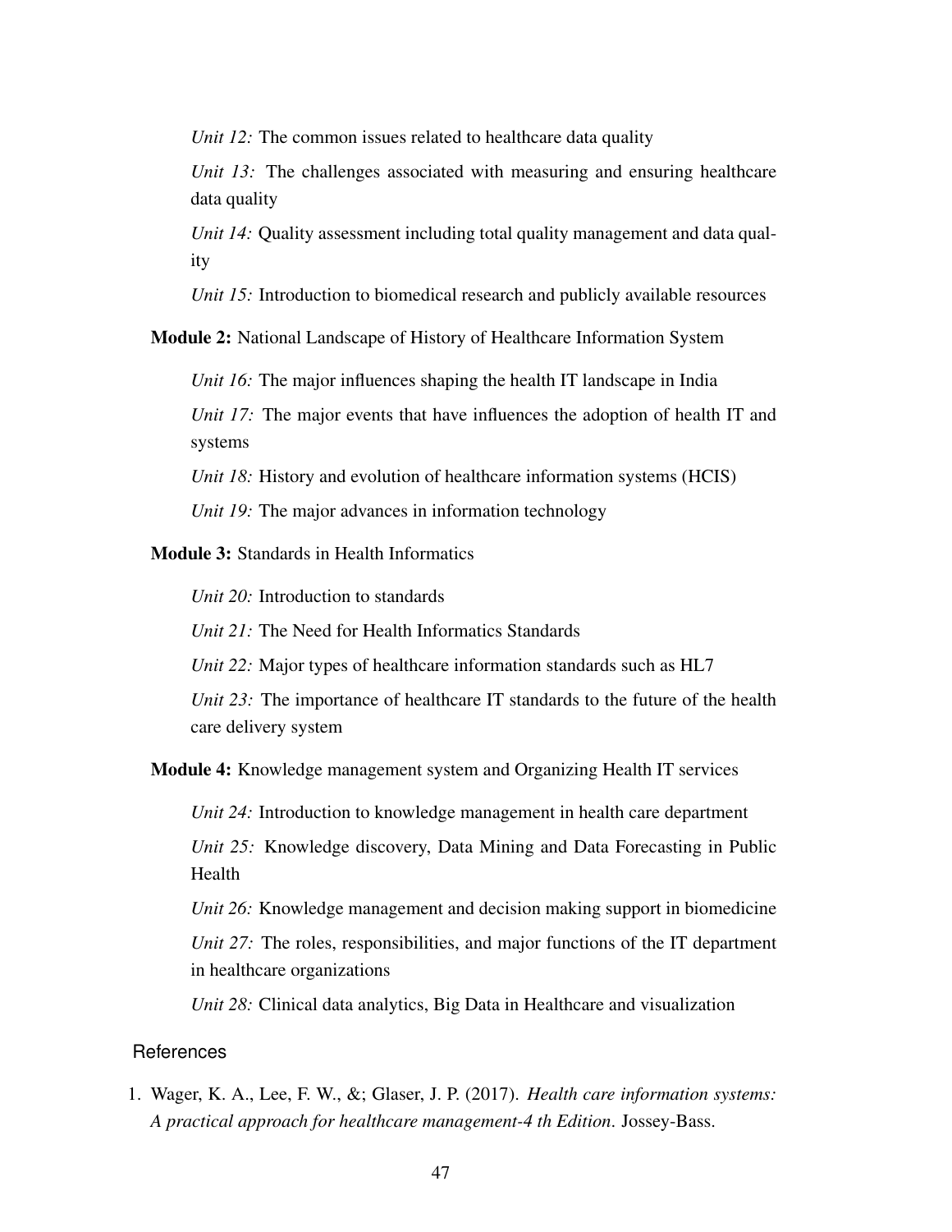*Unit 12:* The common issues related to healthcare data quality

*Unit 13:* The challenges associated with measuring and ensuring healthcare data quality

*Unit 14:* Quality assessment including total quality management and data quality

*Unit 15:* Introduction to biomedical research and publicly available resources

**Module 2:** National Landscape of History of Healthcare Information System

*Unit 16:* The major influences shaping the health IT landscape in India

*Unit 17:* The major events that have influences the adoption of health IT and systems

*Unit 18:* History and evolution of healthcare information systems (HCIS)

*Unit 19:* The major advances in information technology

**Module 3:** Standards in Health Informatics

*Unit 20:* Introduction to standards

*Unit 21:* The Need for Health Informatics Standards

*Unit 22:* Major types of healthcare information standards such as HL7

*Unit 23:* The importance of healthcare IT standards to the future of the health care delivery system

**Module 4:** Knowledge management system and Organizing Health IT services

*Unit 24:* Introduction to knowledge management in health care department

*Unit 25:* Knowledge discovery, Data Mining and Data Forecasting in Public Health

*Unit 26:* Knowledge management and decision making support in biomedicine

*Unit 27:* The roles, responsibilities, and major functions of the IT department in healthcare organizations

*Unit 28:* Clinical data analytics, Big Data in Healthcare and visualization

## References

1. Wager, K. A., Lee, F. W., &; Glaser, J. P. (2017). *Health care information systems: A practical approach for healthcare management-4 th Edition*. Jossey-Bass.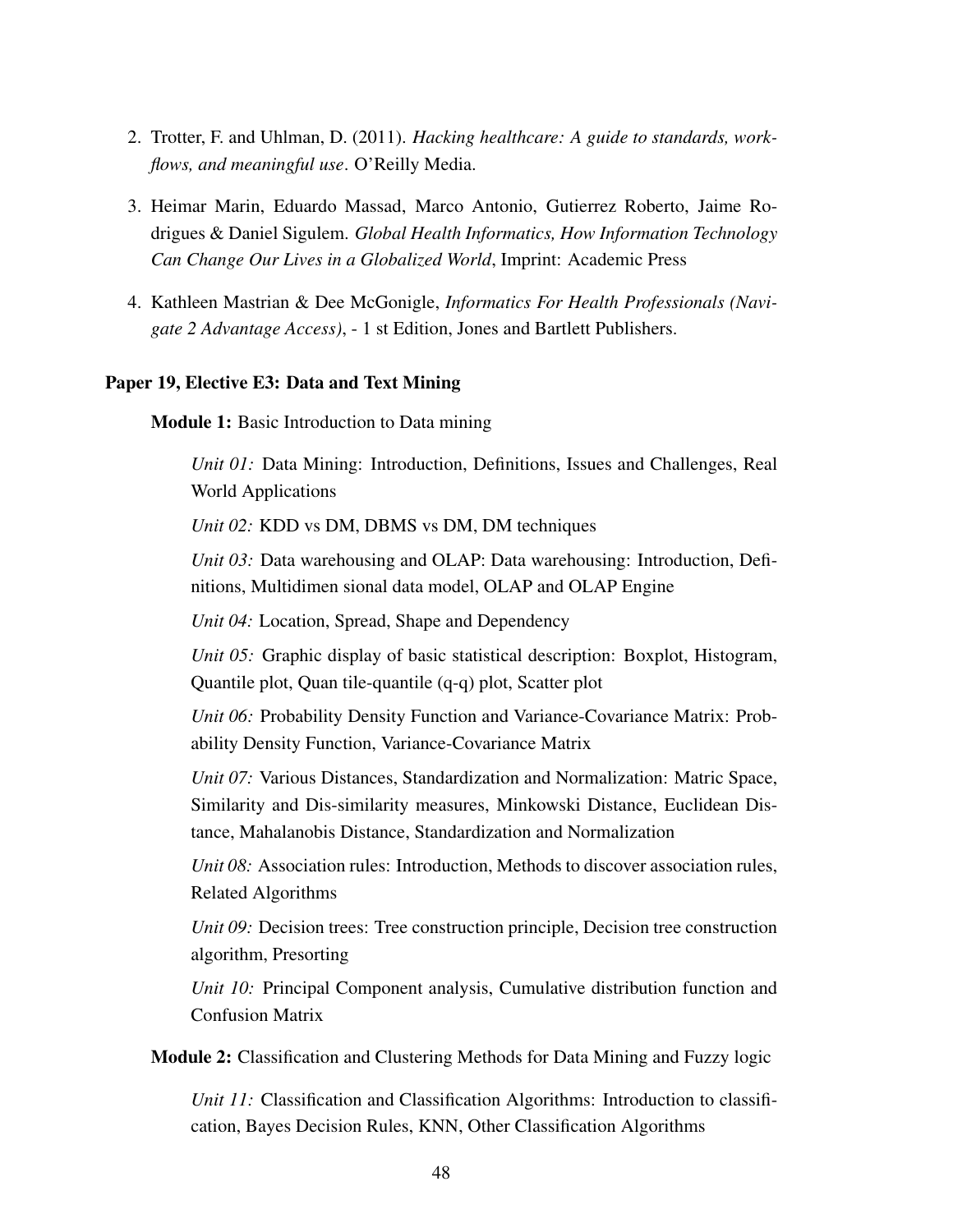2. Trotter, F. and Uhlman, D. (2011). *Hacking healthcare: A guide to standards, workflows, and meaningful use*. O'Reilly Media.

3. Heimar Marin, Eduardo Massad, Marco Antonio, Gutierrez Roberto, Jaime Rodrigues & Daniel Sigulem. *Global Health Informatics, How Information Technology Can Change Our Lives in a Globalized World*, Imprint: Academic Press

4. Kathleen Mastrian & Dee McGonigle, *Informatics For Health Professionals (Navigate 2 Advantage Access)*, - 1 st Edition, Jones and Bartlett Publishers.

**Paper 19, Elective E3: Data and Text Mining**

**Module 1:** Basic Introduction to Data mining

*Unit 01:* Data Mining: Introduction, Definitions, Issues and Challenges, Real World Applications

*Unit 02:* KDD vs DM, DBMS vs DM, DM techniques

*Unit 03:* Data warehousing and OLAP: Data warehousing: Introduction, Definitions, Multidimen sional data model, OLAP and OLAP Engine

*Unit 04:* Location, Spread, Shape and Dependency

*Unit 05:* Graphic display of basic statistical description: Boxplot, Histogram, Quantile plot, Quan tile-quantile (q-q) plot, Scatter plot

*Unit 06:* Probability Density Function and Variance-Covariance Matrix: Probability Density Function, Variance-Covariance Matrix

*Unit 07:* Various Distances, Standardization and Normalization: Matric Space, Similarity and Dis-similarity measures, Minkowski Distance, Euclidean Distance, Mahalanobis Distance, Standardization and Normalization

*Unit 08:* Association rules: Introduction, Methods to discover association rules, Related Algorithms

*Unit 09:* Decision trees: Tree construction principle, Decision tree construction algorithm, Presorting

*Unit 10:* Principal Component analysis, Cumulative distribution function and Confusion Matrix

**Module 2:** Classification and Clustering Methods for Data Mining and Fuzzy logic

*Unit 11:* Classification and Classification Algorithms: Introduction to classification, Bayes Decision Rules, KNN, Other Classification Algorithms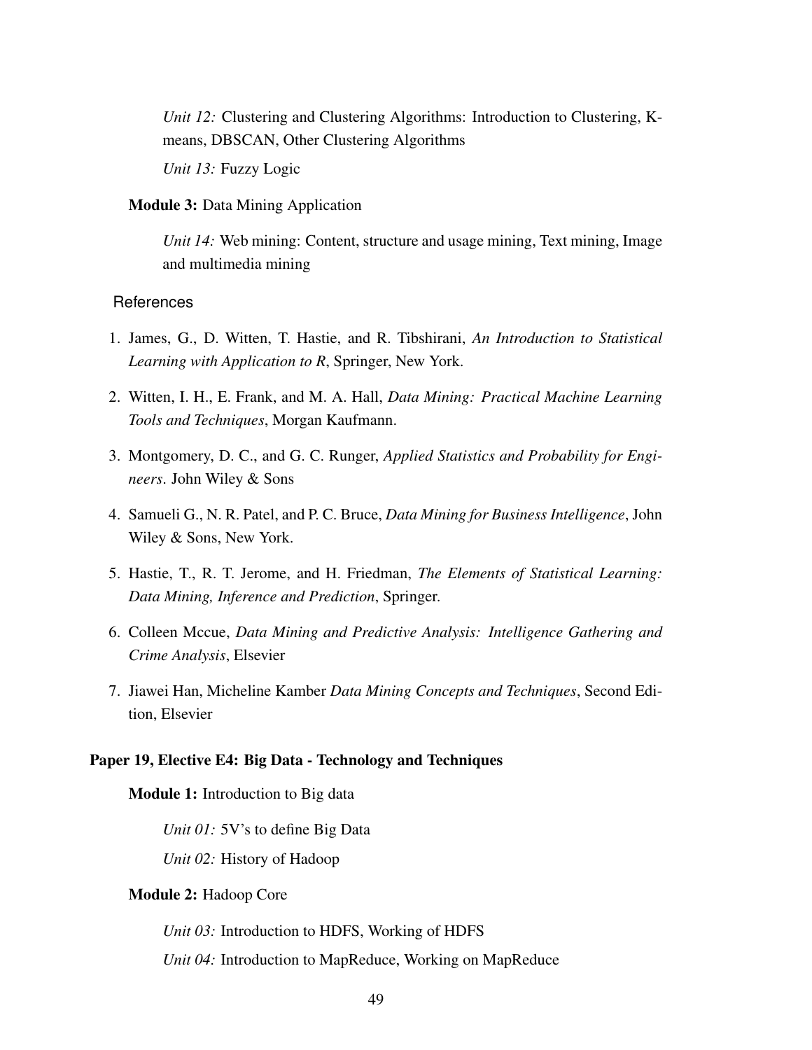*Unit 12:* Clustering and Clustering Algorithms: Introduction to Clustering, K-means, DBSCAN, Other Clustering Algorithms

*Unit 13:* Fuzzy Logic

**Module 3:** Data Mining Application

*Unit 14:* Web mining: Content, structure and usage mining, Text mining, Image and multimedia mining

References

1. James, G., D. Witten, T. Hastie, and R. Tibshirani, *An Introduction to Statistical Learning with Application to R*, Springer, New York.
2. Witten, I. H., E. Frank, and M. A. Hall, *Data Mining: Practical Machine Learning Tools and Techniques*, Morgan Kaufmann.
3. Montgomery, D. C., and G. C. Runger, *Applied Statistics and Probability for Engineers*. John Wiley & Sons
4. Samueli G., N. R. Patel, and P. C. Bruce, *Data Mining for Business Intelligence*, John Wiley & Sons, New York.
5. Hastie, T., R. T. Jerome, and H. Friedman, *The Elements of Statistical Learning: Data Mining, Inference and Prediction*, Springer.
6. Colleen Mccue, *Data Mining and Predictive Analysis: Intelligence Gathering and Crime Analysis*, Elsevier
7. Jiawei Han, Micheline Kamber *Data Mining Concepts and Techniques*, Second Edition, Elsevier

### Paper 19, Elective E4: Big Data - Technology and Techniques

**Module 1:** Introduction to Big data

*Unit 01:* 5V's to define Big Data

*Unit 02:* History of Hadoop

**Module 2:** Hadoop Core

*Unit 03:* Introduction to HDFS, Working of HDFS

*Unit 04:* Introduction to MapReduce, Working on MapReduce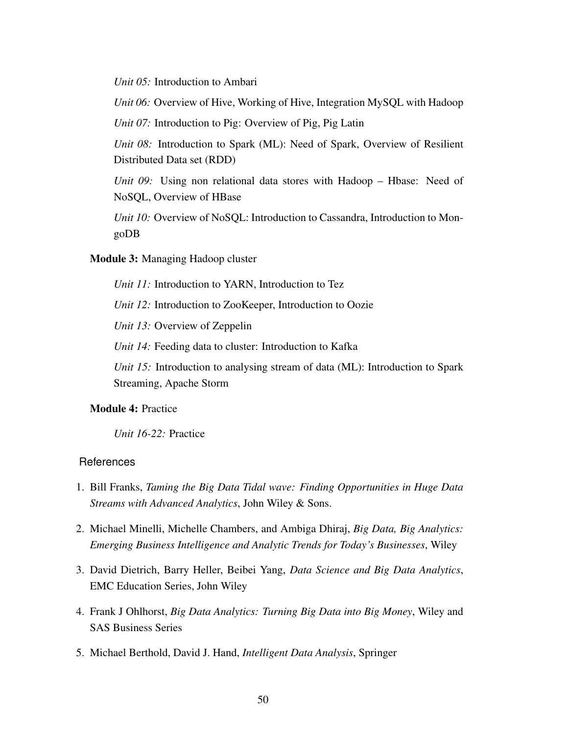*Unit 05:* Introduction to Ambari

*Unit 06:* Overview of Hive, Working of Hive, Integration MySQL with Hadoop

*Unit 07:* Introduction to Pig: Overview of Pig, Pig Latin

*Unit 08:* Introduction to Spark (ML): Need of Spark, Overview of Resilient Distributed Data set (RDD)

*Unit 09:* Using non relational data stores with Hadoop – Hbase: Need of NoSQL, Overview of HBase

*Unit 10:* Overview of NoSQL: Introduction to Cassandra, Introduction to MongoDB

**Module 3:** Managing Hadoop cluster

*Unit 11:* Introduction to YARN, Introduction to Tez

*Unit 12:* Introduction to ZooKeeper, Introduction to Oozie

*Unit 13:* Overview of Zeppelin

*Unit 14:* Feeding data to cluster: Introduction to Kafka

*Unit 15:* Introduction to analysing stream of data (ML): Introduction to Spark Streaming, Apache Storm

**Module 4:** Practice

*Unit 16-22:* Practice

## References

1. Bill Franks, *Taming the Big Data Tidal wave: Finding Opportunities in Huge Data Streams with Advanced Analytics*, John Wiley & Sons.

2. Michael Minelli, Michelle Chambers, and Ambiga Dhiraj, *Big Data, Big Analytics: Emerging Business Intelligence and Analytic Trends for Today's Businesses*, Wiley

3. David Dietrich, Barry Heller, Beibei Yang, *Data Science and Big Data Analytics*, EMC Education Series, John Wiley

4. Frank J Ohlhorst, *Big Data Analytics: Turning Big Data into Big Money*, Wiley and SAS Business Series

5. Michael Berthold, David J. Hand, *Intelligent Data Analysis*, Springer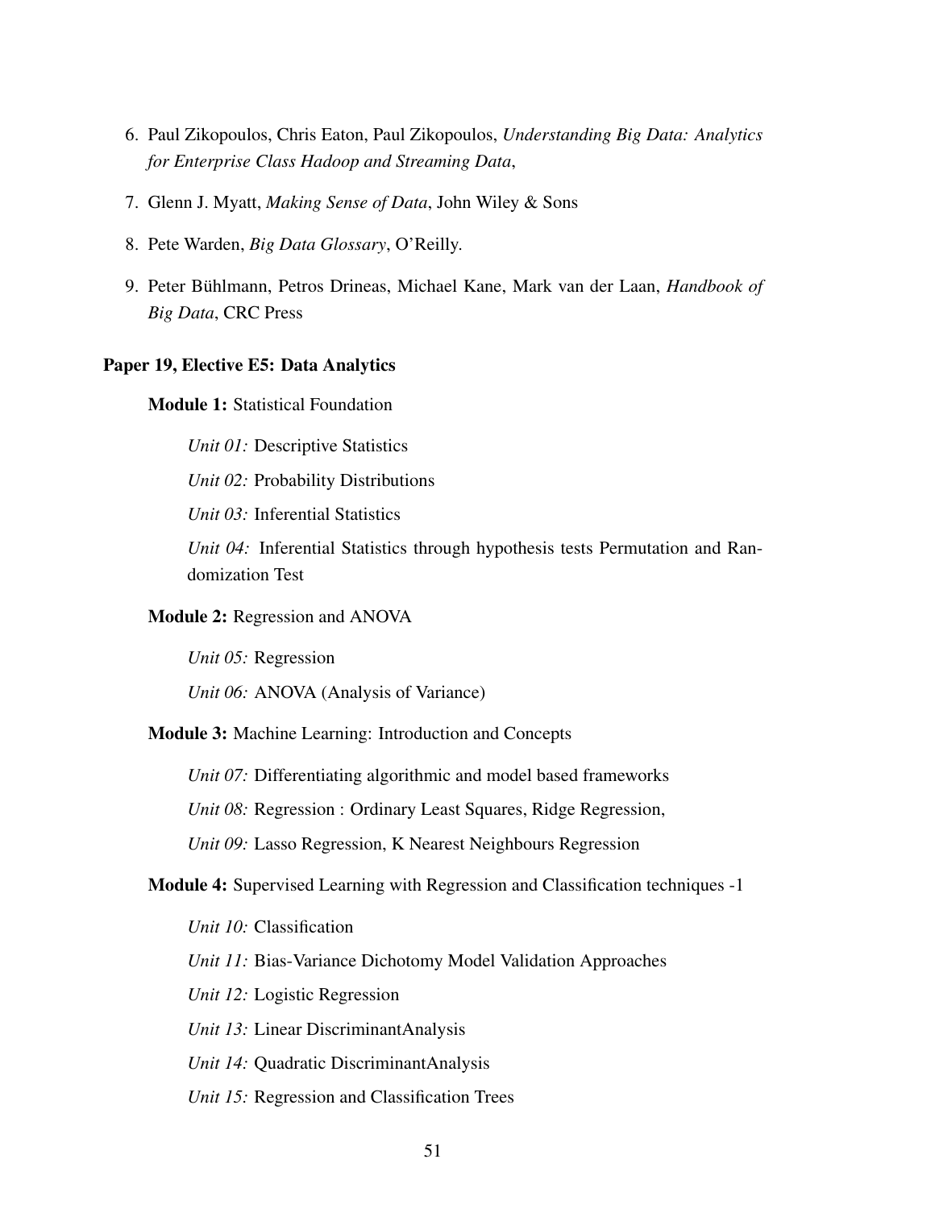6. Paul Zikopoulos, Chris Eaton, Paul Zikopoulos, *Understanding Big Data: Analytics for Enterprise Class Hadoop and Streaming Data*,
7. Glenn J. Myatt, *Making Sense of Data*, John Wiley & Sons
8. Pete Warden, *Big Data Glossary*, O'Reilly.
9. Peter Bühlmann, Petros Drineas, Michael Kane, Mark van der Laan, *Handbook of Big Data*, CRC Press

**Paper 19, Elective E5: Data Analytics**

**Module 1:** Statistical Foundation

*Unit 01:* Descriptive Statistics

*Unit 02:* Probability Distributions

*Unit 03:* Inferential Statistics

*Unit 04:* Inferential Statistics through hypothesis tests Permutation and Randomization Test

**Module 2:** Regression and ANOVA

*Unit 05:* Regression

*Unit 06:* ANOVA (Analysis of Variance)

**Module 3:** Machine Learning: Introduction and Concepts

*Unit 07:* Differentiating algorithmic and model based frameworks

*Unit 08:* Regression : Ordinary Least Squares, Ridge Regression,

*Unit 09:* Lasso Regression, K Nearest Neighbours Regression

**Module 4:** Supervised Learning with Regression and Classification techniques -1

*Unit 10:* Classification

*Unit 11:* Bias-Variance Dichotomy Model Validation Approaches

*Unit 12:* Logistic Regression

*Unit 13:* Linear DiscriminantAnalysis

*Unit 14:* Quadratic DiscriminantAnalysis

*Unit 15:* Regression and Classification Trees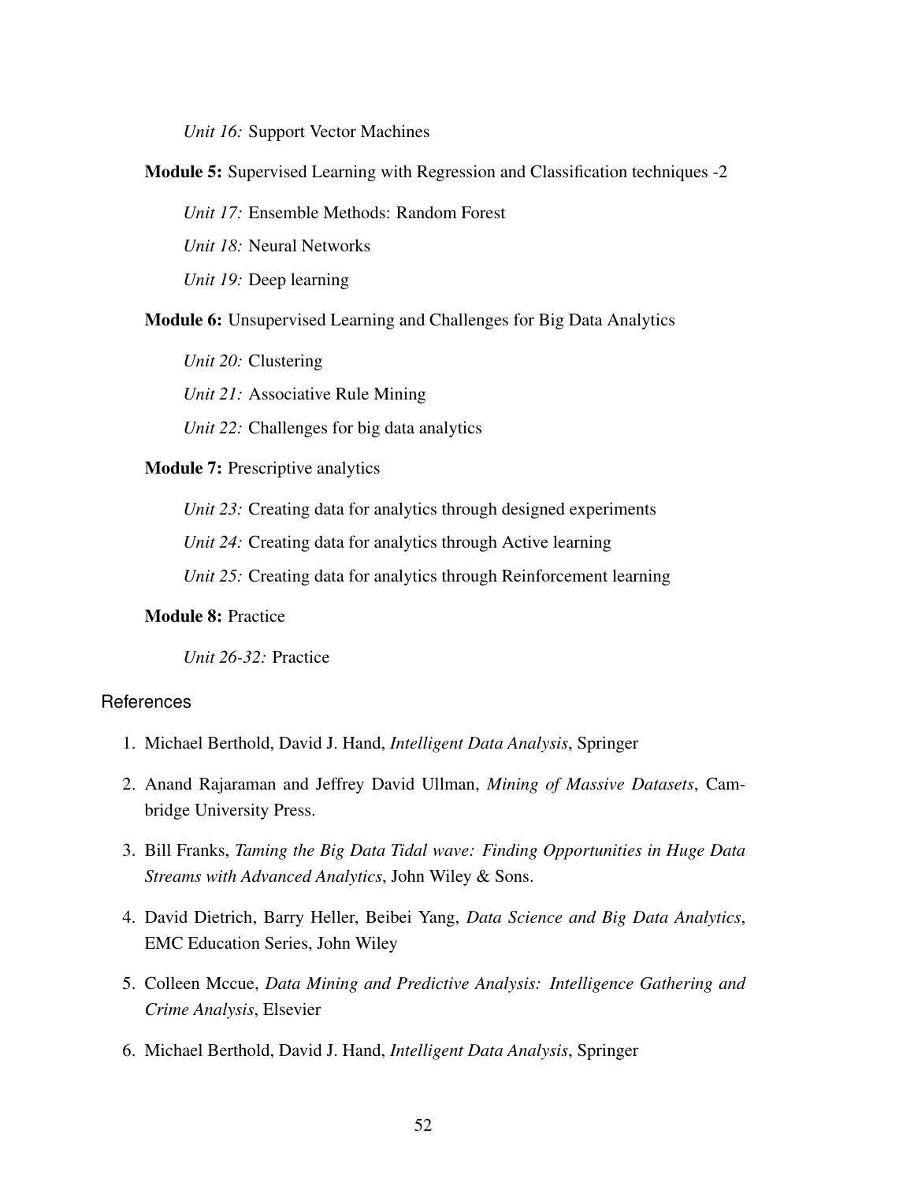*Unit 16:* Support Vector Machines

**Module 5:** Supervised Learning with Regression and Classification techniques -2

*Unit 17:* Ensemble Methods: Random Forest

*Unit 18:* Neural Networks

*Unit 19:* Deep learning

**Module 6:** Unsupervised Learning and Challenges for Big Data Analytics

*Unit 20:* Clustering

*Unit 21:* Associative Rule Mining

*Unit 22:* Challenges for big data analytics

**Module 7:** Prescriptive analytics

*Unit 23:* Creating data for analytics through designed experiments

*Unit 24:* Creating data for analytics through Active learning

*Unit 25:* Creating data for analytics through Reinforcement learning

**Module 8:** Practice

*Unit 26-32:* Practice

### References

1. Michael Berthold, David J. Hand, *Intelligent Data Analysis*, Springer
2. Anand Rajaraman and Jeffrey David Ullman, *Mining of Massive Datasets*, Cambridge University Press.
3. Bill Franks, *Taming the Big Data Tidal wave: Finding Opportunities in Huge Data Streams with Advanced Analytics*, John Wiley & Sons.
4. David Dietrich, Barry Heller, Beibei Yang, *Data Science and Big Data Analytics*, EMC Education Series, John Wiley
5. Colleen Mccue, *Data Mining and Predictive Analysis: Intelligence Gathering and Crime Analysis*, Elsevier
6. Michael Berthold, David J. Hand, *Intelligent Data Analysis*, Springer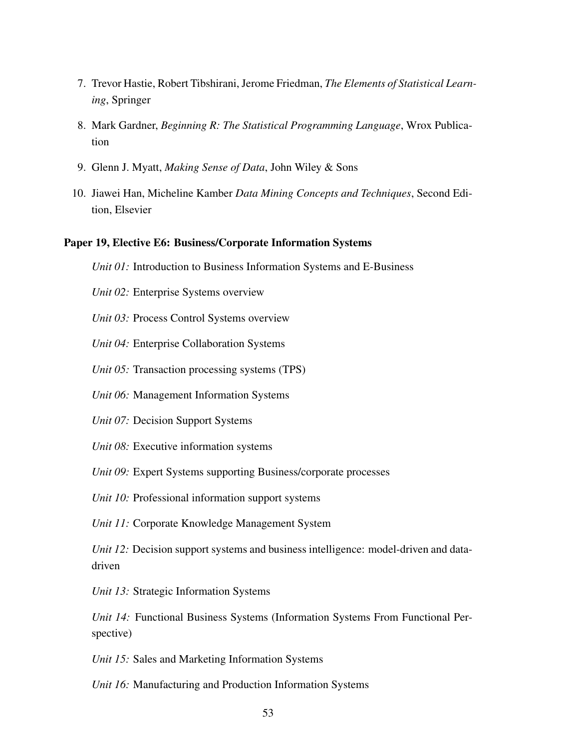7. Trevor Hastie, Robert Tibshirani, Jerome Friedman, *The Elements of Statistical Learning*, Springer

8. Mark Gardner, *Beginning R: The Statistical Programming Language*, Wrox Publication

9. Glenn J. Myatt, *Making Sense of Data*, John Wiley & Sons

10. Jiawei Han, Micheline Kamber *Data Mining Concepts and Techniques*, Second Edition, Elsevier

**Paper 19, Elective E6: Business/Corporate Information Systems**

*Unit 01:* Introduction to Business Information Systems and E-Business

*Unit 02:* Enterprise Systems overview

*Unit 03:* Process Control Systems overview

*Unit 04:* Enterprise Collaboration Systems

*Unit 05:* Transaction processing systems (TPS)

*Unit 06:* Management Information Systems

*Unit 07:* Decision Support Systems

*Unit 08:* Executive information systems

*Unit 09:* Expert Systems supporting Business/corporate processes

*Unit 10:* Professional information support systems

*Unit 11:* Corporate Knowledge Management System

*Unit 12:* Decision support systems and business intelligence: model-driven and data-driven

*Unit 13:* Strategic Information Systems

*Unit 14:* Functional Business Systems (Information Systems From Functional Perspective)

*Unit 15:* Sales and Marketing Information Systems

*Unit 16:* Manufacturing and Production Information Systems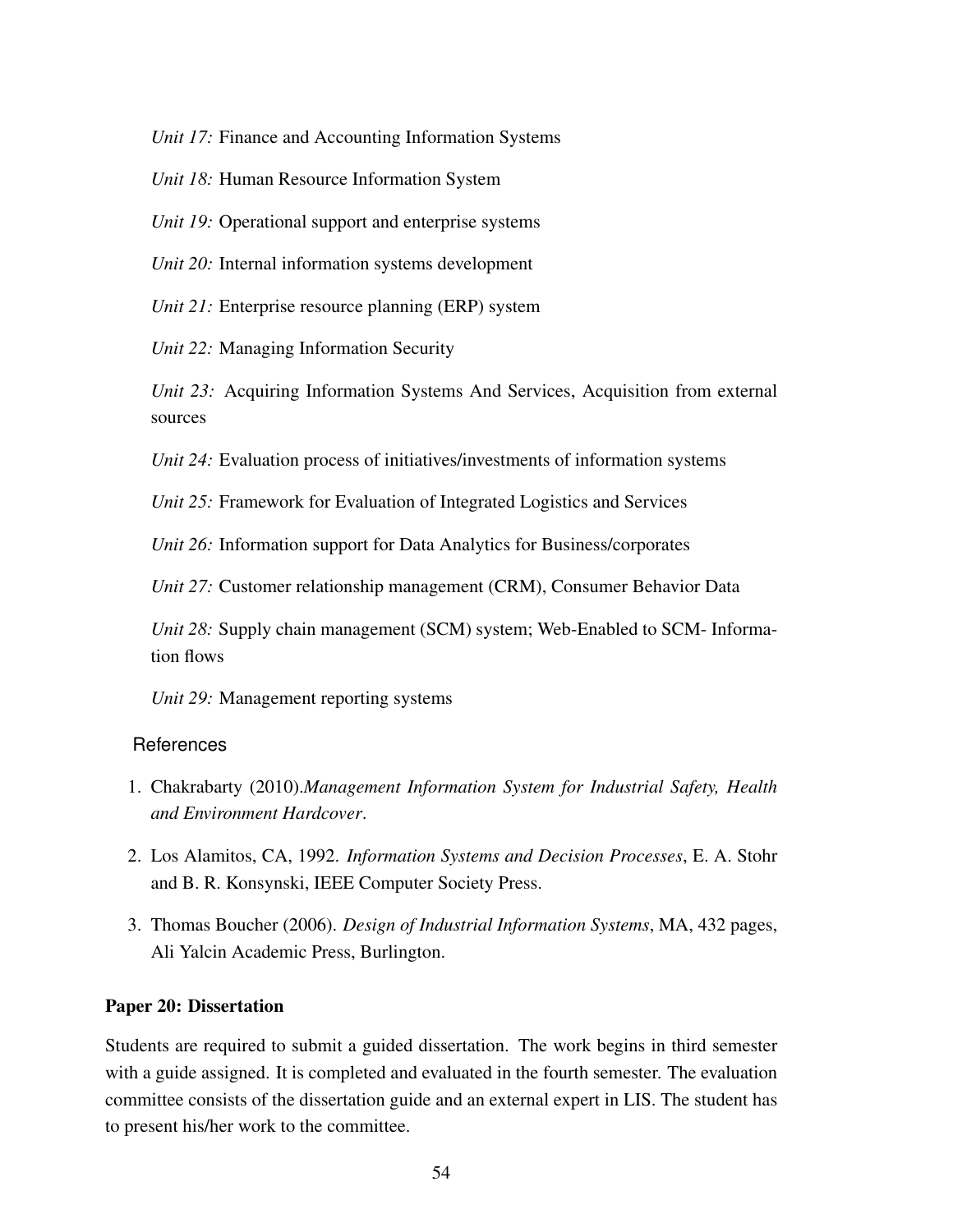*Unit 17:* Finance and Accounting Information Systems

*Unit 18:* Human Resource Information System

*Unit 19:* Operational support and enterprise systems

*Unit 20:* Internal information systems development

*Unit 21:* Enterprise resource planning (ERP) system

*Unit 22:* Managing Information Security

*Unit 23:* Acquiring Information Systems And Services, Acquisition from external sources

*Unit 24:* Evaluation process of initiatives/investments of information systems

*Unit 25:* Framework for Evaluation of Integrated Logistics and Services

*Unit 26:* Information support for Data Analytics for Business/corporates

*Unit 27:* Customer relationship management (CRM), Consumer Behavior Data

*Unit 28:* Supply chain management (SCM) system; Web-Enabled to SCM- Information flows

*Unit 29:* Management reporting systems

### References

1. Chakrabarty (2010).*Management Information System for Industrial Safety, Health and Environment Hardcover*.
2. Los Alamitos, CA, 1992. *Information Systems and Decision Processes*, E. A. Stohr and B. R. Konsynski, IEEE Computer Society Press.
3. Thomas Boucher (2006). *Design of Industrial Information Systems*, MA, 432 pages, Ali Yalcin Academic Press, Burlington.

**Paper 20: Dissertation**

Students are required to submit a guided dissertation. The work begins in third semester with a guide assigned. It is completed and evaluated in the fourth semester. The evaluation committee consists of the dissertation guide and an external expert in LIS. The student has to present his/her work to the committee.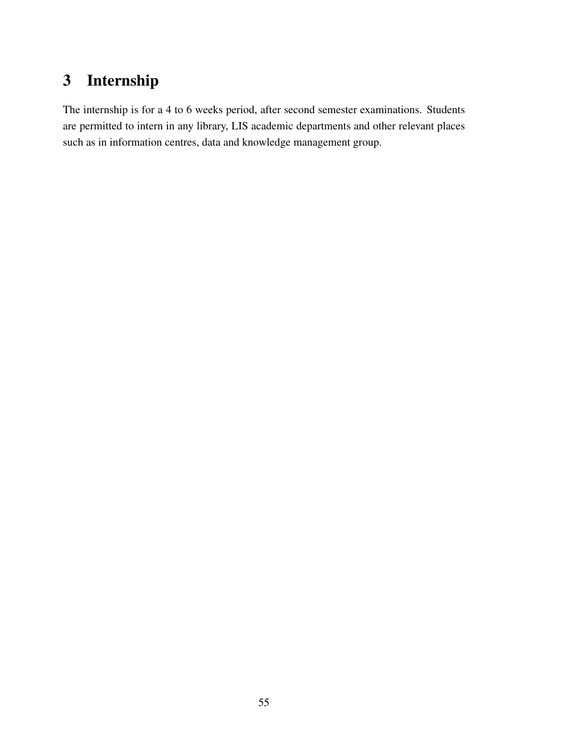# 3 Internship

The internship is for a 4 to 6 weeks period, after second semester examinations. Students are permitted to intern in any library, LIS academic departments and other relevant places such as in information centres, data and knowledge management group.